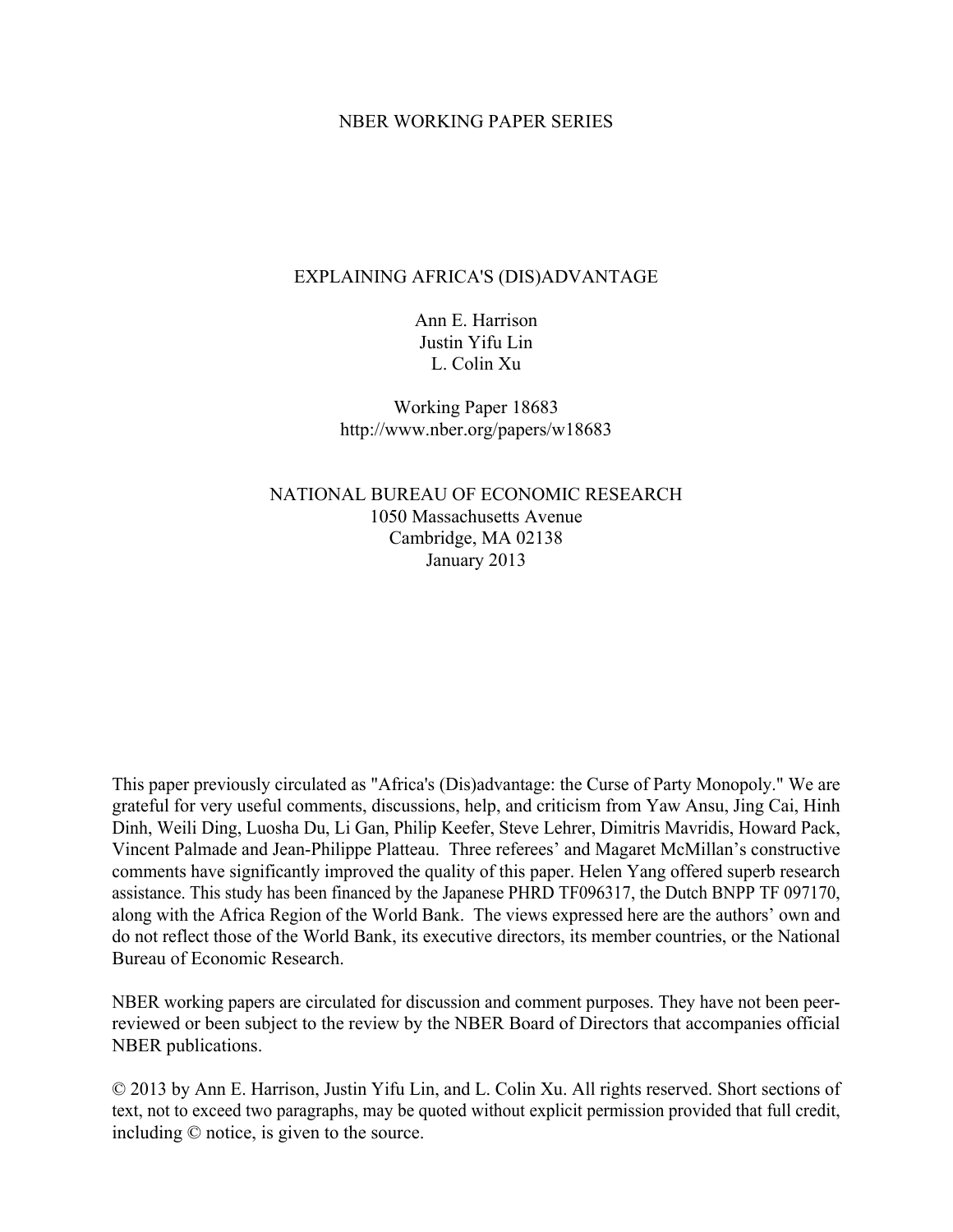NBER WORKING PAPER SERIES

# EXPLAINING AFRICA'S (DIS)ADVANTAGE

Ann E. Harrison
Justin Yifu Lin
L. Colin Xu

Working Paper 18683
http://www.nber.org/papers/w18683

NATIONAL BUREAU OF ECONOMIC RESEARCH
1050 Massachusetts Avenue
Cambridge, MA 02138
January 2013

This paper previously circulated as "Africa's (Dis)advantage: the Curse of Party Monopoly." We are grateful for very useful comments, discussions, help, and criticism from Yaw Ansu, Jing Cai, Hinh Dinh, Weili Ding, Luosha Du, Li Gan, Philip Keefer, Steve Lehrer, Dimitris Mavridis, Howard Pack, Vincent Palmade and Jean-Philippe Platteau. Three referees' and Magaret McMillan's constructive comments have significantly improved the quality of this paper. Helen Yang offered superb research assistance. This study has been financed by the Japanese PHRD TF096317, the Dutch BNPP TF 097170, along with the Africa Region of the World Bank. The views expressed here are the authors' own and do not reflect those of the World Bank, its executive directors, its member countries, or the National Bureau of Economic Research.

NBER working papers are circulated for discussion and comment purposes. They have not been peer-reviewed or been subject to the review by the NBER Board of Directors that accompanies official NBER publications.

© 2013 by Ann E. Harrison, Justin Yifu Lin, and L. Colin Xu. All rights reserved. Short sections of text, not to exceed two paragraphs, may be quoted without explicit permission provided that full credit, including © notice, is given to the source.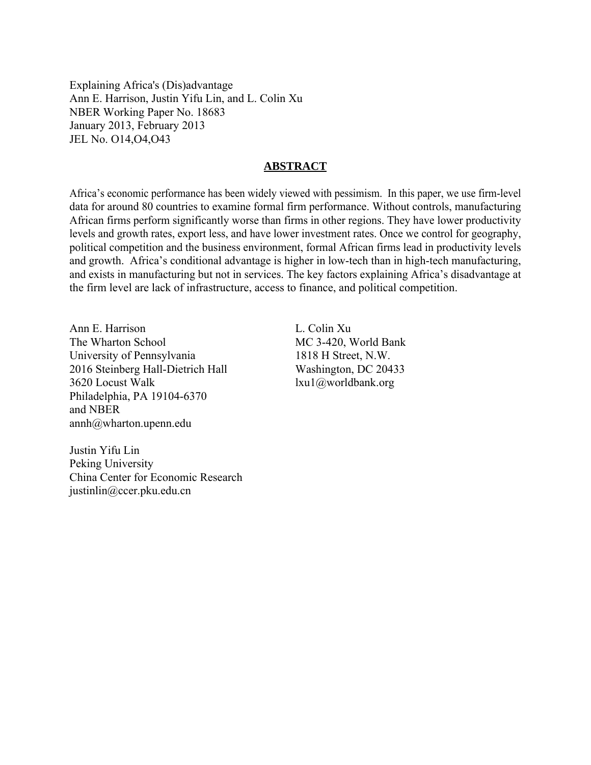Explaining Africa's (Dis)advantage
Ann E. Harrison, Justin Yifu Lin, and L. Colin Xu
NBER Working Paper No. 18683
January 2013, February 2013
JEL No. O14,O4,O43

## ABSTRACT

Africa's economic performance has been widely viewed with pessimism. In this paper, we use firm-level data for around 80 countries to examine formal firm performance. Without controls, manufacturing African firms perform significantly worse than firms in other regions. They have lower productivity levels and growth rates, export less, and have lower investment rates. Once we control for geography, political competition and the business environment, formal African firms lead in productivity levels and growth. Africa's conditional advantage is higher in low-tech than in high-tech manufacturing, and exists in manufacturing but not in services. The key factors explaining Africa's disadvantage at the firm level are lack of infrastructure, access to finance, and political competition.

Ann E. Harrison
The Wharton School
University of Pennsylvania
2016 Steinberg Hall-Dietrich Hall
3620 Locust Walk
Philadelphia, PA 19104-6370
and NBER
annh@wharton.upenn.edu

L. Colin Xu
MC 3-420, World Bank
1818 H Street, N.W.
Washington, DC 20433
lxu1@worldbank.org

Justin Yifu Lin
Peking University
China Center for Economic Research
justinlin@ccer.pku.edu.cn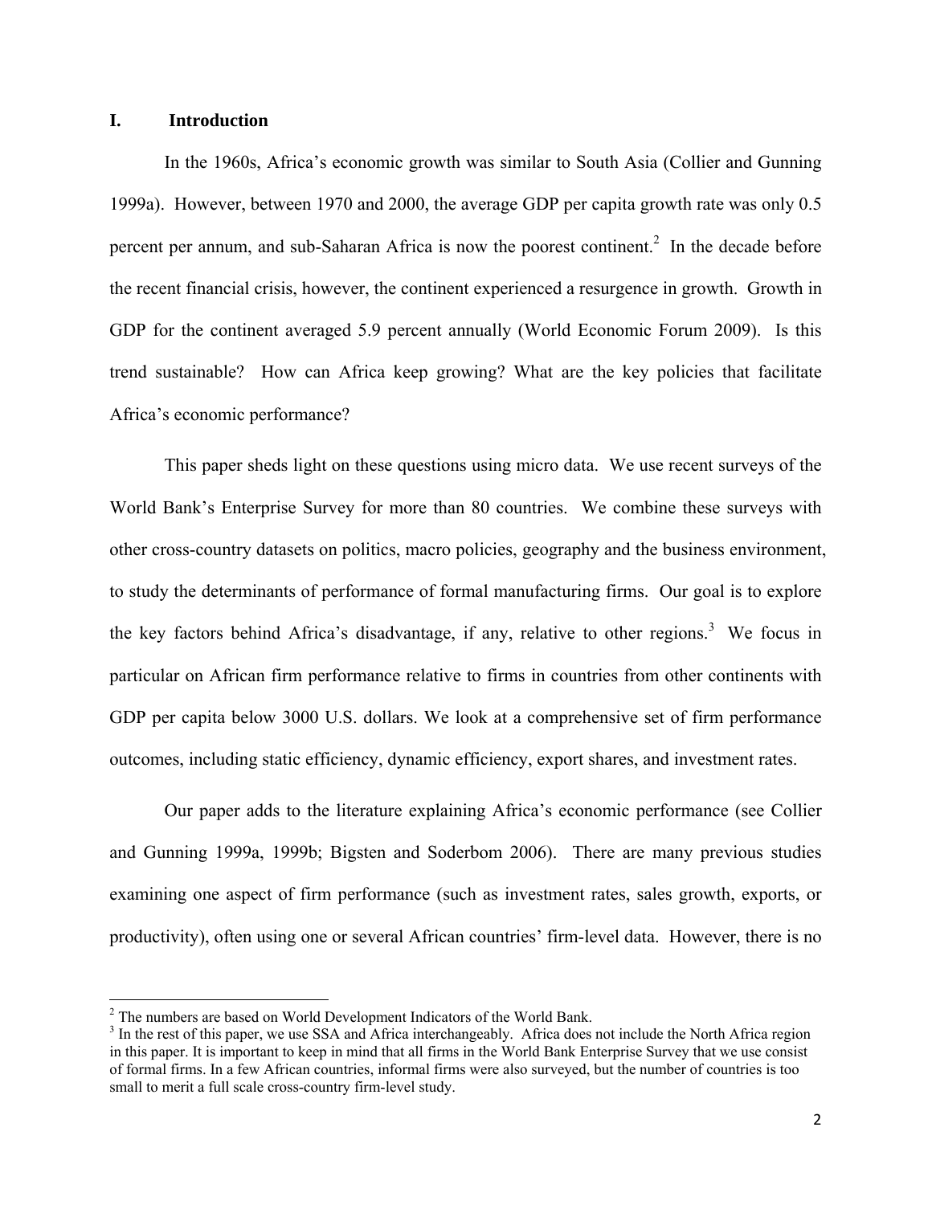## I. Introduction

In the 1960s, Africa's economic growth was similar to South Asia (Collier and Gunning 1999a). However, between 1970 and 2000, the average GDP per capita growth rate was only 0.5 percent per annum, and sub-Saharan Africa is now the poorest continent.[2] In the decade before the recent financial crisis, however, the continent experienced a resurgence in growth. Growth in GDP for the continent averaged 5.9 percent annually (World Economic Forum 2009). Is this trend sustainable? How can Africa keep growing? What are the key policies that facilitate Africa's economic performance?

This paper sheds light on these questions using micro data. We use recent surveys of the World Bank's Enterprise Survey for more than 80 countries. We combine these surveys with other cross-country datasets on politics, macro policies, geography and the business environment, to study the determinants of performance of formal manufacturing firms. Our goal is to explore the key factors behind Africa's disadvantage, if any, relative to other regions.[3] We focus in particular on African firm performance relative to firms in countries from other continents with GDP per capita below 3000 U.S. dollars. We look at a comprehensive set of firm performance outcomes, including static efficiency, dynamic efficiency, export shares, and investment rates.

Our paper adds to the literature explaining Africa's economic performance (see Collier and Gunning 1999a, 1999b; Bigsten and Soderbom 2006). There are many previous studies examining one aspect of firm performance (such as investment rates, sales growth, exports, or productivity), often using one or several African countries' firm-level data. However, there is no

---

[2] The numbers are based on World Development Indicators of the World Bank.

[3] In the rest of this paper, we use SSA and Africa interchangeably. Africa does not include the North Africa region in this paper. It is important to keep in mind that all firms in the World Bank Enterprise Survey that we use consist of formal firms. In a few African countries, informal firms were also surveyed, but the number of countries is too small to merit a full scale cross-country firm-level study.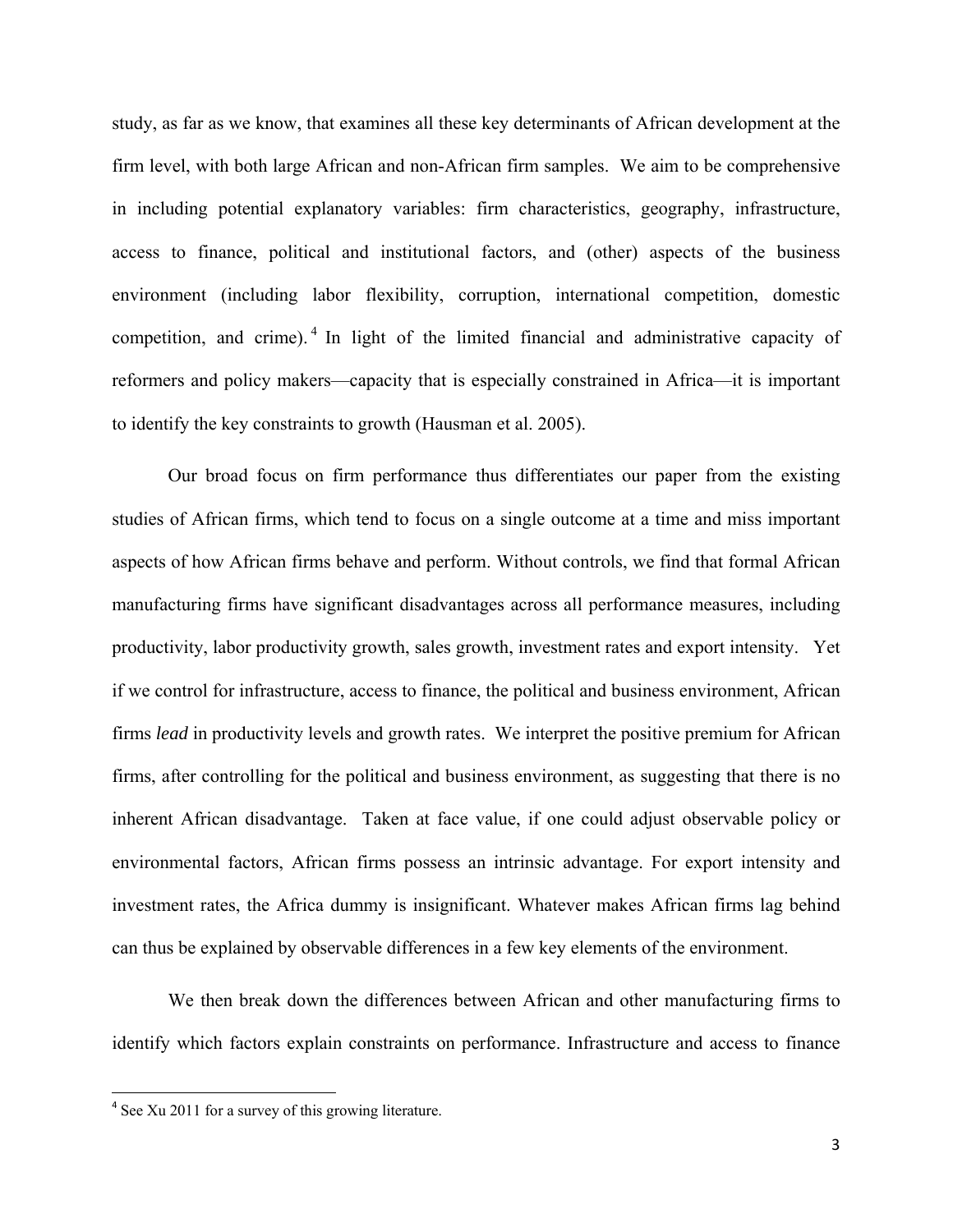study, as far as we know, that examines all these key determinants of African development at the firm level, with both large African and non-African firm samples. We aim to be comprehensive in including potential explanatory variables: firm characteristics, geography, infrastructure, access to finance, political and institutional factors, and (other) aspects of the business environment (including labor flexibility, corruption, international competition, domestic competition, and crime).[4] In light of the limited financial and administrative capacity of reformers and policy makers—capacity that is especially constrained in Africa—it is important to identify the key constraints to growth (Hausman et al. 2005).

Our broad focus on firm performance thus differentiates our paper from the existing studies of African firms, which tend to focus on a single outcome at a time and miss important aspects of how African firms behave and perform. Without controls, we find that formal African manufacturing firms have significant disadvantages across all performance measures, including productivity, labor productivity growth, sales growth, investment rates and export intensity. Yet if we control for infrastructure, access to finance, the political and business environment, African firms *lead* in productivity levels and growth rates. We interpret the positive premium for African firms, after controlling for the political and business environment, as suggesting that there is no inherent African disadvantage. Taken at face value, if one could adjust observable policy or environmental factors, African firms possess an intrinsic advantage. For export intensity and investment rates, the Africa dummy is insignificant. Whatever makes African firms lag behind can thus be explained by observable differences in a few key elements of the environment.

We then break down the differences between African and other manufacturing firms to identify which factors explain constraints on performance. Infrastructure and access to finance

[4] See Xu 2011 for a survey of this growing literature.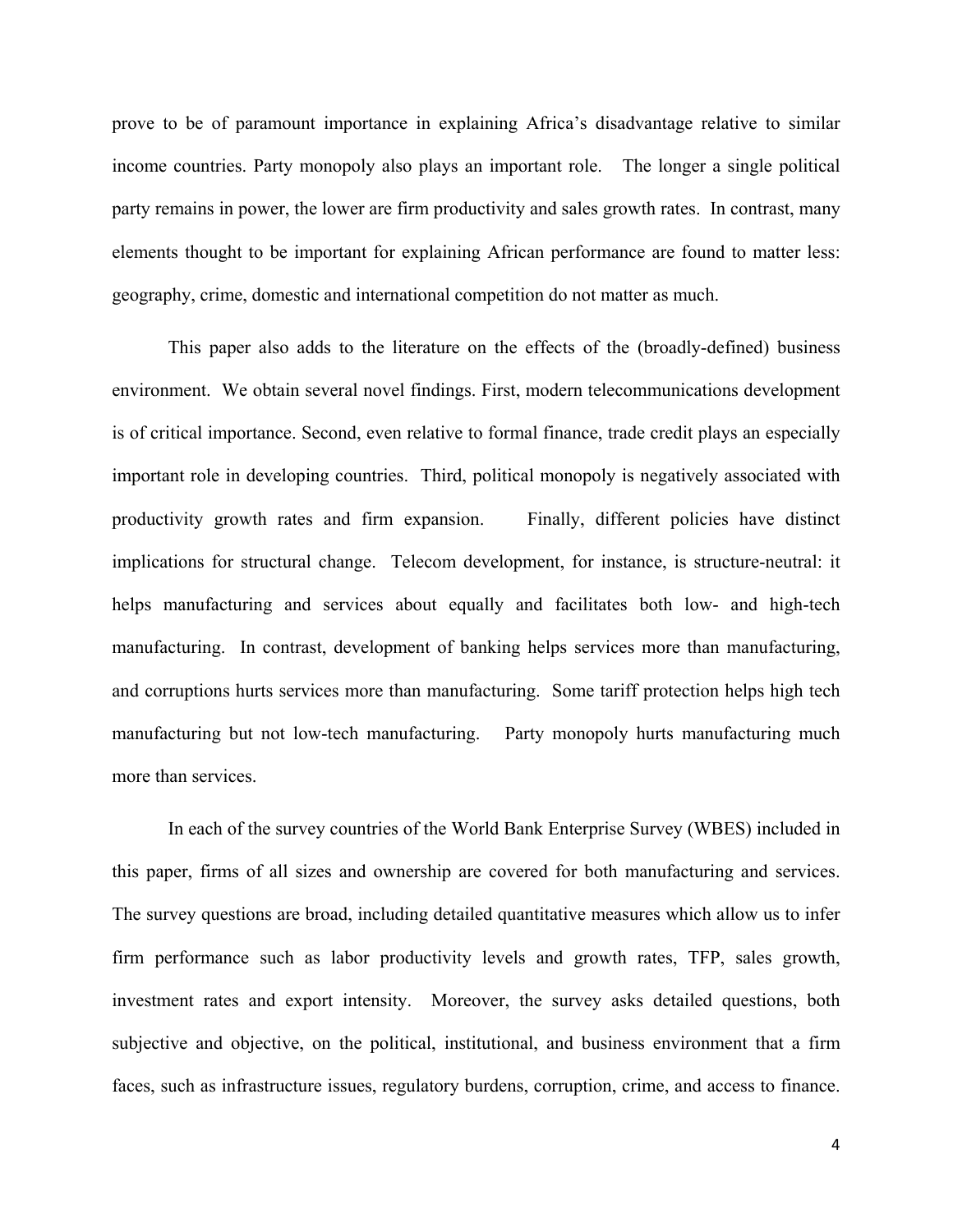prove to be of paramount importance in explaining Africa's disadvantage relative to similar income countries. Party monopoly also plays an important role. The longer a single political party remains in power, the lower are firm productivity and sales growth rates. In contrast, many elements thought to be important for explaining African performance are found to matter less: geography, crime, domestic and international competition do not matter as much.

This paper also adds to the literature on the effects of the (broadly-defined) business environment. We obtain several novel findings. First, modern telecommunications development is of critical importance. Second, even relative to formal finance, trade credit plays an especially important role in developing countries. Third, political monopoly is negatively associated with productivity growth rates and firm expansion. Finally, different policies have distinct implications for structural change. Telecom development, for instance, is structure-neutral: it helps manufacturing and services about equally and facilitates both low- and high-tech manufacturing. In contrast, development of banking helps services more than manufacturing, and corruptions hurts services more than manufacturing. Some tariff protection helps high tech manufacturing but not low-tech manufacturing. Party monopoly hurts manufacturing much more than services.

In each of the survey countries of the World Bank Enterprise Survey (WBES) included in this paper, firms of all sizes and ownership are covered for both manufacturing and services. The survey questions are broad, including detailed quantitative measures which allow us to infer firm performance such as labor productivity levels and growth rates, TFP, sales growth, investment rates and export intensity. Moreover, the survey asks detailed questions, both subjective and objective, on the political, institutional, and business environment that a firm faces, such as infrastructure issues, regulatory burdens, corruption, crime, and access to finance.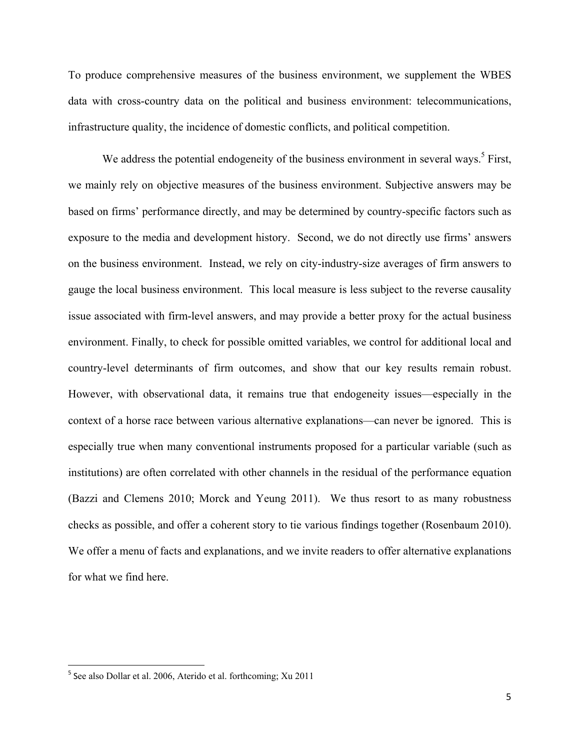To produce comprehensive measures of the business environment, we supplement the WBES data with cross-country data on the political and business environment: telecommunications, infrastructure quality, the incidence of domestic conflicts, and political competition.

We address the potential endogeneity of the business environment in several ways.[5] First, we mainly rely on objective measures of the business environment. Subjective answers may be based on firms' performance directly, and may be determined by country-specific factors such as exposure to the media and development history. Second, we do not directly use firms' answers on the business environment. Instead, we rely on city-industry-size averages of firm answers to gauge the local business environment. This local measure is less subject to the reverse causality issue associated with firm-level answers, and may provide a better proxy for the actual business environment. Finally, to check for possible omitted variables, we control for additional local and country-level determinants of firm outcomes, and show that our key results remain robust. However, with observational data, it remains true that endogeneity issues—especially in the context of a horse race between various alternative explanations—can never be ignored. This is especially true when many conventional instruments proposed for a particular variable (such as institutions) are often correlated with other channels in the residual of the performance equation (Bazzi and Clemens 2010; Morck and Yeung 2011). We thus resort to as many robustness checks as possible, and offer a coherent story to tie various findings together (Rosenbaum 2010). We offer a menu of facts and explanations, and we invite readers to offer alternative explanations for what we find here.

[5] See also Dollar et al. 2006, Aterido et al. forthcoming; Xu 2011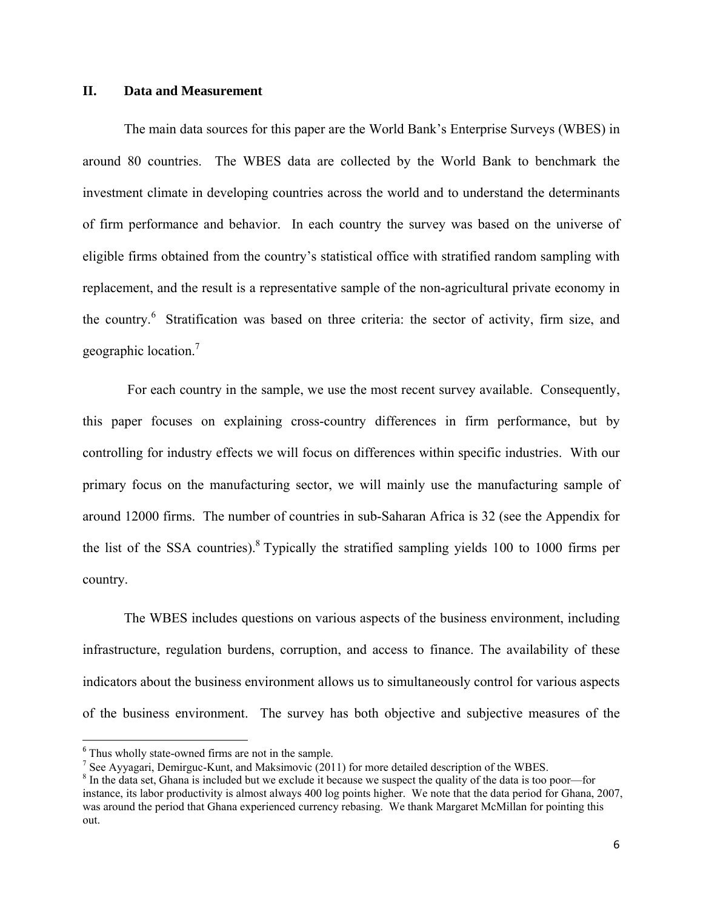## II. Data and Measurement

The main data sources for this paper are the World Bank's Enterprise Surveys (WBES) in around 80 countries. The WBES data are collected by the World Bank to benchmark the investment climate in developing countries across the world and to understand the determinants of firm performance and behavior. In each country the survey was based on the universe of eligible firms obtained from the country's statistical office with stratified random sampling with replacement, and the result is a representative sample of the non-agricultural private economy in the country.[6] Stratification was based on three criteria: the sector of activity, firm size, and geographic location.[7]

For each country in the sample, we use the most recent survey available. Consequently, this paper focuses on explaining cross-country differences in firm performance, but by controlling for industry effects we will focus on differences within specific industries. With our primary focus on the manufacturing sector, we will mainly use the manufacturing sample of around 12000 firms. The number of countries in sub-Saharan Africa is 32 (see the Appendix for the list of the SSA countries).[8] Typically the stratified sampling yields 100 to 1000 firms per country.

The WBES includes questions on various aspects of the business environment, including infrastructure, regulation burdens, corruption, and access to finance. The availability of these indicators about the business environment allows us to simultaneously control for various aspects of the business environment. The survey has both objective and subjective measures of the

---

[6] Thus wholly state-owned firms are not in the sample.

[7] See Ayyagari, Demirguc-Kunt, and Maksimovic (2011) for more detailed description of the WBES.

[8] In the data set, Ghana is included but we exclude it because we suspect the quality of the data is too poor—for instance, its labor productivity is almost always 400 log points higher. We note that the data period for Ghana, 2007, was around the period that Ghana experienced currency rebasing. We thank Margaret McMillan for pointing this out.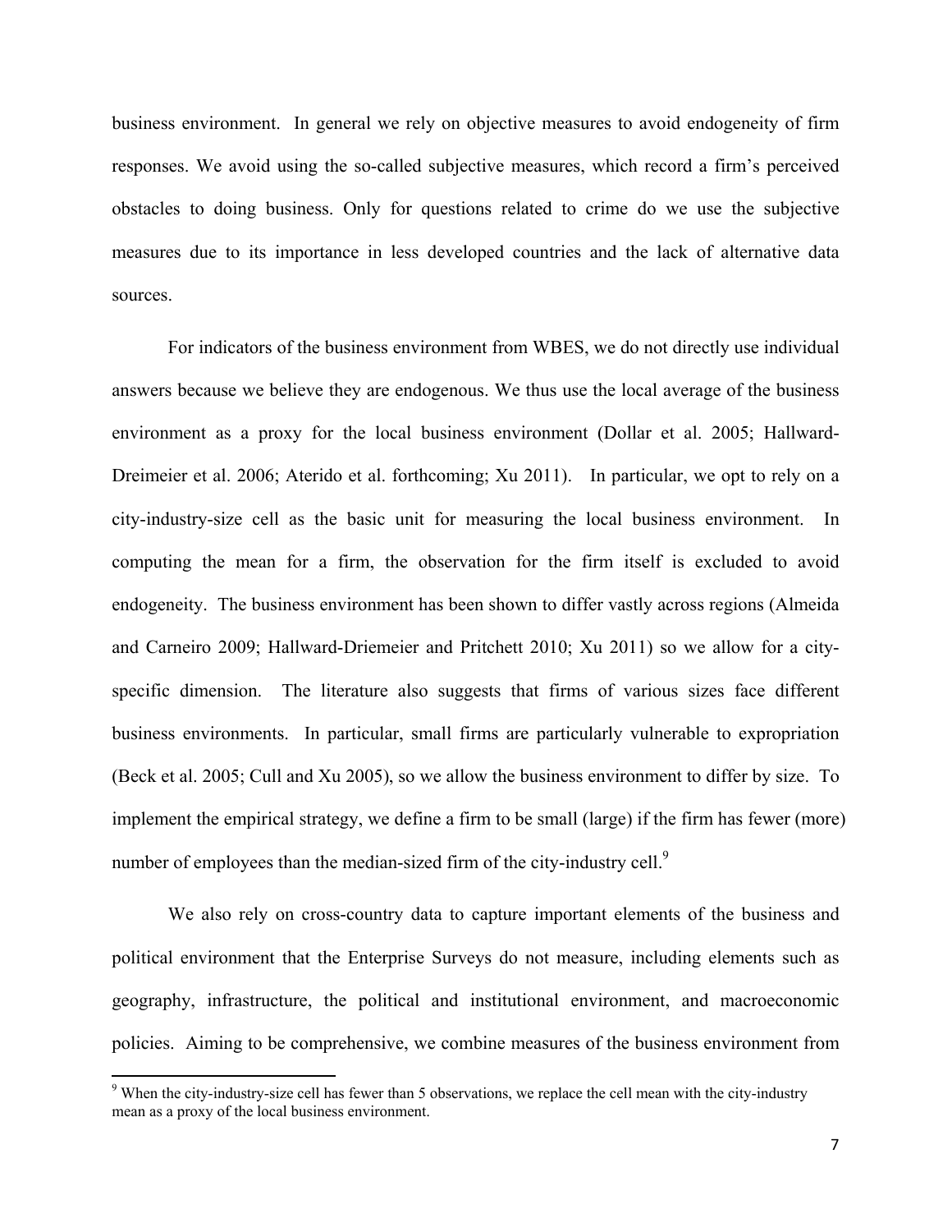business environment. In general we rely on objective measures to avoid endogeneity of firm responses. We avoid using the so-called subjective measures, which record a firm's perceived obstacles to doing business. Only for questions related to crime do we use the subjective measures due to its importance in less developed countries and the lack of alternative data sources.

For indicators of the business environment from WBES, we do not directly use individual answers because we believe they are endogenous. We thus use the local average of the business environment as a proxy for the local business environment (Dollar et al. 2005; Hallward-Dreimeier et al. 2006; Aterido et al. forthcoming; Xu 2011). In particular, we opt to rely on a city-industry-size cell as the basic unit for measuring the local business environment. In computing the mean for a firm, the observation for the firm itself is excluded to avoid endogeneity. The business environment has been shown to differ vastly across regions (Almeida and Carneiro 2009; Hallward-Driemeier and Pritchett 2010; Xu 2011) so we allow for a city-specific dimension. The literature also suggests that firms of various sizes face different business environments. In particular, small firms are particularly vulnerable to expropriation (Beck et al. 2005; Cull and Xu 2005), so we allow the business environment to differ by size. To implement the empirical strategy, we define a firm to be small (large) if the firm has fewer (more) number of employees than the median-sized firm of the city-industry cell.[9]

We also rely on cross-country data to capture important elements of the business and political environment that the Enterprise Surveys do not measure, including elements such as geography, infrastructure, the political and institutional environment, and macroeconomic policies. Aiming to be comprehensive, we combine measures of the business environment from

[9] When the city-industry-size cell has fewer than 5 observations, we replace the cell mean with the city-industry mean as a proxy of the local business environment.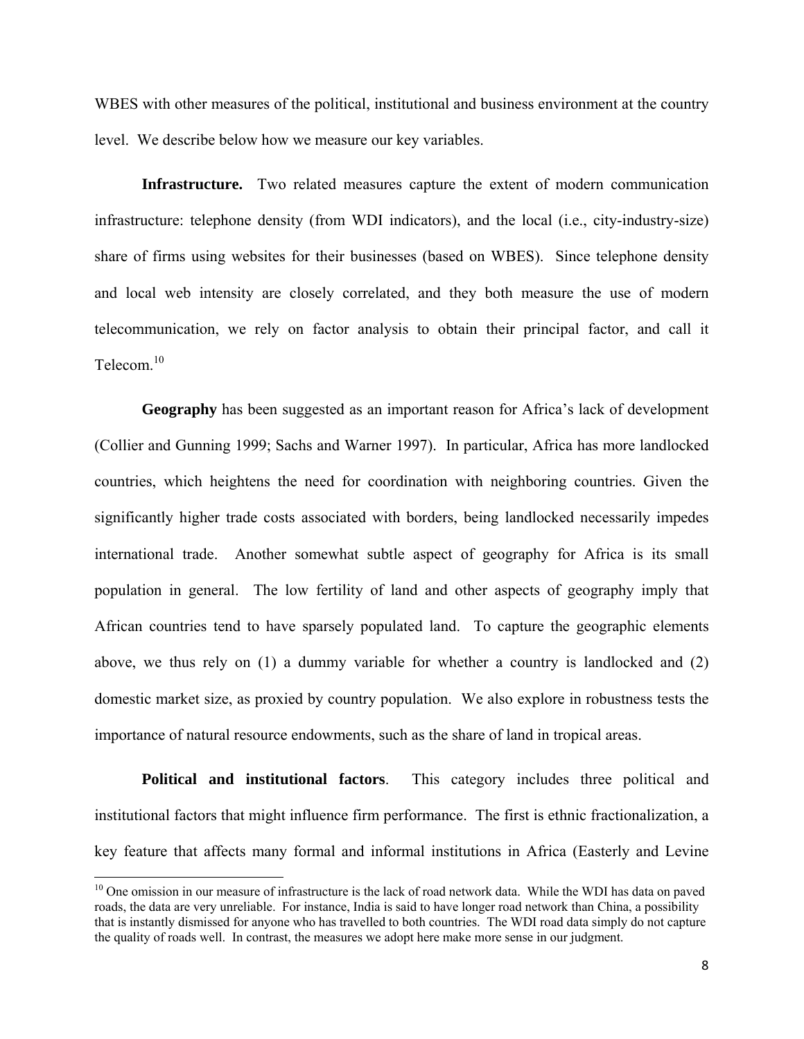WBES with other measures of the political, institutional and business environment at the country level. We describe below how we measure our key variables.

**Infrastructure.** Two related measures capture the extent of modern communication infrastructure: telephone density (from WDI indicators), and the local (i.e., city-industry-size) share of firms using websites for their businesses (based on WBES). Since telephone density and local web intensity are closely correlated, and they both measure the use of modern telecommunication, we rely on factor analysis to obtain their principal factor, and call it Telecom.[10]

**Geography** has been suggested as an important reason for Africa's lack of development (Collier and Gunning 1999; Sachs and Warner 1997). In particular, Africa has more landlocked countries, which heightens the need for coordination with neighboring countries. Given the significantly higher trade costs associated with borders, being landlocked necessarily impedes international trade. Another somewhat subtle aspect of geography for Africa is its small population in general. The low fertility of land and other aspects of geography imply that African countries tend to have sparsely populated land. To capture the geographic elements above, we thus rely on (1) a dummy variable for whether a country is landlocked and (2) domestic market size, as proxied by country population. We also explore in robustness tests the importance of natural resource endowments, such as the share of land in tropical areas.

**Political and institutional factors**. This category includes three political and institutional factors that might influence firm performance. The first is ethnic fractionalization, a key feature that affects many formal and informal institutions in Africa (Easterly and Levine

[10] One omission in our measure of infrastructure is the lack of road network data. While the WDI has data on paved roads, the data are very unreliable. For instance, India is said to have longer road network than China, a possibility that is instantly dismissed for anyone who has travelled to both countries. The WDI road data simply do not capture the quality of roads well. In contrast, the measures we adopt here make more sense in our judgment.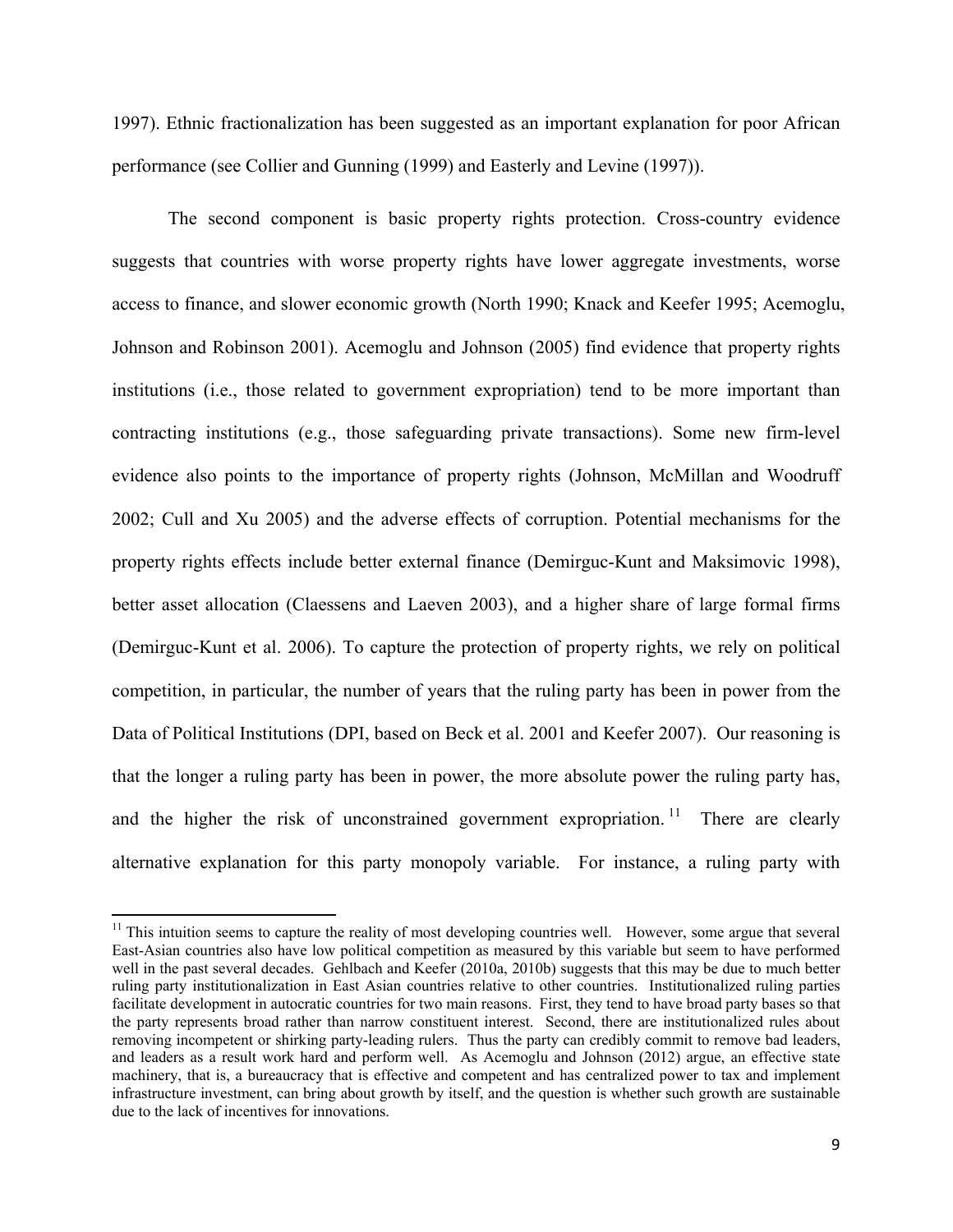1997). Ethnic fractionalization has been suggested as an important explanation for poor African performance (see Collier and Gunning (1999) and Easterly and Levine (1997)).

The second component is basic property rights protection. Cross-country evidence suggests that countries with worse property rights have lower aggregate investments, worse access to finance, and slower economic growth (North 1990; Knack and Keefer 1995; Acemoglu, Johnson and Robinson 2001). Acemoglu and Johnson (2005) find evidence that property rights institutions (i.e., those related to government expropriation) tend to be more important than contracting institutions (e.g., those safeguarding private transactions). Some new firm-level evidence also points to the importance of property rights (Johnson, McMillan and Woodruff 2002; Cull and Xu 2005) and the adverse effects of corruption. Potential mechanisms for the property rights effects include better external finance (Demirguc-Kunt and Maksimovic 1998), better asset allocation (Claessens and Laeven 2003), and a higher share of large formal firms (Demirguc-Kunt et al. 2006). To capture the protection of property rights, we rely on political competition, in particular, the number of years that the ruling party has been in power from the Data of Political Institutions (DPI, based on Beck et al. 2001 and Keefer 2007). Our reasoning is that the longer a ruling party has been in power, the more absolute power the ruling party has, and the higher the risk of unconstrained government expropriation.[11] There are clearly alternative explanation for this party monopoly variable. For instance, a ruling party with

[11] This intuition seems to capture the reality of most developing countries well. However, some argue that several East-Asian countries also have low political competition as measured by this variable but seem to have performed well in the past several decades. Gehlbach and Keefer (2010a, 2010b) suggests that this may be due to much better ruling party institutionalization in East Asian countries relative to other countries. Institutionalized ruling parties facilitate development in autocratic countries for two main reasons. First, they tend to have broad party bases so that the party represents broad rather than narrow constituent interest. Second, there are institutionalized rules about removing incompetent or shirking party-leading rulers. Thus the party can credibly commit to remove bad leaders, and leaders as a result work hard and perform well. As Acemoglu and Johnson (2012) argue, an effective state machinery, that is, a bureaucracy that is effective and competent and has centralized power to tax and implement infrastructure investment, can bring about growth by itself, and the question is whether such growth are sustainable due to the lack of incentives for innovations.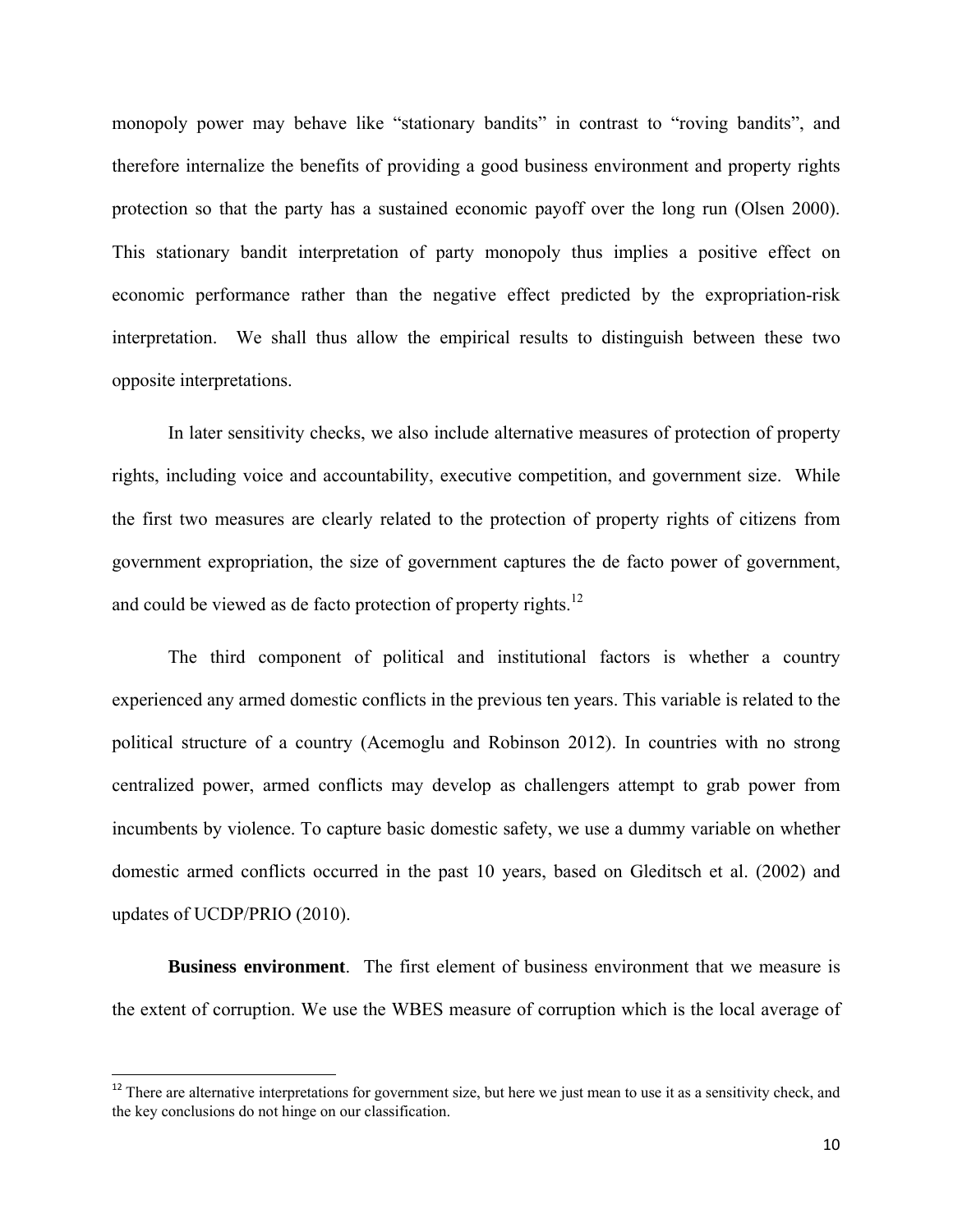monopoly power may behave like "stationary bandits" in contrast to "roving bandits", and therefore internalize the benefits of providing a good business environment and property rights protection so that the party has a sustained economic payoff over the long run (Olsen 2000). This stationary bandit interpretation of party monopoly thus implies a positive effect on economic performance rather than the negative effect predicted by the expropriation-risk interpretation. We shall thus allow the empirical results to distinguish between these two opposite interpretations.

In later sensitivity checks, we also include alternative measures of protection of property rights, including voice and accountability, executive competition, and government size. While the first two measures are clearly related to the protection of property rights of citizens from government expropriation, the size of government captures the de facto power of government, and could be viewed as de facto protection of property rights.[12]

The third component of political and institutional factors is whether a country experienced any armed domestic conflicts in the previous ten years. This variable is related to the political structure of a country (Acemoglu and Robinson 2012). In countries with no strong centralized power, armed conflicts may develop as challengers attempt to grab power from incumbents by violence. To capture basic domestic safety, we use a dummy variable on whether domestic armed conflicts occurred in the past 10 years, based on Gleditsch et al. (2002) and updates of UCDP/PRIO (2010).

**Business environment**. The first element of business environment that we measure is the extent of corruption. We use the WBES measure of corruption which is the local average of

[12] There are alternative interpretations for government size, but here we just mean to use it as a sensitivity check, and the key conclusions do not hinge on our classification.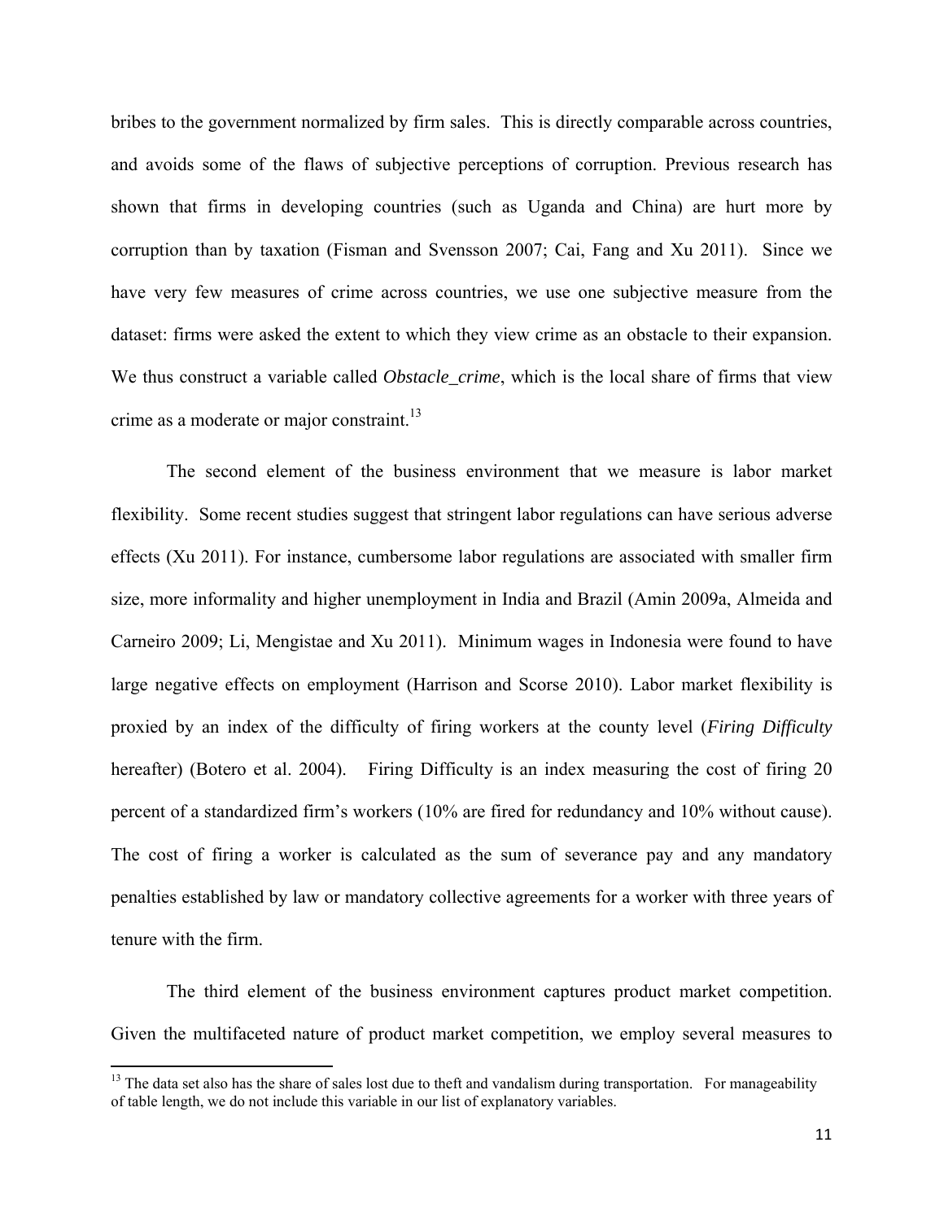bribes to the government normalized by firm sales. This is directly comparable across countries, and avoids some of the flaws of subjective perceptions of corruption. Previous research has shown that firms in developing countries (such as Uganda and China) are hurt more by corruption than by taxation (Fisman and Svensson 2007; Cai, Fang and Xu 2011). Since we have very few measures of crime across countries, we use one subjective measure from the dataset: firms were asked the extent to which they view crime as an obstacle to their expansion. We thus construct a variable called *Obstacle_crime*, which is the local share of firms that view crime as a moderate or major constraint.[13]

The second element of the business environment that we measure is labor market flexibility. Some recent studies suggest that stringent labor regulations can have serious adverse effects (Xu 2011). For instance, cumbersome labor regulations are associated with smaller firm size, more informality and higher unemployment in India and Brazil (Amin 2009a, Almeida and Carneiro 2009; Li, Mengistae and Xu 2011). Minimum wages in Indonesia were found to have large negative effects on employment (Harrison and Scorse 2010). Labor market flexibility is proxied by an index of the difficulty of firing workers at the county level (*Firing Difficulty* hereafter) (Botero et al. 2004). Firing Difficulty is an index measuring the cost of firing 20 percent of a standardized firm's workers (10% are fired for redundancy and 10% without cause). The cost of firing a worker is calculated as the sum of severance pay and any mandatory penalties established by law or mandatory collective agreements for a worker with three years of tenure with the firm.

The third element of the business environment captures product market competition. Given the multifaceted nature of product market competition, we employ several measures to

[13] The data set also has the share of sales lost due to theft and vandalism during transportation. For manageability of table length, we do not include this variable in our list of explanatory variables.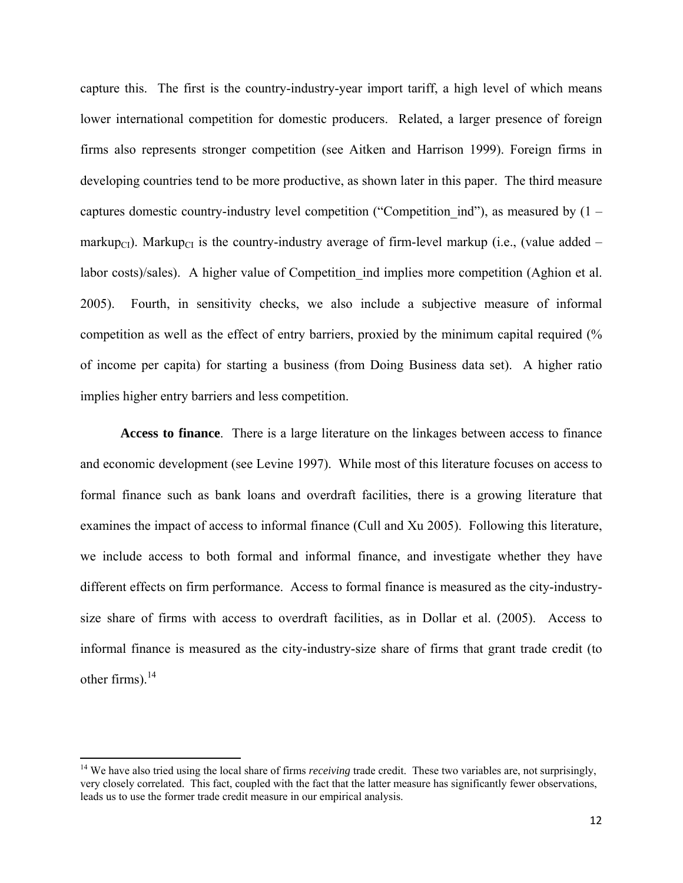capture this. The first is the country-industry-year import tariff, a high level of which means lower international competition for domestic producers. Related, a larger presence of foreign firms also represents stronger competition (see Aitken and Harrison 1999). Foreign firms in developing countries tend to be more productive, as shown later in this paper. The third measure captures domestic country-industry level competition ("Competition_ind"), as measured by (1 – $\text{markup}_{CI}$). $\text{Markup}_{CI}$ is the country-industry average of firm-level markup (i.e., (value added – labor costs)/sales). A higher value of Competition_ind implies more competition (Aghion et al. 2005). Fourth, in sensitivity checks, we also include a subjective measure of informal competition as well as the effect of entry barriers, proxied by the minimum capital required (% of income per capita) for starting a business (from Doing Business data set). A higher ratio implies higher entry barriers and less competition.

**Access to finance**. There is a large literature on the linkages between access to finance and economic development (see Levine 1997). While most of this literature focuses on access to formal finance such as bank loans and overdraft facilities, there is a growing literature that examines the impact of access to informal finance (Cull and Xu 2005). Following this literature, we include access to both formal and informal finance, and investigate whether they have different effects on firm performance. Access to formal finance is measured as the city-industry-size share of firms with access to overdraft facilities, as in Dollar et al. (2005). Access to informal finance is measured as the city-industry-size share of firms that grant trade credit (to other firms).[14]

[14] We have also tried using the local share of firms *receiving* trade credit. These two variables are, not surprisingly, very closely correlated. This fact, coupled with the fact that the latter measure has significantly fewer observations, leads us to use the former trade credit measure in our empirical analysis.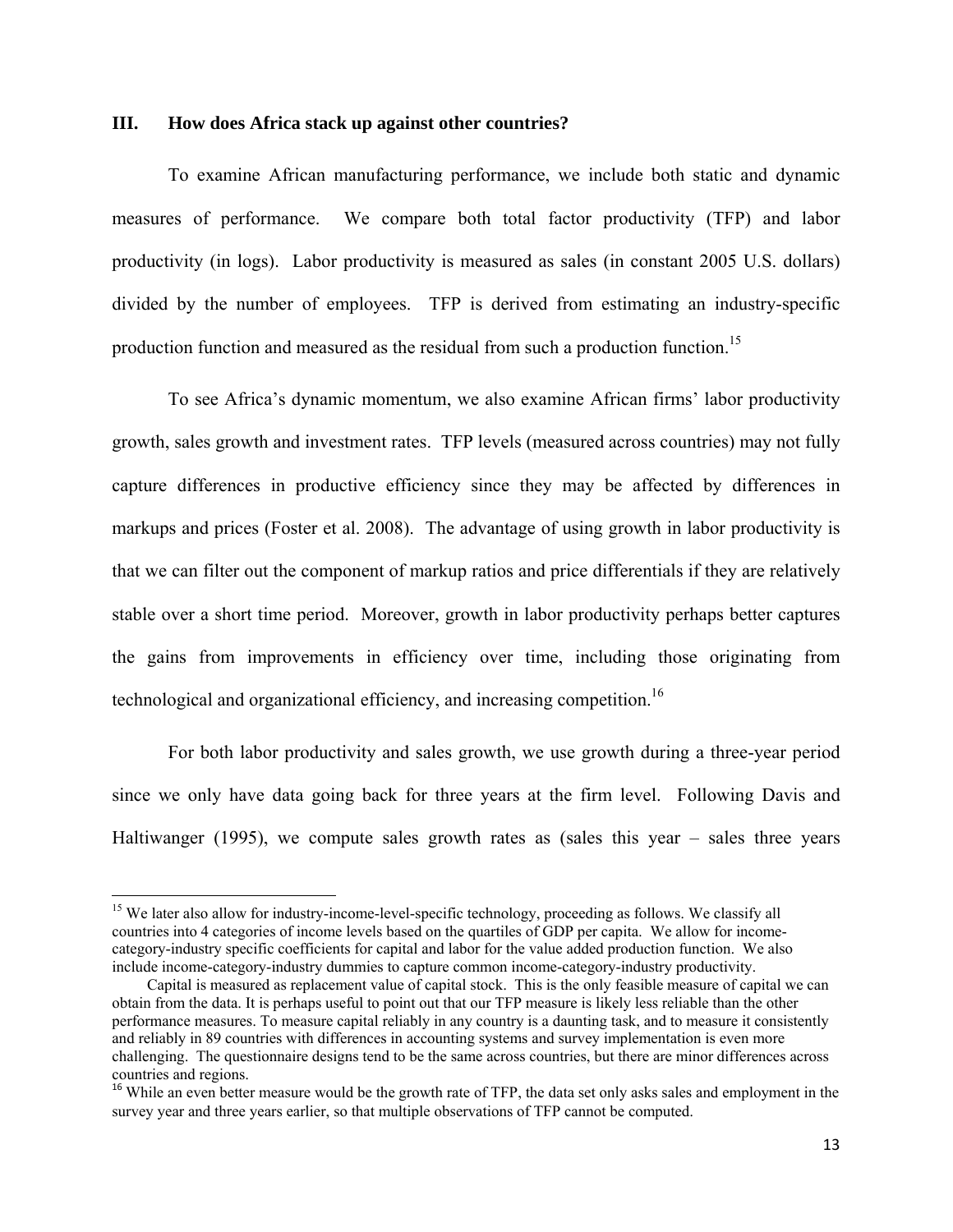### III. How does Africa stack up against other countries?

To examine African manufacturing performance, we include both static and dynamic measures of performance. We compare both total factor productivity (TFP) and labor productivity (in logs). Labor productivity is measured as sales (in constant 2005 U.S. dollars) divided by the number of employees. TFP is derived from estimating an industry-specific production function and measured as the residual from such a production function.[15]

To see Africa's dynamic momentum, we also examine African firms' labor productivity growth, sales growth and investment rates. TFP levels (measured across countries) may not fully capture differences in productive efficiency since they may be affected by differences in markups and prices (Foster et al. 2008). The advantage of using growth in labor productivity is that we can filter out the component of markup ratios and price differentials if they are relatively stable over a short time period. Moreover, growth in labor productivity perhaps better captures the gains from improvements in efficiency over time, including those originating from technological and organizational efficiency, and increasing competition.[16]

For both labor productivity and sales growth, we use growth during a three-year period since we only have data going back for three years at the firm level. Following Davis and Haltiwanger (1995), we compute sales growth rates as (sales this year – sales three years

---

[15] We later also allow for industry-income-level-specific technology, proceeding as follows. We classify all countries into 4 categories of income levels based on the quartiles of GDP per capita. We allow for income-category-industry specific coefficients for capital and labor for the value added production function. We also include income-category-industry dummies to capture common income-category-industry productivity.

Capital is measured as replacement value of capital stock. This is the only feasible measure of capital we can obtain from the data. It is perhaps useful to point out that our TFP measure is likely less reliable than the other performance measures. To measure capital reliably in any country is a daunting task, and to measure it consistently and reliably in 89 countries with differences in accounting systems and survey implementation is even more challenging. The questionnaire designs tend to be the same across countries, but there are minor differences across countries and regions.

[16] While an even better measure would be the growth rate of TFP, the data set only asks sales and employment in the survey year and three years earlier, so that multiple observations of TFP cannot be computed.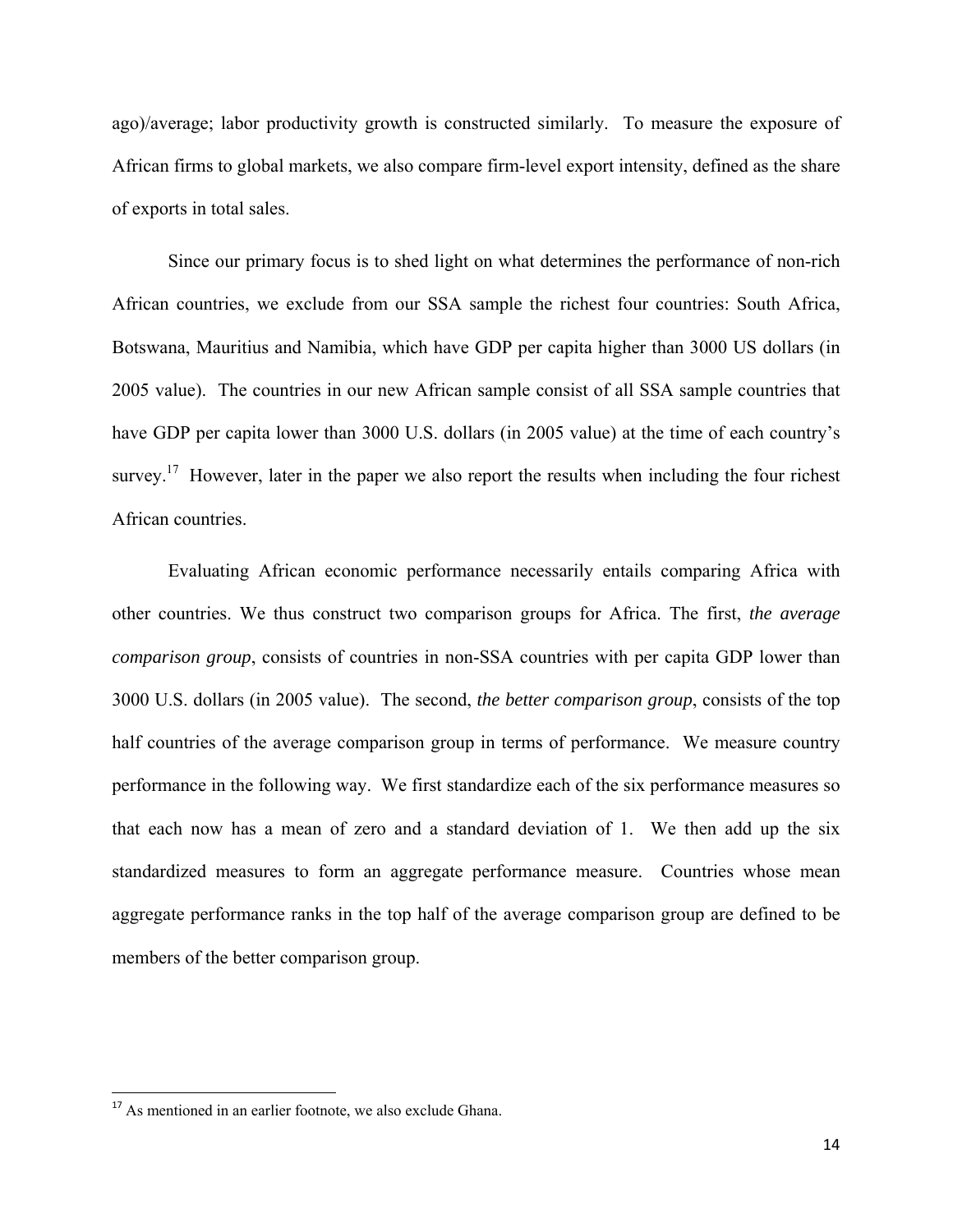ago)/average; labor productivity growth is constructed similarly. To measure the exposure of African firms to global markets, we also compare firm-level export intensity, defined as the share of exports in total sales.

Since our primary focus is to shed light on what determines the performance of non-rich African countries, we exclude from our SSA sample the richest four countries: South Africa, Botswana, Mauritius and Namibia, which have GDP per capita higher than 3000 US dollars (in 2005 value). The countries in our new African sample consist of all SSA sample countries that have GDP per capita lower than 3000 U.S. dollars (in 2005 value) at the time of each country's survey.[17] However, later in the paper we also report the results when including the four richest African countries.

Evaluating African economic performance necessarily entails comparing Africa with other countries. We thus construct two comparison groups for Africa. The first, *the average comparison group*, consists of countries in non-SSA countries with per capita GDP lower than 3000 U.S. dollars (in 2005 value). The second, *the better comparison group*, consists of the top half countries of the average comparison group in terms of performance. We measure country performance in the following way. We first standardize each of the six performance measures so that each now has a mean of zero and a standard deviation of 1. We then add up the six standardized measures to form an aggregate performance measure. Countries whose mean aggregate performance ranks in the top half of the average comparison group are defined to be members of the better comparison group.

[17] As mentioned in an earlier footnote, we also exclude Ghana.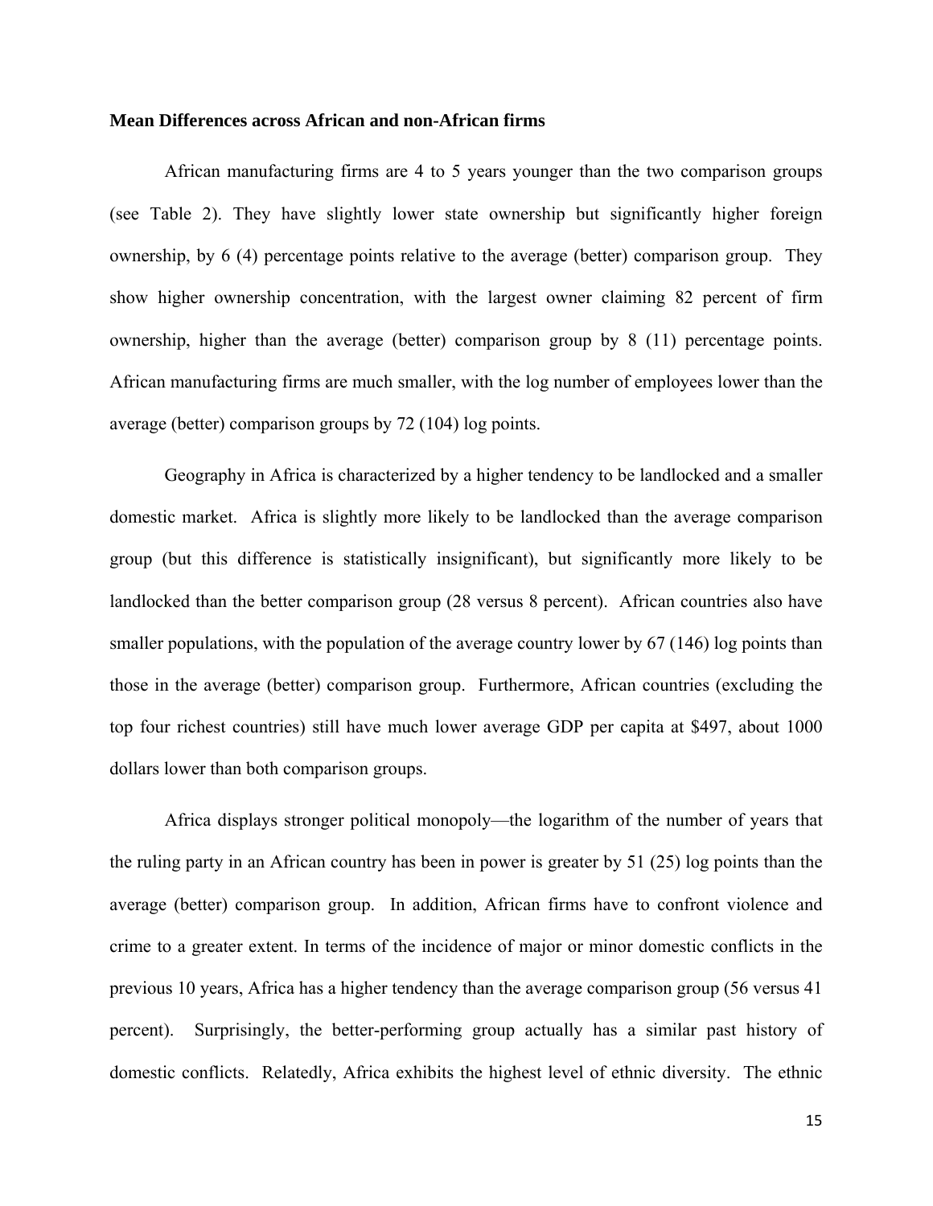**Mean Differences across African and non-African firms**

African manufacturing firms are 4 to 5 years younger than the two comparison groups (see Table 2). They have slightly lower state ownership but significantly higher foreign ownership, by 6 (4) percentage points relative to the average (better) comparison group. They show higher ownership concentration, with the largest owner claiming 82 percent of firm ownership, higher than the average (better) comparison group by 8 (11) percentage points. African manufacturing firms are much smaller, with the log number of employees lower than the average (better) comparison groups by 72 (104) log points.

Geography in Africa is characterized by a higher tendency to be landlocked and a smaller domestic market. Africa is slightly more likely to be landlocked than the average comparison group (but this difference is statistically insignificant), but significantly more likely to be landlocked than the better comparison group (28 versus 8 percent). African countries also have smaller populations, with the population of the average country lower by 67 (146) log points than those in the average (better) comparison group. Furthermore, African countries (excluding the top four richest countries) still have much lower average GDP per capita at $497, about 1000 dollars lower than both comparison groups.

Africa displays stronger political monopoly—the logarithm of the number of years that the ruling party in an African country has been in power is greater by 51 (25) log points than the average (better) comparison group. In addition, African firms have to confront violence and crime to a greater extent. In terms of the incidence of major or minor domestic conflicts in the previous 10 years, Africa has a higher tendency than the average comparison group (56 versus 41 percent). Surprisingly, the better-performing group actually has a similar past history of domestic conflicts. Relatedly, Africa exhibits the highest level of ethnic diversity. The ethnic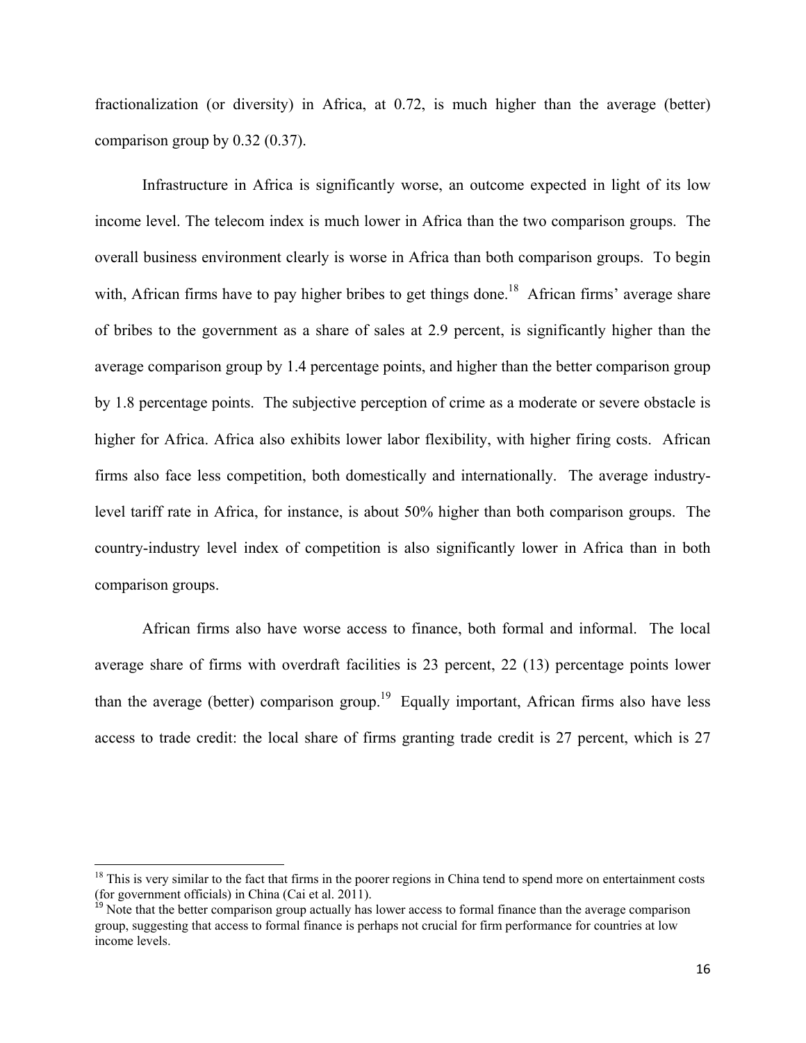fractionalization (or diversity) in Africa, at 0.72, is much higher than the average (better) comparison group by 0.32 (0.37).

Infrastructure in Africa is significantly worse, an outcome expected in light of its low income level. The telecom index is much lower in Africa than the two comparison groups. The overall business environment clearly is worse in Africa than both comparison groups. To begin with, African firms have to pay higher bribes to get things done.[18] African firms' average share of bribes to the government as a share of sales at 2.9 percent, is significantly higher than the average comparison group by 1.4 percentage points, and higher than the better comparison group by 1.8 percentage points. The subjective perception of crime as a moderate or severe obstacle is higher for Africa. Africa also exhibits lower labor flexibility, with higher firing costs. African firms also face less competition, both domestically and internationally. The average industry-level tariff rate in Africa, for instance, is about 50% higher than both comparison groups. The country-industry level index of competition is also significantly lower in Africa than in both comparison groups.

African firms also have worse access to finance, both formal and informal. The local average share of firms with overdraft facilities is 23 percent, 22 (13) percentage points lower than the average (better) comparison group.[19] Equally important, African firms also have less access to trade credit: the local share of firms granting trade credit is 27 percent, which is 27

[18] This is very similar to the fact that firms in the poorer regions in China tend to spend more on entertainment costs (for government officials) in China (Cai et al. 2011).

[19] Note that the better comparison group actually has lower access to formal finance than the average comparison group, suggesting that access to formal finance is perhaps not crucial for firm performance for countries at low income levels.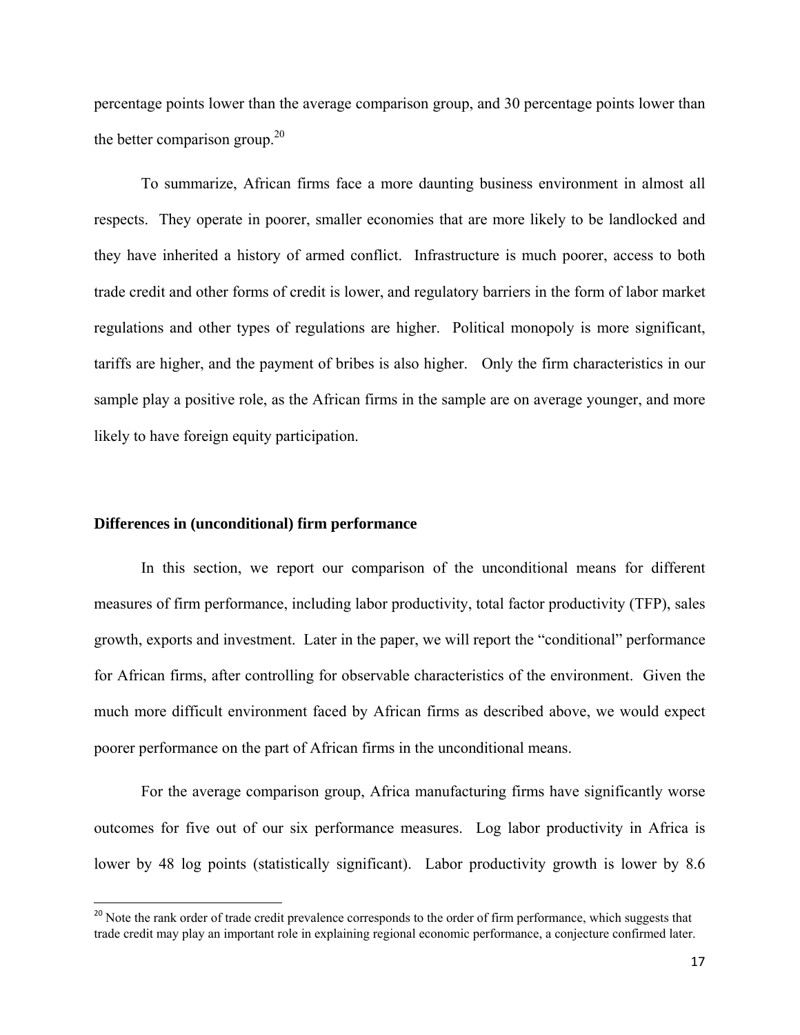percentage points lower than the average comparison group, and 30 percentage points lower than the better comparison group.[20]

To summarize, African firms face a more daunting business environment in almost all respects. They operate in poorer, smaller economies that are more likely to be landlocked and they have inherited a history of armed conflict. Infrastructure is much poorer, access to both trade credit and other forms of credit is lower, and regulatory barriers in the form of labor market regulations and other types of regulations are higher. Political monopoly is more significant, tariffs are higher, and the payment of bribes is also higher. Only the firm characteristics in our sample play a positive role, as the African firms in the sample are on average younger, and more likely to have foreign equity participation.

### Differences in (unconditional) firm performance

In this section, we report our comparison of the unconditional means for different measures of firm performance, including labor productivity, total factor productivity (TFP), sales growth, exports and investment. Later in the paper, we will report the "conditional" performance for African firms, after controlling for observable characteristics of the environment. Given the much more difficult environment faced by African firms as described above, we would expect poorer performance on the part of African firms in the unconditional means.

For the average comparison group, Africa manufacturing firms have significantly worse outcomes for five out of our six performance measures. Log labor productivity in Africa is lower by 48 log points (statistically significant). Labor productivity growth is lower by 8.6

[20] Note the rank order of trade credit prevalence corresponds to the order of firm performance, which suggests that trade credit may play an important role in explaining regional economic performance, a conjecture confirmed later.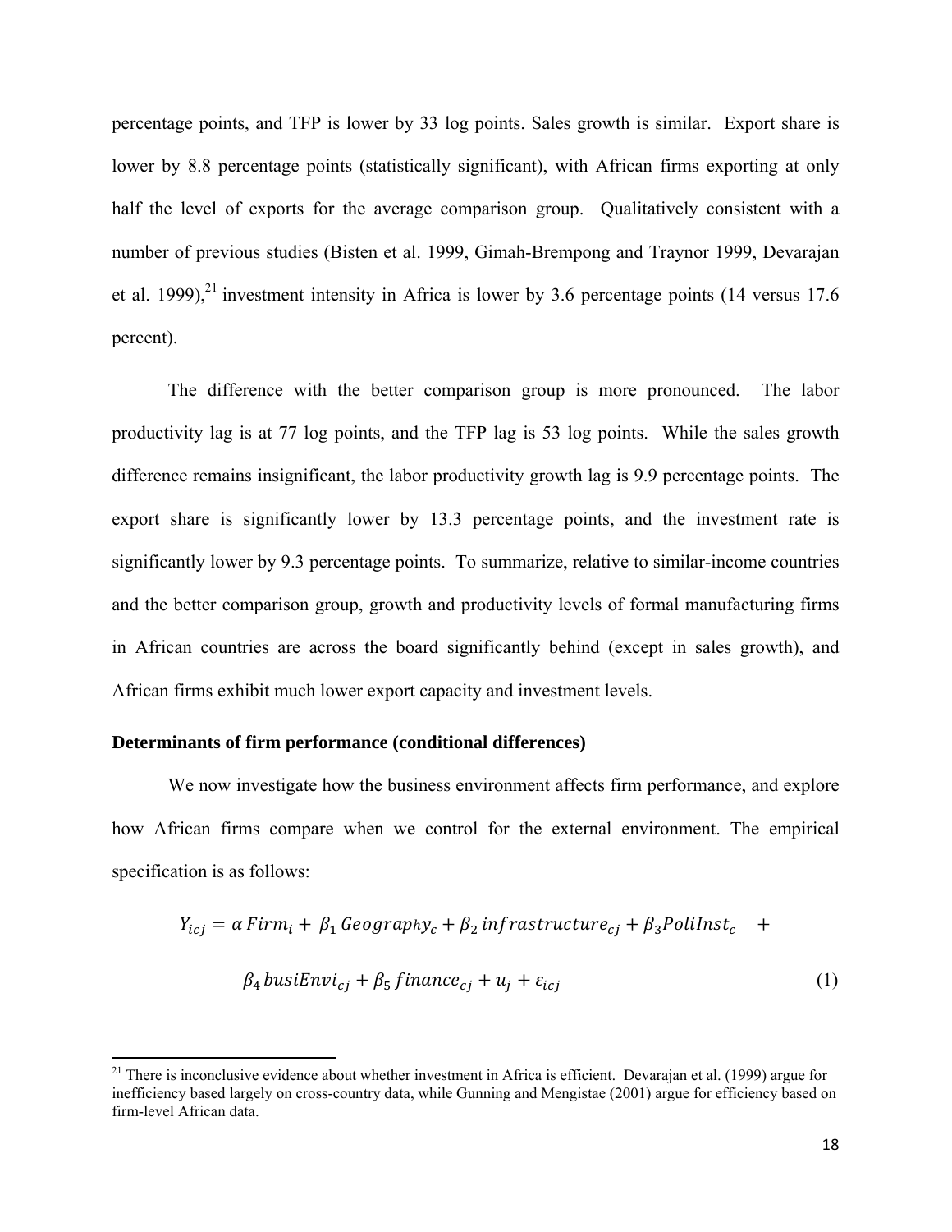percentage points, and TFP is lower by 33 log points. Sales growth is similar. Export share is lower by 8.8 percentage points (statistically significant), with African firms exporting at only half the level of exports for the average comparison group. Qualitatively consistent with a number of previous studies (Bisten et al. 1999, Gimah-Brempong and Traynor 1999, Devarajan et al. 1999),[21] investment intensity in Africa is lower by 3.6 percentage points (14 versus 17.6 percent).

The difference with the better comparison group is more pronounced. The labor productivity lag is at 77 log points, and the TFP lag is 53 log points. While the sales growth difference remains insignificant, the labor productivity growth lag is 9.9 percentage points. The export share is significantly lower by 13.3 percentage points, and the investment rate is significantly lower by 9.3 percentage points. To summarize, relative to similar-income countries and the better comparison group, growth and productivity levels of formal manufacturing firms in African countries are across the board significantly behind (except in sales growth), and African firms exhibit much lower export capacity and investment levels.

**Determinants of firm performance (conditional differences)**

We now investigate how the business environment affects firm performance, and explore how African firms compare when we control for the external environment. The empirical specification is as follows:

$$Y_{icj} = \alpha\, Firm_i + \beta_1\, Geography_c + \beta_2\, infrastructure_{cj} + \beta_3 PoliInst_c \quad +$$

$$\beta_4\, busiEnvi_{cj} + \beta_5\, finance_{cj} + u_j + \varepsilon_{icj} \tag{1}$$

[21] There is inconclusive evidence about whether investment in Africa is efficient. Devarajan et al. (1999) argue for inefficiency based largely on cross-country data, while Gunning and Mengistae (2001) argue for efficiency based on firm-level African data.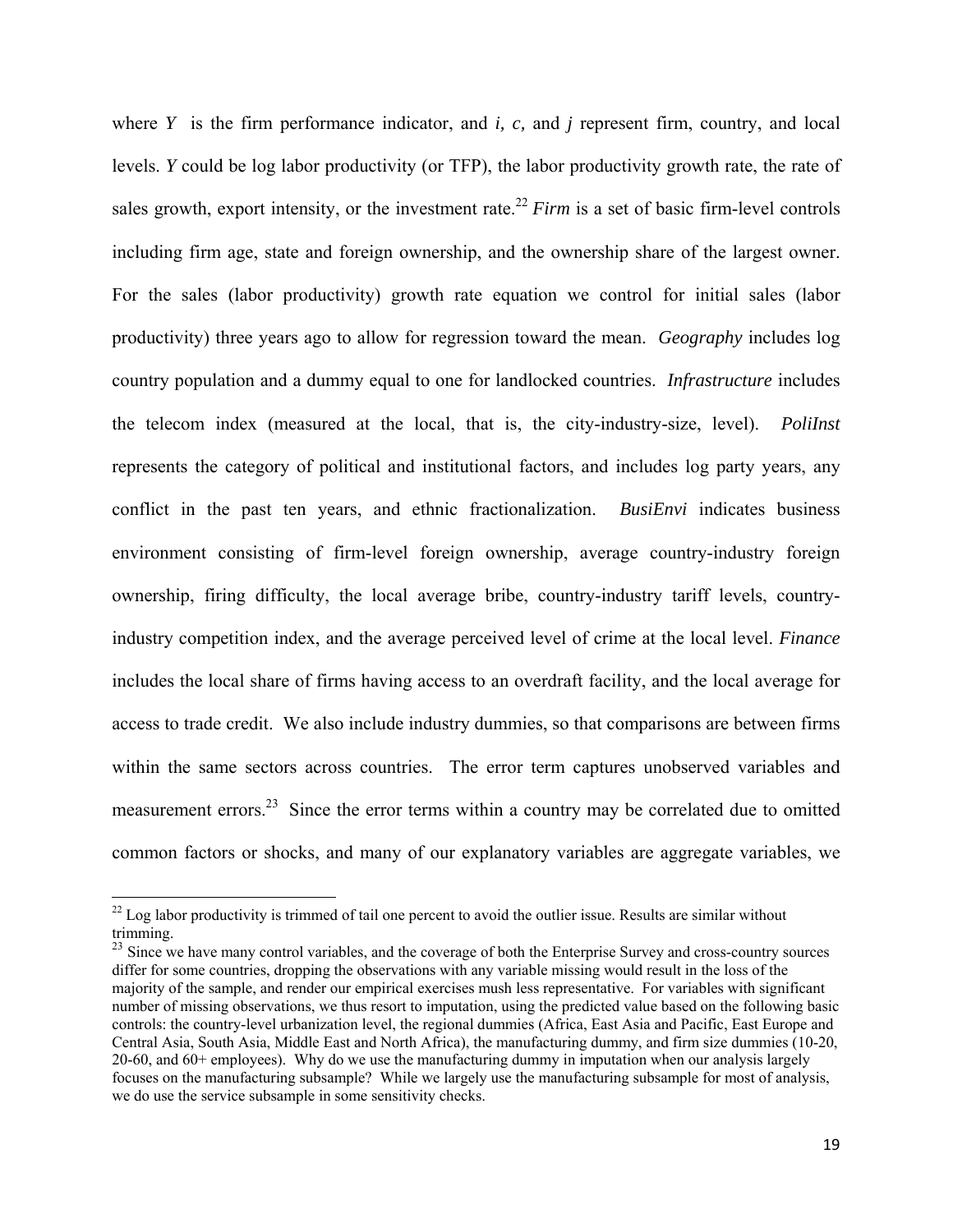where $Y$ is the firm performance indicator, and $i$, $c$, and $j$ represent firm, country, and local levels. $Y$ could be log labor productivity (or TFP), the labor productivity growth rate, the rate of sales growth, export intensity, or the investment rate.[22] *Firm* is a set of basic firm-level controls including firm age, state and foreign ownership, and the ownership share of the largest owner. For the sales (labor productivity) growth rate equation we control for initial sales (labor productivity) three years ago to allow for regression toward the mean. *Geography* includes log country population and a dummy equal to one for landlocked countries. *Infrastructure* includes the telecom index (measured at the local, that is, the city-industry-size, level). *PoliInst* represents the category of political and institutional factors, and includes log party years, any conflict in the past ten years, and ethnic fractionalization. *BusiEnvi* indicates business environment consisting of firm-level foreign ownership, average country-industry foreign ownership, firing difficulty, the local average bribe, country-industry tariff levels, country-industry competition index, and the average perceived level of crime at the local level. *Finance* includes the local share of firms having access to an overdraft facility, and the local average for access to trade credit. We also include industry dummies, so that comparisons are between firms within the same sectors across countries. The error term captures unobserved variables and measurement errors.[23] Since the error terms within a country may be correlated due to omitted common factors or shocks, and many of our explanatory variables are aggregate variables, we

---

[22] Log labor productivity is trimmed of tail one percent to avoid the outlier issue. Results are similar without trimming.

[23] Since we have many control variables, and the coverage of both the Enterprise Survey and cross-country sources differ for some countries, dropping the observations with any variable missing would result in the loss of the majority of the sample, and render our empirical exercises mush less representative. For variables with significant number of missing observations, we thus resort to imputation, using the predicted value based on the following basic controls: the country-level urbanization level, the regional dummies (Africa, East Asia and Pacific, East Europe and Central Asia, South Asia, Middle East and North Africa), the manufacturing dummy, and firm size dummies (10-20, 20-60, and 60+ employees). Why do we use the manufacturing dummy in imputation when our analysis largely focuses on the manufacturing subsample? While we largely use the manufacturing subsample for most of analysis, we do use the service subsample in some sensitivity checks.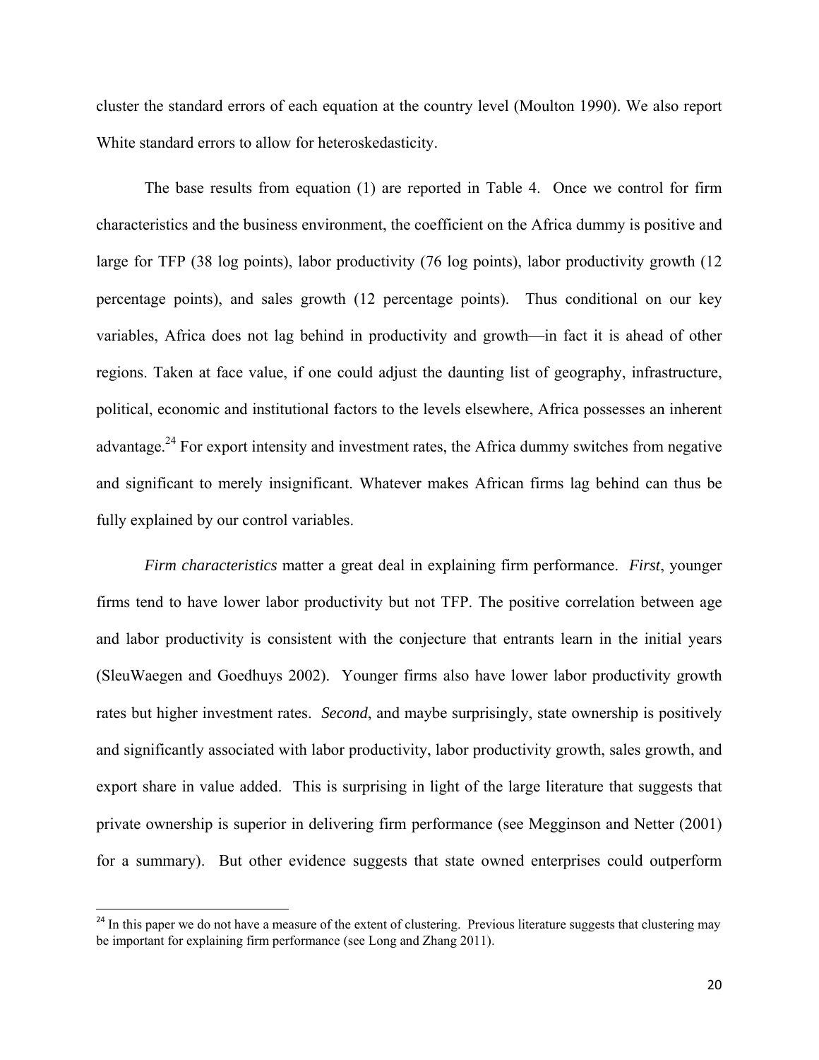cluster the standard errors of each equation at the country level (Moulton 1990). We also report White standard errors to allow for heteroskedasticity.

The base results from equation (1) are reported in Table 4. Once we control for firm characteristics and the business environment, the coefficient on the Africa dummy is positive and large for TFP (38 log points), labor productivity (76 log points), labor productivity growth (12 percentage points), and sales growth (12 percentage points). Thus conditional on our key variables, Africa does not lag behind in productivity and growth—in fact it is ahead of other regions. Taken at face value, if one could adjust the daunting list of geography, infrastructure, political, economic and institutional factors to the levels elsewhere, Africa possesses an inherent advantage.[24] For export intensity and investment rates, the Africa dummy switches from negative and significant to merely insignificant. Whatever makes African firms lag behind can thus be fully explained by our control variables.

*Firm characteristics* matter a great deal in explaining firm performance. *First*, younger firms tend to have lower labor productivity but not TFP. The positive correlation between age and labor productivity is consistent with the conjecture that entrants learn in the initial years (SleuWaegen and Goedhuys 2002). Younger firms also have lower labor productivity growth rates but higher investment rates. *Second*, and maybe surprisingly, state ownership is positively and significantly associated with labor productivity, labor productivity growth, sales growth, and export share in value added. This is surprising in light of the large literature that suggests that private ownership is superior in delivering firm performance (see Megginson and Netter (2001) for a summary). But other evidence suggests that state owned enterprises could outperform

[24] In this paper we do not have a measure of the extent of clustering. Previous literature suggests that clustering may be important for explaining firm performance (see Long and Zhang 2011).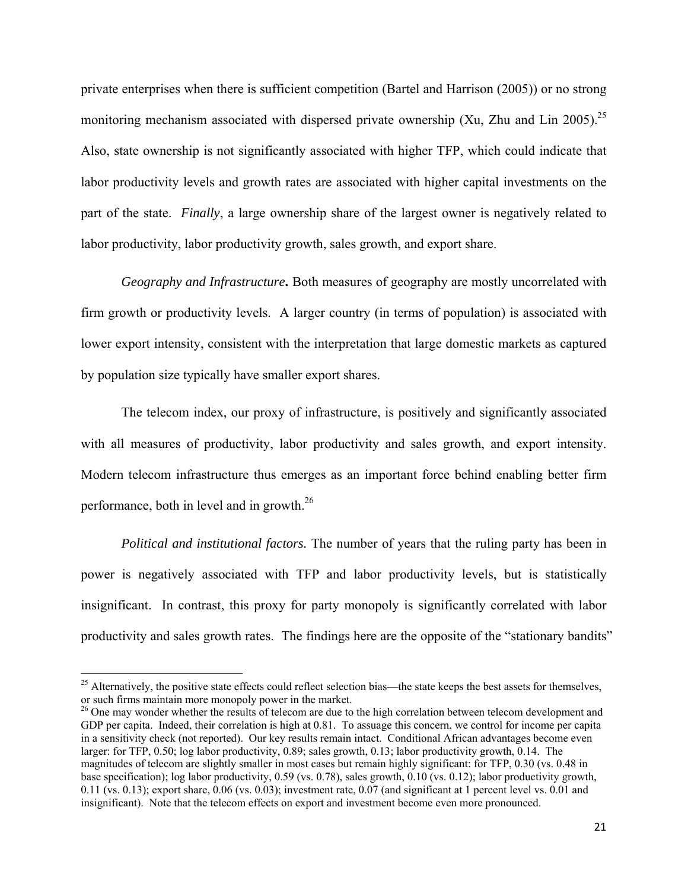private enterprises when there is sufficient competition (Bartel and Harrison (2005)) or no strong monitoring mechanism associated with dispersed private ownership (Xu, Zhu and Lin 2005).[25] Also, state ownership is not significantly associated with higher TFP, which could indicate that labor productivity levels and growth rates are associated with higher capital investments on the part of the state. *Finally*, a large ownership share of the largest owner is negatively related to labor productivity, labor productivity growth, sales growth, and export share.

***Geography and Infrastructure*.** Both measures of geography are mostly uncorrelated with firm growth or productivity levels. A larger country (in terms of population) is associated with lower export intensity, consistent with the interpretation that large domestic markets as captured by population size typically have smaller export shares.

The telecom index, our proxy of infrastructure, is positively and significantly associated with all measures of productivity, labor productivity and sales growth, and export intensity. Modern telecom infrastructure thus emerges as an important force behind enabling better firm performance, both in level and in growth.[26]

*Political and institutional factors.* The number of years that the ruling party has been in power is negatively associated with TFP and labor productivity levels, but is statistically insignificant. In contrast, this proxy for party monopoly is significantly correlated with labor productivity and sales growth rates. The findings here are the opposite of the "stationary bandits"

---

[25] Alternatively, the positive state effects could reflect selection bias—the state keeps the best assets for themselves, or such firms maintain more monopoly power in the market.

[26] One may wonder whether the results of telecom are due to the high correlation between telecom development and GDP per capita. Indeed, their correlation is high at 0.81. To assuage this concern, we control for income per capita in a sensitivity check (not reported). Our key results remain intact. Conditional African advantages become even larger: for TFP, 0.50; log labor productivity, 0.89; sales growth, 0.13; labor productivity growth, 0.14. The magnitudes of telecom are slightly smaller in most cases but remain highly significant: for TFP, 0.30 (vs. 0.48 in base specification); log labor productivity, 0.59 (vs. 0.78), sales growth, 0.10 (vs. 0.12); labor productivity growth, 0.11 (vs. 0.13); export share, 0.06 (vs. 0.03); investment rate, 0.07 (and significant at 1 percent level vs. 0.01 and insignificant). Note that the telecom effects on export and investment become even more pronounced.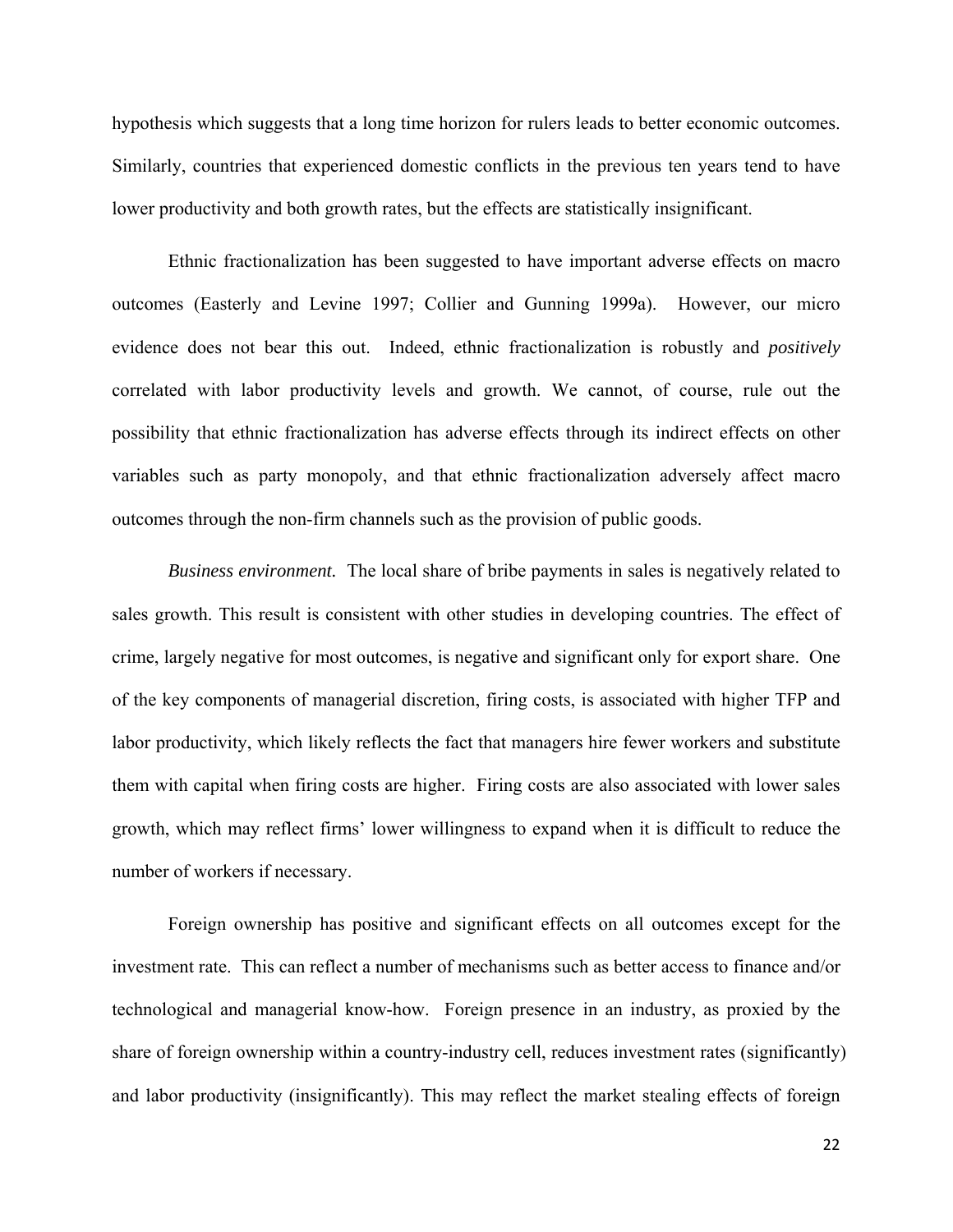hypothesis which suggests that a long time horizon for rulers leads to better economic outcomes. Similarly, countries that experienced domestic conflicts in the previous ten years tend to have lower productivity and both growth rates, but the effects are statistically insignificant.

Ethnic fractionalization has been suggested to have important adverse effects on macro outcomes (Easterly and Levine 1997; Collier and Gunning 1999a). However, our micro evidence does not bear this out. Indeed, ethnic fractionalization is robustly and *positively* correlated with labor productivity levels and growth. We cannot, of course, rule out the possibility that ethnic fractionalization has adverse effects through its indirect effects on other variables such as party monopoly, and that ethnic fractionalization adversely affect macro outcomes through the non-firm channels such as the provision of public goods.

*Business environment.* The local share of bribe payments in sales is negatively related to sales growth. This result is consistent with other studies in developing countries. The effect of crime, largely negative for most outcomes, is negative and significant only for export share. One of the key components of managerial discretion, firing costs, is associated with higher TFP and labor productivity, which likely reflects the fact that managers hire fewer workers and substitute them with capital when firing costs are higher. Firing costs are also associated with lower sales growth, which may reflect firms' lower willingness to expand when it is difficult to reduce the number of workers if necessary.

Foreign ownership has positive and significant effects on all outcomes except for the investment rate. This can reflect a number of mechanisms such as better access to finance and/or technological and managerial know-how. Foreign presence in an industry, as proxied by the share of foreign ownership within a country-industry cell, reduces investment rates (significantly) and labor productivity (insignificantly). This may reflect the market stealing effects of foreign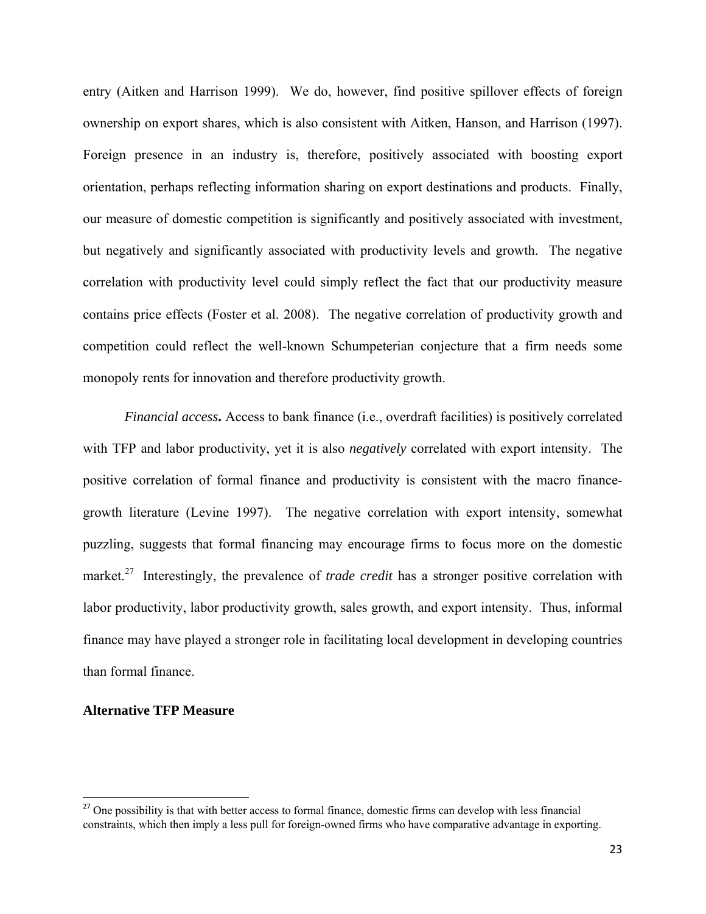entry (Aitken and Harrison 1999). We do, however, find positive spillover effects of foreign ownership on export shares, which is also consistent with Aitken, Hanson, and Harrison (1997). Foreign presence in an industry is, therefore, positively associated with boosting export orientation, perhaps reflecting information sharing on export destinations and products. Finally, our measure of domestic competition is significantly and positively associated with investment, but negatively and significantly associated with productivity levels and growth. The negative correlation with productivity level could simply reflect the fact that our productivity measure contains price effects (Foster et al. 2008). The negative correlation of productivity growth and competition could reflect the well-known Schumpeterian conjecture that a firm needs some monopoly rents for innovation and therefore productivity growth.

*Financial access***.** Access to bank finance (i.e., overdraft facilities) is positively correlated with TFP and labor productivity, yet it is also *negatively* correlated with export intensity. The positive correlation of formal finance and productivity is consistent with the macro finance-growth literature (Levine 1997). The negative correlation with export intensity, somewhat puzzling, suggests that formal financing may encourage firms to focus more on the domestic market.[27] Interestingly, the prevalence of *trade credit* has a stronger positive correlation with labor productivity, labor productivity growth, sales growth, and export intensity. Thus, informal finance may have played a stronger role in facilitating local development in developing countries than formal finance.

**Alternative TFP Measure**

[27] One possibility is that with better access to formal finance, domestic firms can develop with less financial constraints, which then imply a less pull for foreign-owned firms who have comparative advantage in exporting.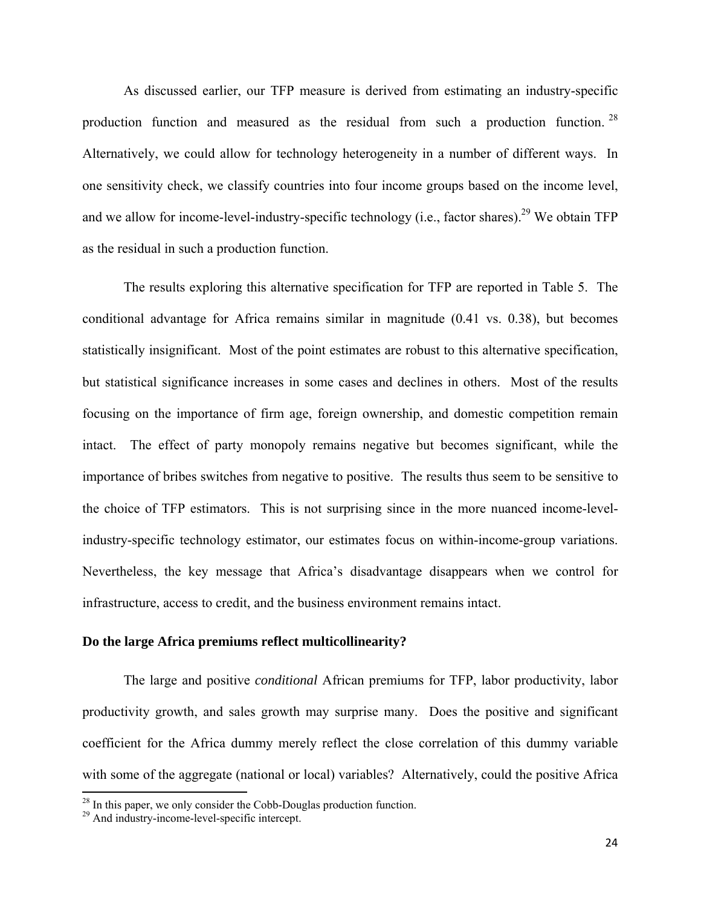As discussed earlier, our TFP measure is derived from estimating an industry-specific production function and measured as the residual from such a production function.[28] Alternatively, we could allow for technology heterogeneity in a number of different ways. In one sensitivity check, we classify countries into four income groups based on the income level, and we allow for income-level-industry-specific technology (i.e., factor shares).[29] We obtain TFP as the residual in such a production function.

The results exploring this alternative specification for TFP are reported in Table 5. The conditional advantage for Africa remains similar in magnitude (0.41 vs. 0.38), but becomes statistically insignificant. Most of the point estimates are robust to this alternative specification, but statistical significance increases in some cases and declines in others. Most of the results focusing on the importance of firm age, foreign ownership, and domestic competition remain intact. The effect of party monopoly remains negative but becomes significant, while the importance of bribes switches from negative to positive. The results thus seem to be sensitive to the choice of TFP estimators. This is not surprising since in the more nuanced income-level-industry-specific technology estimator, our estimates focus on within-income-group variations. Nevertheless, the key message that Africa's disadvantage disappears when we control for infrastructure, access to credit, and the business environment remains intact.

**Do the large Africa premiums reflect multicollinearity?**

The large and positive *conditional* African premiums for TFP, labor productivity, labor productivity growth, and sales growth may surprise many. Does the positive and significant coefficient for the Africa dummy merely reflect the close correlation of this dummy variable with some of the aggregate (national or local) variables? Alternatively, could the positive Africa

[28] In this paper, we only consider the Cobb-Douglas production function.

[29] And industry-income-level-specific intercept.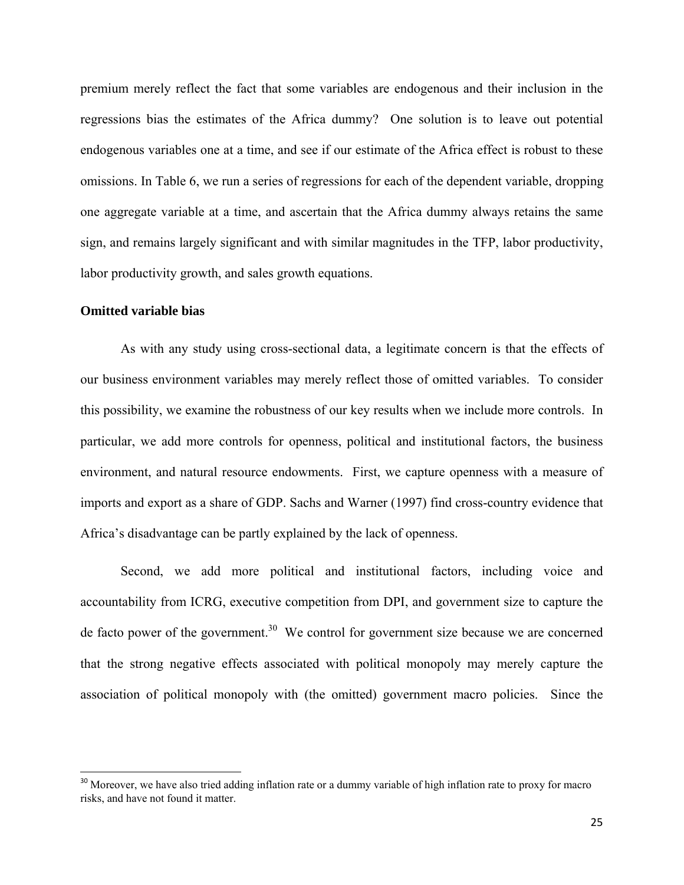premium merely reflect the fact that some variables are endogenous and their inclusion in the regressions bias the estimates of the Africa dummy? One solution is to leave out potential endogenous variables one at a time, and see if our estimate of the Africa effect is robust to these omissions. In Table 6, we run a series of regressions for each of the dependent variable, dropping one aggregate variable at a time, and ascertain that the Africa dummy always retains the same sign, and remains largely significant and with similar magnitudes in the TFP, labor productivity, labor productivity growth, and sales growth equations.

**Omitted variable bias**

As with any study using cross-sectional data, a legitimate concern is that the effects of our business environment variables may merely reflect those of omitted variables. To consider this possibility, we examine the robustness of our key results when we include more controls. In particular, we add more controls for openness, political and institutional factors, the business environment, and natural resource endowments. First, we capture openness with a measure of imports and export as a share of GDP. Sachs and Warner (1997) find cross-country evidence that Africa's disadvantage can be partly explained by the lack of openness.

Second, we add more political and institutional factors, including voice and accountability from ICRG, executive competition from DPI, and government size to capture the de facto power of the government.[30] We control for government size because we are concerned that the strong negative effects associated with political monopoly may merely capture the association of political monopoly with (the omitted) government macro policies. Since the

[30] Moreover, we have also tried adding inflation rate or a dummy variable of high inflation rate to proxy for macro risks, and have not found it matter.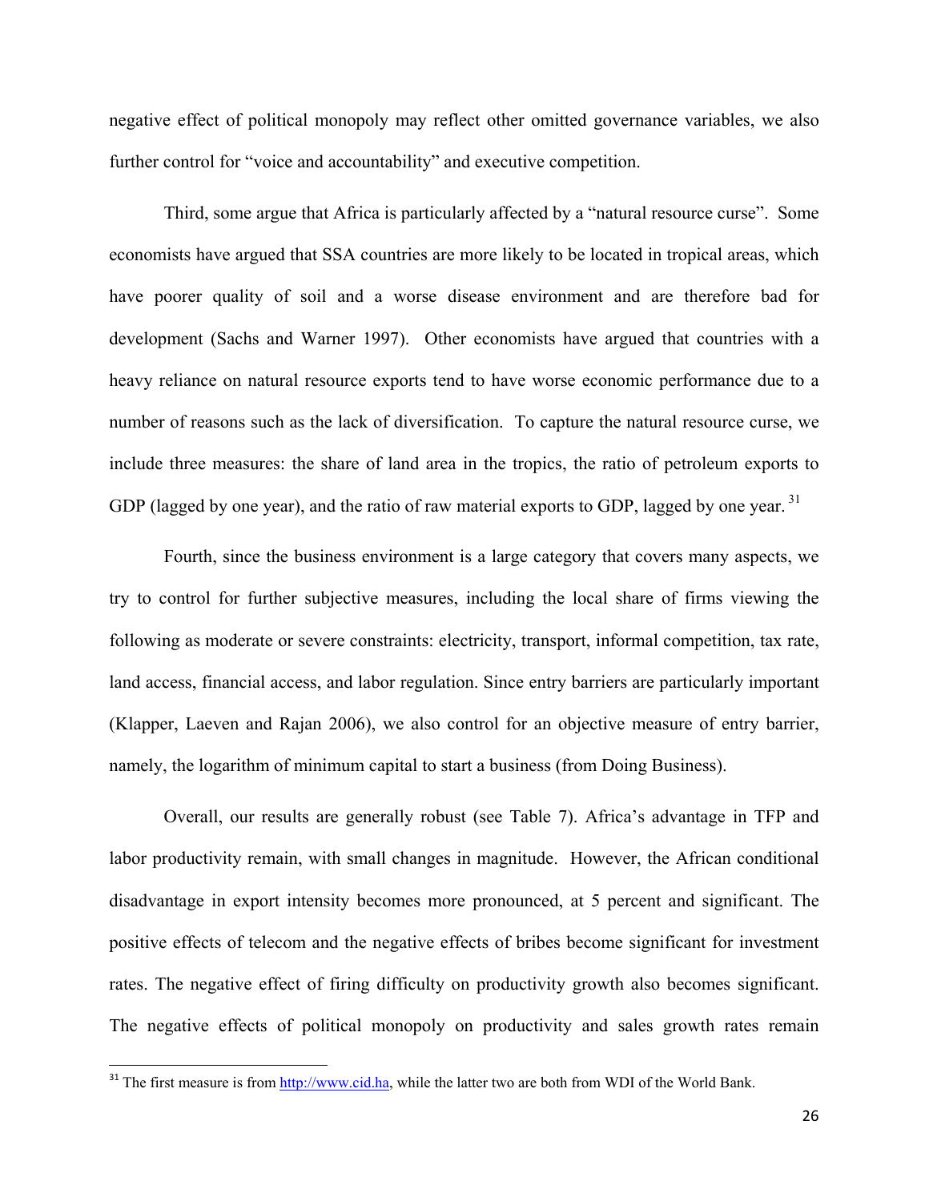negative effect of political monopoly may reflect other omitted governance variables, we also further control for "voice and accountability" and executive competition.

Third, some argue that Africa is particularly affected by a "natural resource curse". Some economists have argued that SSA countries are more likely to be located in tropical areas, which have poorer quality of soil and a worse disease environment and are therefore bad for development (Sachs and Warner 1997). Other economists have argued that countries with a heavy reliance on natural resource exports tend to have worse economic performance due to a number of reasons such as the lack of diversification. To capture the natural resource curse, we include three measures: the share of land area in the tropics, the ratio of petroleum exports to GDP (lagged by one year), and the ratio of raw material exports to GDP, lagged by one year.[31]

Fourth, since the business environment is a large category that covers many aspects, we try to control for further subjective measures, including the local share of firms viewing the following as moderate or severe constraints: electricity, transport, informal competition, tax rate, land access, financial access, and labor regulation. Since entry barriers are particularly important (Klapper, Laeven and Rajan 2006), we also control for an objective measure of entry barrier, namely, the logarithm of minimum capital to start a business (from Doing Business).

Overall, our results are generally robust (see Table 7). Africa's advantage in TFP and labor productivity remain, with small changes in magnitude. However, the African conditional disadvantage in export intensity becomes more pronounced, at 5 percent and significant. The positive effects of telecom and the negative effects of bribes become significant for investment rates. The negative effect of firing difficulty on productivity growth also becomes significant. The negative effects of political monopoly on productivity and sales growth rates remain

[31] The first measure is from http://www.cid.ha, while the latter two are both from WDI of the World Bank.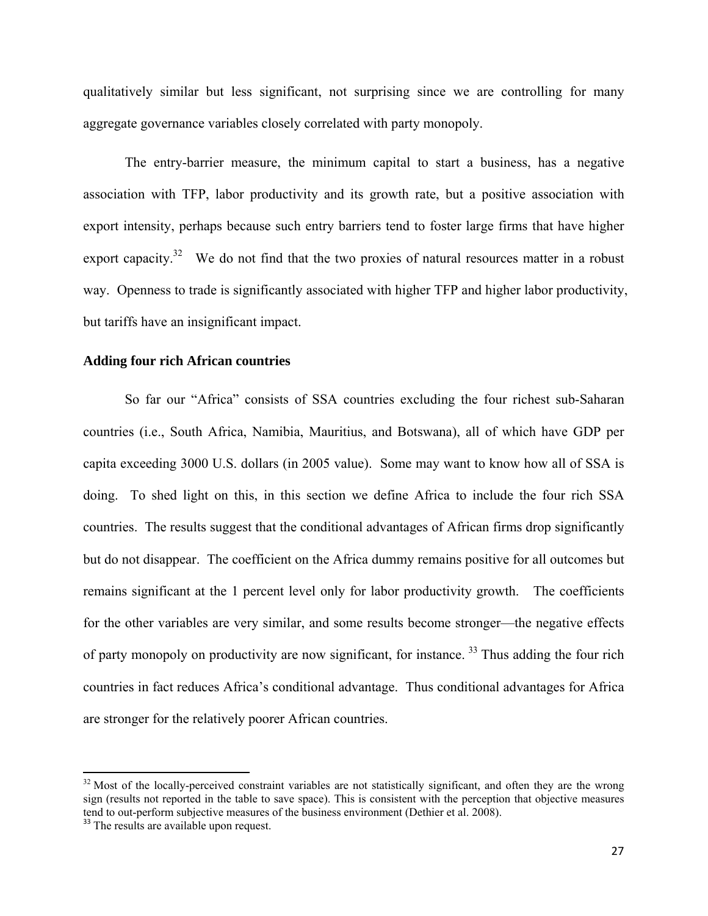qualitatively similar but less significant, not surprising since we are controlling for many aggregate governance variables closely correlated with party monopoly.

The entry-barrier measure, the minimum capital to start a business, has a negative association with TFP, labor productivity and its growth rate, but a positive association with export intensity, perhaps because such entry barriers tend to foster large firms that have higher export capacity.[32] We do not find that the two proxies of natural resources matter in a robust way. Openness to trade is significantly associated with higher TFP and higher labor productivity, but tariffs have an insignificant impact.

**Adding four rich African countries**

So far our "Africa" consists of SSA countries excluding the four richest sub-Saharan countries (i.e., South Africa, Namibia, Mauritius, and Botswana), all of which have GDP per capita exceeding 3000 U.S. dollars (in 2005 value). Some may want to know how all of SSA is doing. To shed light on this, in this section we define Africa to include the four rich SSA countries. The results suggest that the conditional advantages of African firms drop significantly but do not disappear. The coefficient on the Africa dummy remains positive for all outcomes but remains significant at the 1 percent level only for labor productivity growth. The coefficients for the other variables are very similar, and some results become stronger—the negative effects of party monopoly on productivity are now significant, for instance.[33] Thus adding the four rich countries in fact reduces Africa's conditional advantage. Thus conditional advantages for Africa are stronger for the relatively poorer African countries.

[32] Most of the locally-perceived constraint variables are not statistically significant, and often they are the wrong sign (results not reported in the table to save space). This is consistent with the perception that objective measures tend to out-perform subjective measures of the business environment (Dethier et al. 2008).

[33] The results are available upon request.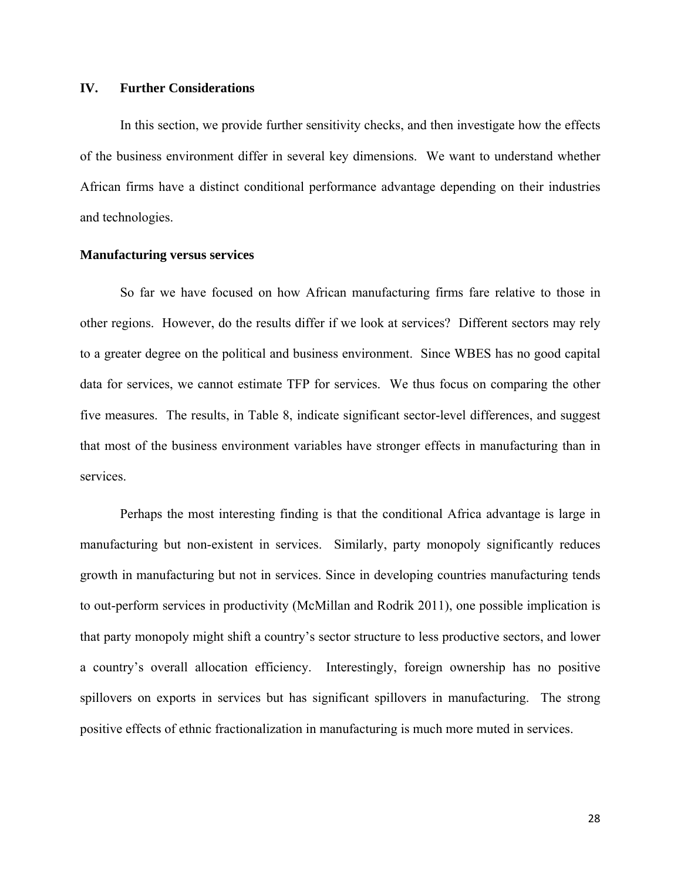## IV. Further Considerations

In this section, we provide further sensitivity checks, and then investigate how the effects of the business environment differ in several key dimensions. We want to understand whether African firms have a distinct conditional performance advantage depending on their industries and technologies.

### Manufacturing versus services

So far we have focused on how African manufacturing firms fare relative to those in other regions. However, do the results differ if we look at services? Different sectors may rely to a greater degree on the political and business environment. Since WBES has no good capital data for services, we cannot estimate TFP for services. We thus focus on comparing the other five measures. The results, in Table 8, indicate significant sector-level differences, and suggest that most of the business environment variables have stronger effects in manufacturing than in services.

Perhaps the most interesting finding is that the conditional Africa advantage is large in manufacturing but non-existent in services. Similarly, party monopoly significantly reduces growth in manufacturing but not in services. Since in developing countries manufacturing tends to out-perform services in productivity (McMillan and Rodrik 2011), one possible implication is that party monopoly might shift a country's sector structure to less productive sectors, and lower a country's overall allocation efficiency. Interestingly, foreign ownership has no positive spillovers on exports in services but has significant spillovers in manufacturing. The strong positive effects of ethnic fractionalization in manufacturing is much more muted in services.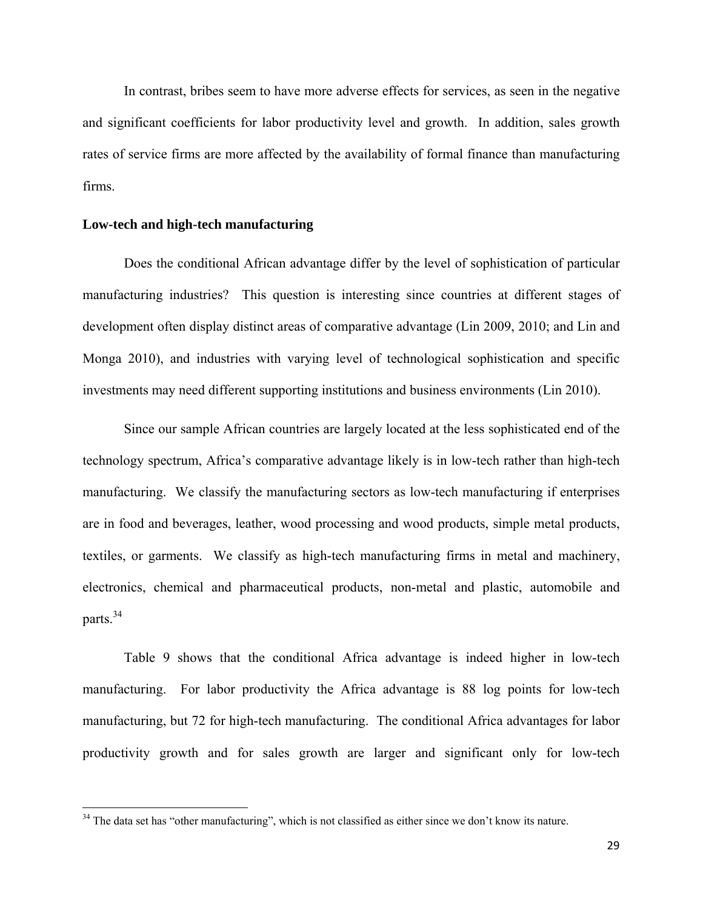In contrast, bribes seem to have more adverse effects for services, as seen in the negative and significant coefficients for labor productivity level and growth. In addition, sales growth rates of service firms are more affected by the availability of formal finance than manufacturing firms.

**Low-tech and high-tech manufacturing**

Does the conditional African advantage differ by the level of sophistication of particular manufacturing industries? This question is interesting since countries at different stages of development often display distinct areas of comparative advantage (Lin 2009, 2010; and Lin and Monga 2010), and industries with varying level of technological sophistication and specific investments may need different supporting institutions and business environments (Lin 2010).

Since our sample African countries are largely located at the less sophisticated end of the technology spectrum, Africa's comparative advantage likely is in low-tech rather than high-tech manufacturing. We classify the manufacturing sectors as low-tech manufacturing if enterprises are in food and beverages, leather, wood processing and wood products, simple metal products, textiles, or garments. We classify as high-tech manufacturing firms in metal and machinery, electronics, chemical and pharmaceutical products, non-metal and plastic, automobile and parts.[34]

Table 9 shows that the conditional Africa advantage is indeed higher in low-tech manufacturing. For labor productivity the Africa advantage is 88 log points for low-tech manufacturing, but 72 for high-tech manufacturing. The conditional Africa advantages for labor productivity growth and for sales growth are larger and significant only for low-tech

[34] The data set has "other manufacturing", which is not classified as either since we don't know its nature.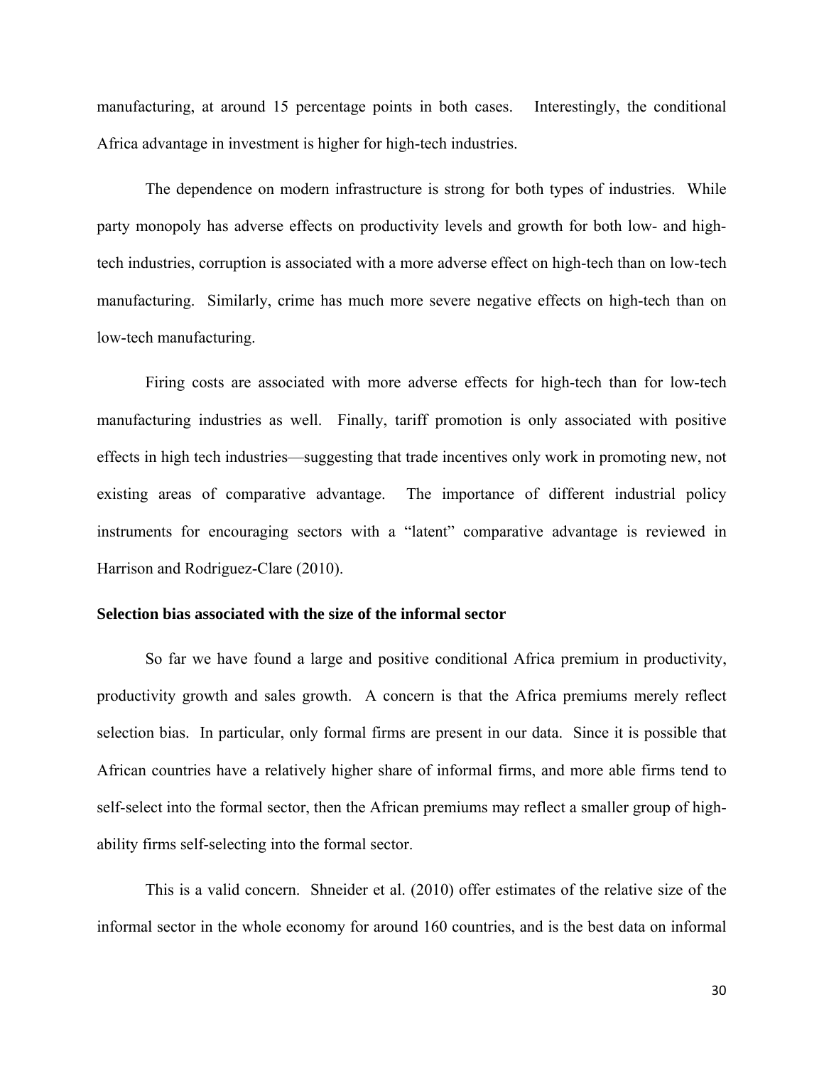manufacturing, at around 15 percentage points in both cases. Interestingly, the conditional Africa advantage in investment is higher for high-tech industries.

The dependence on modern infrastructure is strong for both types of industries. While party monopoly has adverse effects on productivity levels and growth for both low- and high-tech industries, corruption is associated with a more adverse effect on high-tech than on low-tech manufacturing. Similarly, crime has much more severe negative effects on high-tech than on low-tech manufacturing.

Firing costs are associated with more adverse effects for high-tech than for low-tech manufacturing industries as well. Finally, tariff promotion is only associated with positive effects in high tech industries—suggesting that trade incentives only work in promoting new, not existing areas of comparative advantage. The importance of different industrial policy instruments for encouraging sectors with a "latent" comparative advantage is reviewed in Harrison and Rodriguez-Clare (2010).

**Selection bias associated with the size of the informal sector**

So far we have found a large and positive conditional Africa premium in productivity, productivity growth and sales growth. A concern is that the Africa premiums merely reflect selection bias. In particular, only formal firms are present in our data. Since it is possible that African countries have a relatively higher share of informal firms, and more able firms tend to self-select into the formal sector, then the African premiums may reflect a smaller group of high-ability firms self-selecting into the formal sector.

This is a valid concern. Shneider et al. (2010) offer estimates of the relative size of the informal sector in the whole economy for around 160 countries, and is the best data on informal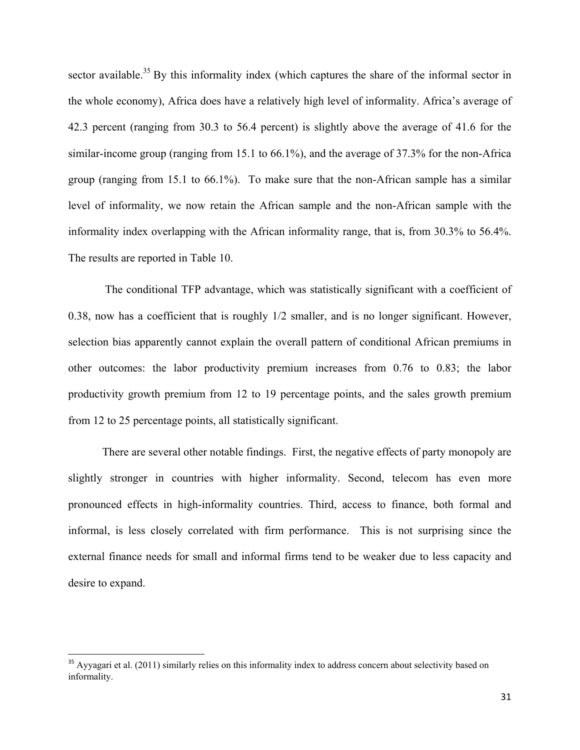sector available.[35] By this informality index (which captures the share of the informal sector in the whole economy), Africa does have a relatively high level of informality. Africa's average of 42.3 percent (ranging from 30.3 to 56.4 percent) is slightly above the average of 41.6 for the similar-income group (ranging from 15.1 to 66.1%), and the average of 37.3% for the non-Africa group (ranging from 15.1 to 66.1%). To make sure that the non-African sample has a similar level of informality, we now retain the African sample and the non-African sample with the informality index overlapping with the African informality range, that is, from 30.3% to 56.4%. The results are reported in Table 10.

The conditional TFP advantage, which was statistically significant with a coefficient of 0.38, now has a coefficient that is roughly 1/2 smaller, and is no longer significant. However, selection bias apparently cannot explain the overall pattern of conditional African premiums in other outcomes: the labor productivity premium increases from 0.76 to 0.83; the labor productivity growth premium from 12 to 19 percentage points, and the sales growth premium from 12 to 25 percentage points, all statistically significant.

There are several other notable findings. First, the negative effects of party monopoly are slightly stronger in countries with higher informality. Second, telecom has even more pronounced effects in high-informality countries. Third, access to finance, both formal and informal, is less closely correlated with firm performance. This is not surprising since the external finance needs for small and informal firms tend to be weaker due to less capacity and desire to expand.

[35] Ayyagari et al. (2011) similarly relies on this informality index to address concern about selectivity based on informality.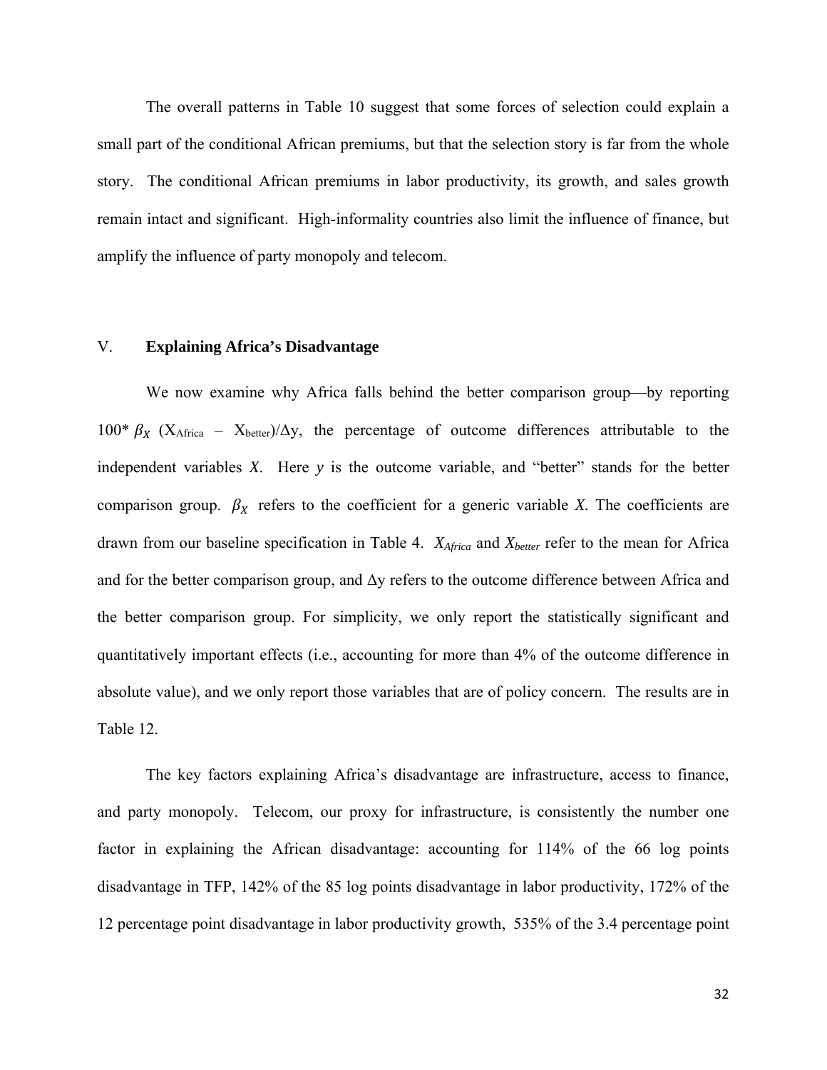The overall patterns in Table 10 suggest that some forces of selection could explain a small part of the conditional African premiums, but that the selection story is far from the whole story. The conditional African premiums in labor productivity, its growth, and sales growth remain intact and significant. High-informality countries also limit the influence of finance, but amplify the influence of party monopoly and telecom.

## V. Explaining Africa's Disadvantage

We now examine why Africa falls behind the better comparison group—by reporting $100^* \beta_X$ ($X_{Africa}$ – $X_{better}$)/$\Delta$y, the percentage of outcome differences attributable to the independent variables *X*. Here *y* is the outcome variable, and "better" stands for the better comparison group. $\beta_X$ refers to the coefficient for a generic variable *X*. The coefficients are drawn from our baseline specification in Table 4. $X_{Africa}$ and $X_{better}$ refer to the mean for Africa and for the better comparison group, and $\Delta$y refers to the outcome difference between Africa and the better comparison group. For simplicity, we only report the statistically significant and quantitatively important effects (i.e., accounting for more than 4% of the outcome difference in absolute value), and we only report those variables that are of policy concern. The results are in Table 12.

The key factors explaining Africa's disadvantage are infrastructure, access to finance, and party monopoly. Telecom, our proxy for infrastructure, is consistently the number one factor in explaining the African disadvantage: accounting for 114% of the 66 log points disadvantage in TFP, 142% of the 85 log points disadvantage in labor productivity, 172% of the 12 percentage point disadvantage in labor productivity growth, 535% of the 3.4 percentage point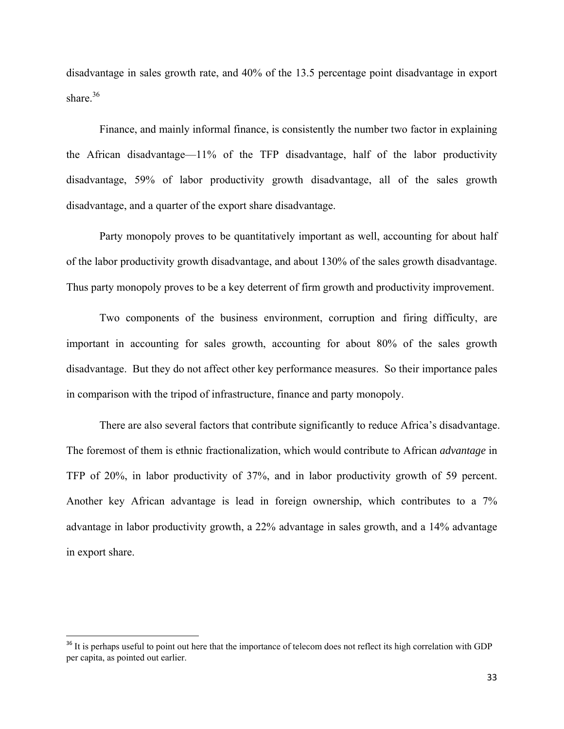disadvantage in sales growth rate, and 40% of the 13.5 percentage point disadvantage in export share.[36]

Finance, and mainly informal finance, is consistently the number two factor in explaining the African disadvantage—11% of the TFP disadvantage, half of the labor productivity disadvantage, 59% of labor productivity growth disadvantage, all of the sales growth disadvantage, and a quarter of the export share disadvantage.

Party monopoly proves to be quantitatively important as well, accounting for about half of the labor productivity growth disadvantage, and about 130% of the sales growth disadvantage. Thus party monopoly proves to be a key deterrent of firm growth and productivity improvement.

Two components of the business environment, corruption and firing difficulty, are important in accounting for sales growth, accounting for about 80% of the sales growth disadvantage. But they do not affect other key performance measures. So their importance pales in comparison with the tripod of infrastructure, finance and party monopoly.

There are also several factors that contribute significantly to reduce Africa's disadvantage. The foremost of them is ethnic fractionalization, which would contribute to African *advantage* in TFP of 20%, in labor productivity of 37%, and in labor productivity growth of 59 percent. Another key African advantage is lead in foreign ownership, which contributes to a 7% advantage in labor productivity growth, a 22% advantage in sales growth, and a 14% advantage in export share.

[36] It is perhaps useful to point out here that the importance of telecom does not reflect its high correlation with GDP per capita, as pointed out earlier.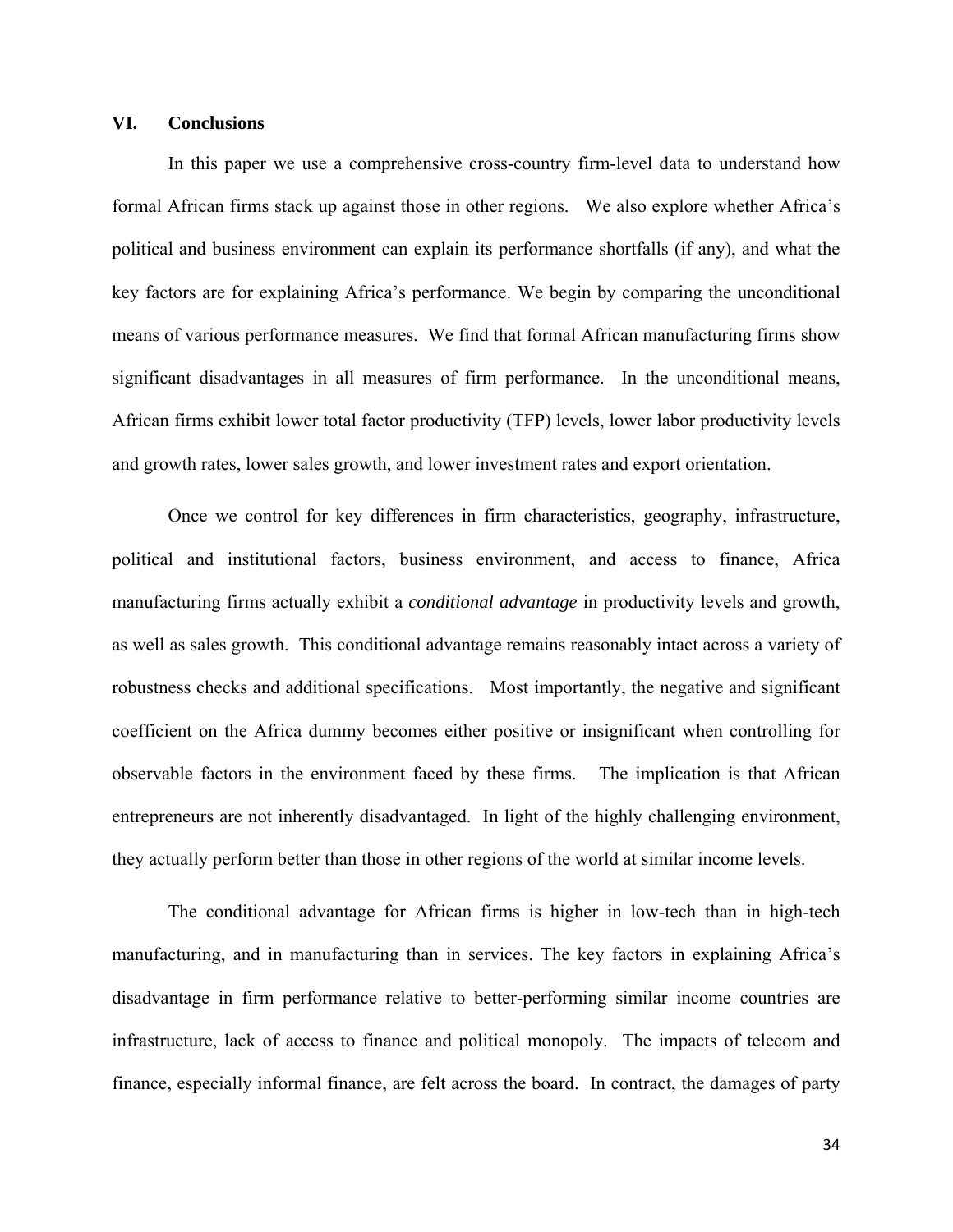## VI. Conclusions

In this paper we use a comprehensive cross-country firm-level data to understand how formal African firms stack up against those in other regions. We also explore whether Africa's political and business environment can explain its performance shortfalls (if any), and what the key factors are for explaining Africa's performance. We begin by comparing the unconditional means of various performance measures. We find that formal African manufacturing firms show significant disadvantages in all measures of firm performance. In the unconditional means, African firms exhibit lower total factor productivity (TFP) levels, lower labor productivity levels and growth rates, lower sales growth, and lower investment rates and export orientation.

Once we control for key differences in firm characteristics, geography, infrastructure, political and institutional factors, business environment, and access to finance, Africa manufacturing firms actually exhibit a *conditional advantage* in productivity levels and growth, as well as sales growth. This conditional advantage remains reasonably intact across a variety of robustness checks and additional specifications. Most importantly, the negative and significant coefficient on the Africa dummy becomes either positive or insignificant when controlling for observable factors in the environment faced by these firms. The implication is that African entrepreneurs are not inherently disadvantaged. In light of the highly challenging environment, they actually perform better than those in other regions of the world at similar income levels.

The conditional advantage for African firms is higher in low-tech than in high-tech manufacturing, and in manufacturing than in services. The key factors in explaining Africa's disadvantage in firm performance relative to better-performing similar income countries are infrastructure, lack of access to finance and political monopoly. The impacts of telecom and finance, especially informal finance, are felt across the board. In contract, the damages of party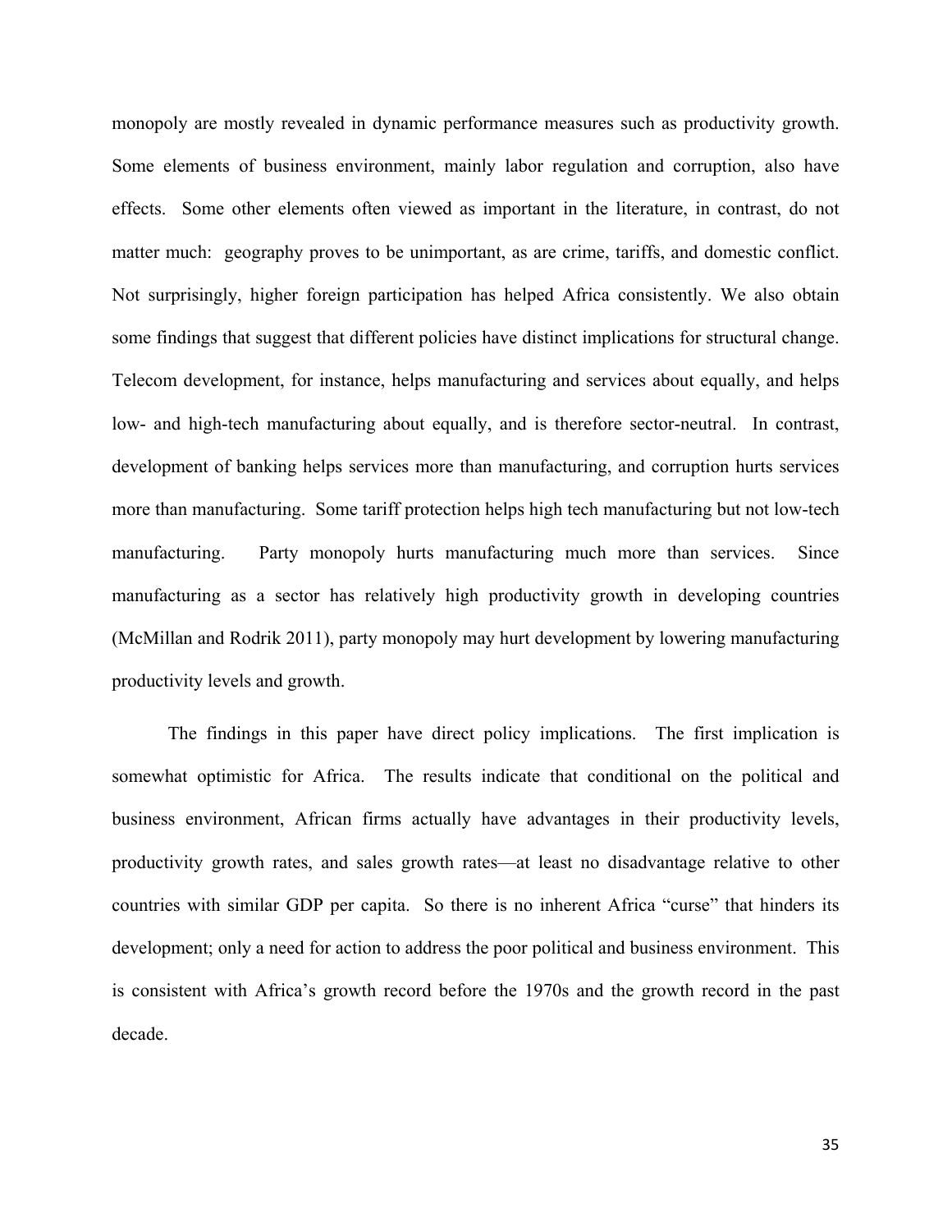monopoly are mostly revealed in dynamic performance measures such as productivity growth. Some elements of business environment, mainly labor regulation and corruption, also have effects. Some other elements often viewed as important in the literature, in contrast, do not matter much: geography proves to be unimportant, as are crime, tariffs, and domestic conflict. Not surprisingly, higher foreign participation has helped Africa consistently. We also obtain some findings that suggest that different policies have distinct implications for structural change. Telecom development, for instance, helps manufacturing and services about equally, and helps low- and high-tech manufacturing about equally, and is therefore sector-neutral. In contrast, development of banking helps services more than manufacturing, and corruption hurts services more than manufacturing. Some tariff protection helps high tech manufacturing but not low-tech manufacturing. Party monopoly hurts manufacturing much more than services. Since manufacturing as a sector has relatively high productivity growth in developing countries (McMillan and Rodrik 2011), party monopoly may hurt development by lowering manufacturing productivity levels and growth.

The findings in this paper have direct policy implications. The first implication is somewhat optimistic for Africa. The results indicate that conditional on the political and business environment, African firms actually have advantages in their productivity levels, productivity growth rates, and sales growth rates—at least no disadvantage relative to other countries with similar GDP per capita. So there is no inherent Africa "curse" that hinders its development; only a need for action to address the poor political and business environment. This is consistent with Africa's growth record before the 1970s and the growth record in the past decade.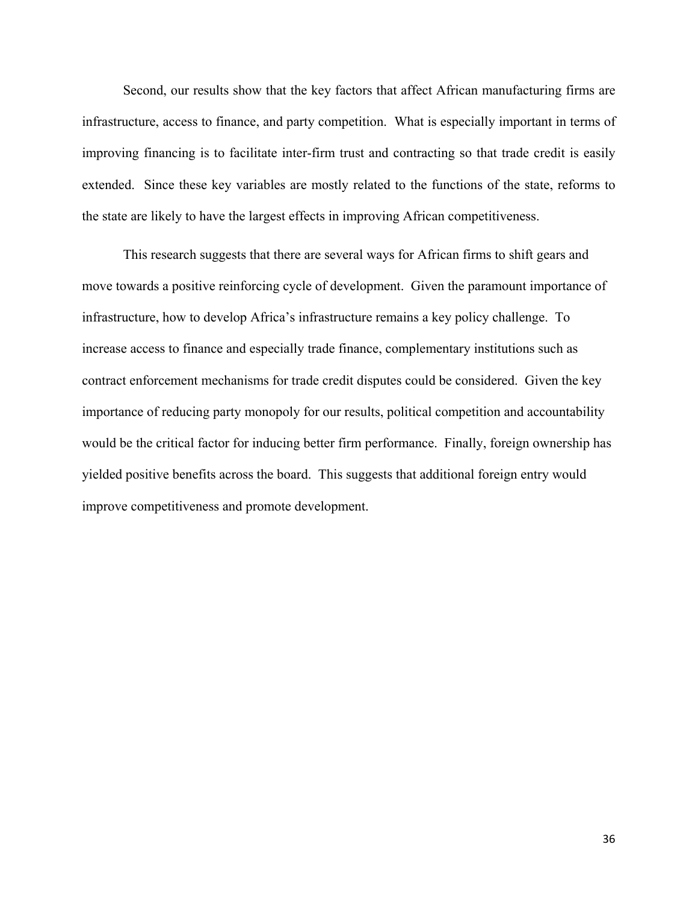Second, our results show that the key factors that affect African manufacturing firms are infrastructure, access to finance, and party competition. What is especially important in terms of improving financing is to facilitate inter-firm trust and contracting so that trade credit is easily extended. Since these key variables are mostly related to the functions of the state, reforms to the state are likely to have the largest effects in improving African competitiveness.

This research suggests that there are several ways for African firms to shift gears and move towards a positive reinforcing cycle of development. Given the paramount importance of infrastructure, how to develop Africa's infrastructure remains a key policy challenge. To increase access to finance and especially trade finance, complementary institutions such as contract enforcement mechanisms for trade credit disputes could be considered. Given the key importance of reducing party monopoly for our results, political competition and accountability would be the critical factor for inducing better firm performance. Finally, foreign ownership has yielded positive benefits across the board. This suggests that additional foreign entry would improve competitiveness and promote development.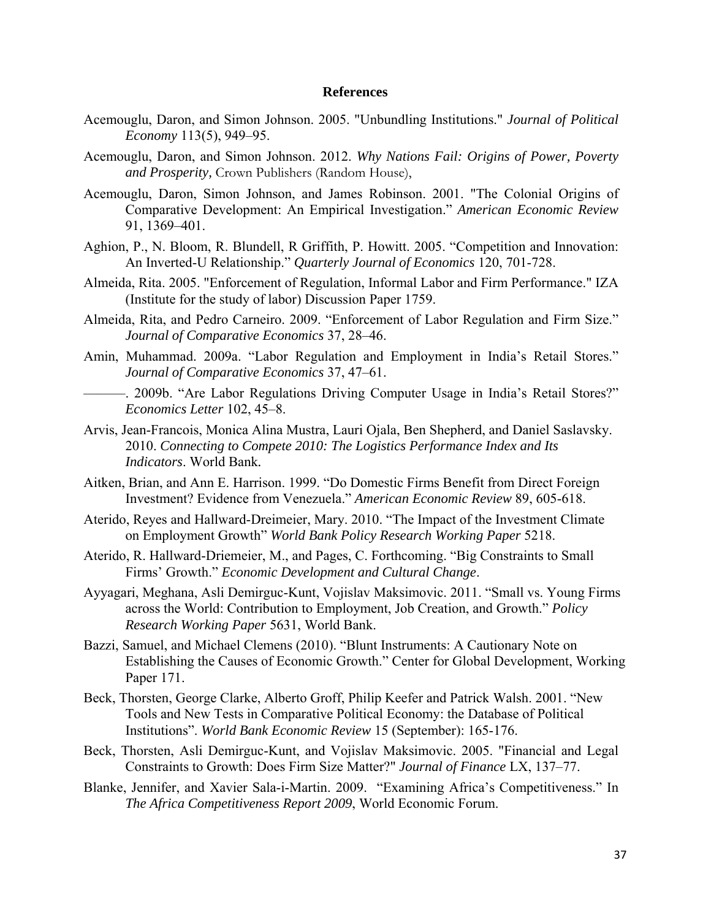## References

Acemouglu, Daron, and Simon Johnson. 2005. "Unbundling Institutions." *Journal of Political Economy* 113(5), 949–95.

Acemouglu, Daron, and Simon Johnson. 2012. *Why Nations Fail: Origins of Power, Poverty and Prosperity,* Crown Publishers (Random House),

Acemouglu, Daron, Simon Johnson, and James Robinson. 2001. "The Colonial Origins of Comparative Development: An Empirical Investigation." *American Economic Review* 91, 1369–401.

Aghion, P., N. Bloom, R. Blundell, R Griffith, P. Howitt. 2005. "Competition and Innovation: An Inverted-U Relationship." *Quarterly Journal of Economics* 120, 701-728.

Almeida, Rita. 2005. "Enforcement of Regulation, Informal Labor and Firm Performance." IZA (Institute for the study of labor) Discussion Paper 1759.

Almeida, Rita, and Pedro Carneiro. 2009. "Enforcement of Labor Regulation and Firm Size." *Journal of Comparative Economics* 37, 28–46.

Amin, Muhammad. 2009a. "Labor Regulation and Employment in India's Retail Stores." *Journal of Comparative Economics* 37, 47–61.

———. 2009b. "Are Labor Regulations Driving Computer Usage in India's Retail Stores?" *Economics Letter* 102, 45–8.

Arvis, Jean-Francois, Monica Alina Mustra, Lauri Ojala, Ben Shepherd, and Daniel Saslavsky. 2010. *Connecting to Compete 2010: The Logistics Performance Index and Its Indicators*. World Bank**.**

Aitken, Brian, and Ann E. Harrison. 1999. "Do Domestic Firms Benefit from Direct Foreign Investment? Evidence from Venezuela." *American Economic Review* 89, 605-618.

Aterido, Reyes and Hallward-Dreimeier, Mary. 2010. "The Impact of the Investment Climate on Employment Growth" *World Bank Policy Research Working Paper* 5218.

Aterido, R. Hallward-Driemeier, M., and Pages, C. Forthcoming. "Big Constraints to Small Firms' Growth." *Economic Development and Cultural Change*.

Ayyagari, Meghana, Asli Demirguc-Kunt, Vojislav Maksimovic. 2011. "Small vs. Young Firms across the World: Contribution to Employment, Job Creation, and Growth." *Policy Research Working Paper* 5631, World Bank.

Bazzi, Samuel, and Michael Clemens (2010). "Blunt Instruments: A Cautionary Note on Establishing the Causes of Economic Growth." Center for Global Development, Working Paper 171.

Beck, Thorsten, George Clarke, Alberto Groff, Philip Keefer and Patrick Walsh. 2001. "New Tools and New Tests in Comparative Political Economy: the Database of Political Institutions". *World Bank Economic Review* 15 (September): 165-176.

Beck, Thorsten, Asli Demirguc-Kunt, and Vojislav Maksimovic. 2005. "Financial and Legal Constraints to Growth: Does Firm Size Matter?" *Journal of Finance* LX, 137–77.

Blanke, Jennifer, and Xavier Sala-i-Martin. 2009. "Examining Africa's Competitiveness." In *The Africa Competitiveness Report 2009*, World Economic Forum.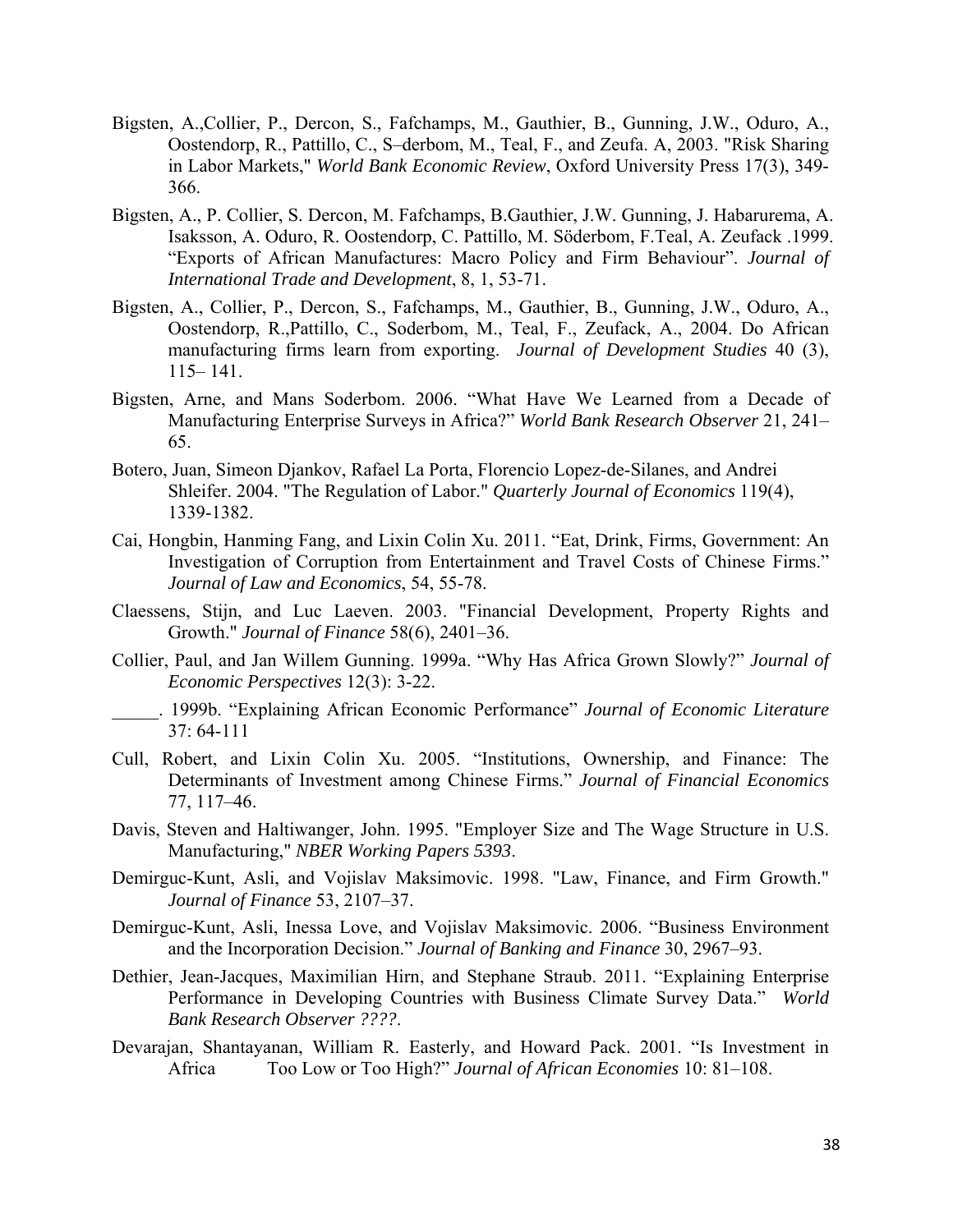Bigsten, A.,Collier, P., Dercon, S., Fafchamps, M., Gauthier, B., Gunning, J.W., Oduro, A., Oostendorp, R., Pattillo, C., S–derbom, M., Teal, F., and Zeufa. A, 2003. "Risk Sharing in Labor Markets," *World Bank Economic Review*, Oxford University Press 17(3), 349-366.

Bigsten, A., P. Collier, S. Dercon, M. Fafchamps, B.Gauthier, J.W. Gunning, J. Habarurema, A. Isaksson, A. Oduro, R. Oostendorp, C. Pattillo, M. Söderbom, F.Teal, A. Zeufack .1999. "Exports of African Manufactures: Macro Policy and Firm Behaviour". *Journal of International Trade and Development*, 8, 1, 53-71.

Bigsten, A., Collier, P., Dercon, S., Fafchamps, M., Gauthier, B., Gunning, J.W., Oduro, A., Oostendorp, R.,Pattillo, C., Soderbom, M., Teal, F., Zeufack, A., 2004. Do African manufacturing firms learn from exporting. *Journal of Development Studies* 40 (3), 115– 141.

Bigsten, Arne, and Mans Soderbom. 2006. "What Have We Learned from a Decade of Manufacturing Enterprise Surveys in Africa?" *World Bank Research Observer* 21, 241–65.

Botero, Juan, Simeon Djankov, Rafael La Porta, Florencio Lopez-de-Silanes, and Andrei Shleifer. 2004. "The Regulation of Labor." *Quarterly Journal of Economics* 119(4), 1339-1382.

Cai, Hongbin, Hanming Fang, and Lixin Colin Xu. 2011. "Eat, Drink, Firms, Government: An Investigation of Corruption from Entertainment and Travel Costs of Chinese Firms." *Journal of Law and Economics*, 54, 55-78.

Claessens, Stijn, and Luc Laeven. 2003. "Financial Development, Property Rights and Growth." *Journal of Finance* 58(6), 2401–36.

Collier, Paul, and Jan Willem Gunning. 1999a. "Why Has Africa Grown Slowly?" *Journal of Economic Perspectives* 12(3): 3-22.

_____. 1999b. "Explaining African Economic Performance" *Journal of Economic Literature* 37: 64-111

Cull, Robert, and Lixin Colin Xu. 2005. "Institutions, Ownership, and Finance: The Determinants of Investment among Chinese Firms." *Journal of Financial Economics* 77, 117–46.

Davis, Steven and Haltiwanger, John. 1995. "Employer Size and The Wage Structure in U.S. Manufacturing," *NBER Working Papers 5393*.

Demirguc-Kunt, Asli, and Vojislav Maksimovic. 1998. "Law, Finance, and Firm Growth." *Journal of Finance* 53, 2107–37.

Demirguc-Kunt, Asli, Inessa Love, and Vojislav Maksimovic. 2006. "Business Environment and the Incorporation Decision." *Journal of Banking and Finance* 30, 2967–93.

Dethier, Jean-Jacques, Maximilian Hirn, and Stephane Straub. 2011. "Explaining Enterprise Performance in Developing Countries with Business Climate Survey Data." *World Bank Research Observer ????*.

Devarajan, Shantayanan, William R. Easterly, and Howard Pack. 2001. "Is Investment in Africa Too Low or Too High?" *Journal of African Economies* 10: 81–108.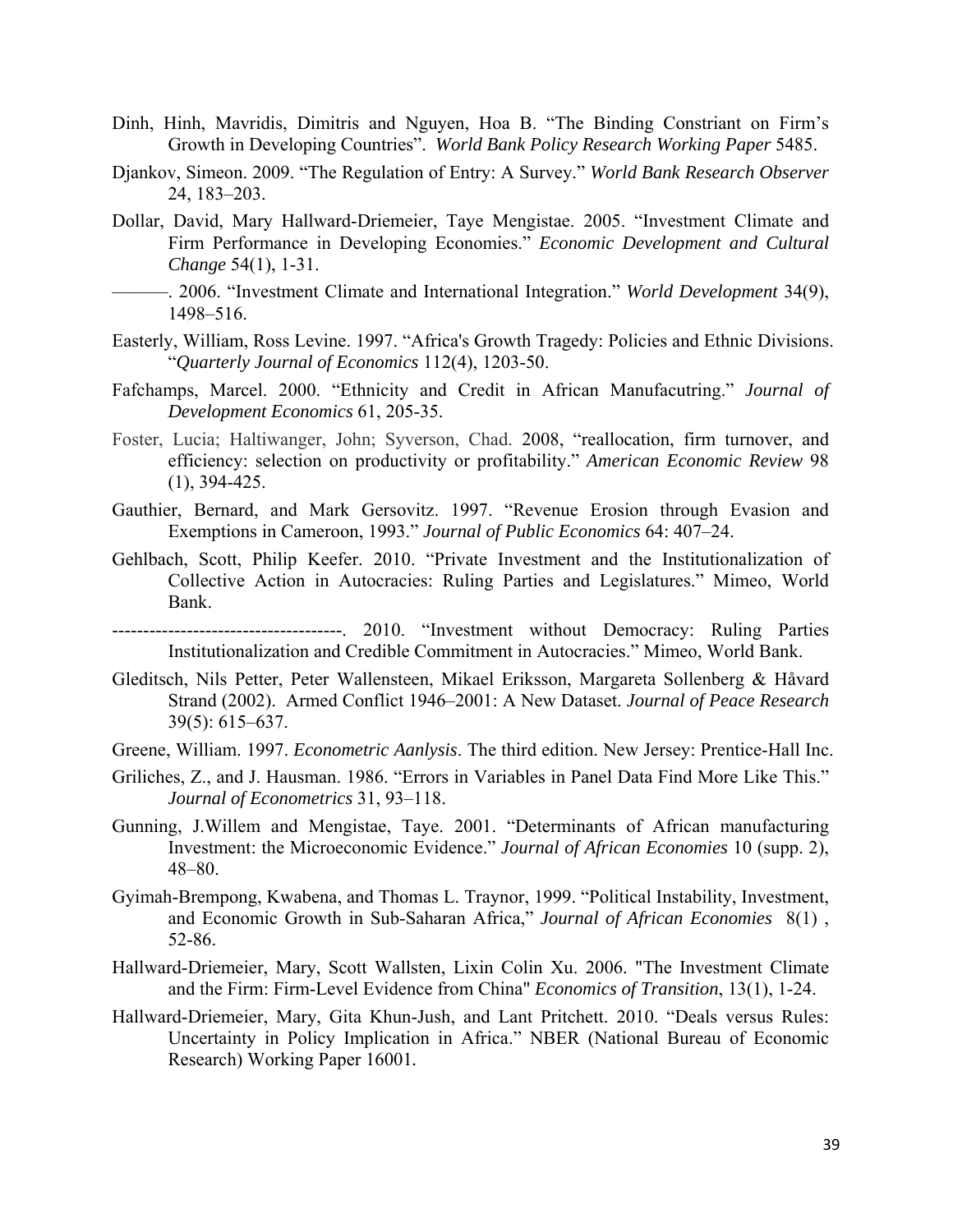Dinh, Hinh, Mavridis, Dimitris and Nguyen, Hoa B. "The Binding Constriant on Firm's Growth in Developing Countries". *World Bank Policy Research Working Paper* 5485.

Djankov, Simeon. 2009. "The Regulation of Entry: A Survey." *World Bank Research Observer* 24, 183–203.

Dollar, David, Mary Hallward-Driemeier, Taye Mengistae. 2005. "Investment Climate and Firm Performance in Developing Economies." *Economic Development and Cultural Change* 54(1), 1-31.

———. 2006. "Investment Climate and International Integration." *World Development* 34(9), 1498–516.

Easterly, William, Ross Levine. 1997. "Africa's Growth Tragedy: Policies and Ethnic Divisions. "*Quarterly Journal of Economics* 112(4), 1203-50.

Fafchamps, Marcel. 2000. "Ethnicity and Credit in African Manufacutring." *Journal of Development Economics* 61, 205-35.

Foster, Lucia; Haltiwanger, John; Syverson, Chad. 2008, "reallocation, firm turnover, and efficiency: selection on productivity or profitability." *American Economic Review* 98 (1), 394-425.

Gauthier, Bernard, and Mark Gersovitz. 1997. "Revenue Erosion through Evasion and Exemptions in Cameroon, 1993." *Journal of Public Economics* 64: 407–24.

Gehlbach, Scott, Philip Keefer. 2010. "Private Investment and the Institutionalization of Collective Action in Autocracies: Ruling Parties and Legislatures." Mimeo, World Bank.

-------------------------------------. 2010. "Investment without Democracy: Ruling Parties Institutionalization and Credible Commitment in Autocracies." Mimeo, World Bank.

Gleditsch, Nils Petter, Peter Wallensteen, Mikael Eriksson, Margareta Sollenberg & Håvard Strand (2002). Armed Conflict 1946–2001: A New Dataset. *Journal of Peace Research* 39(5): 615–637.

Greene, William. 1997. *Econometric Aanlysis*. The third edition. New Jersey: Prentice-Hall Inc.

Griliches, Z., and J. Hausman. 1986. "Errors in Variables in Panel Data Find More Like This." *Journal of Econometrics* 31, 93–118.

Gunning, J.Willem and Mengistae, Taye. 2001. "Determinants of African manufacturing Investment: the Microeconomic Evidence." *Journal of African Economies* 10 (supp. 2), 48–80.

Gyimah-Brempong, Kwabena, and Thomas L. Traynor, 1999. "Political Instability, Investment, and Economic Growth in Sub-Saharan Africa," *Journal of African Economies* 8(1) , 52-86.

Hallward-Driemeier, Mary, Scott Wallsten, Lixin Colin Xu. 2006. "The Investment Climate and the Firm: Firm-Level Evidence from China" *Economics of Transition*, 13(1), 1-24.

Hallward-Driemeier, Mary, Gita Khun-Jush, and Lant Pritchett. 2010. "Deals versus Rules: Uncertainty in Policy Implication in Africa." NBER (National Bureau of Economic Research) Working Paper 16001.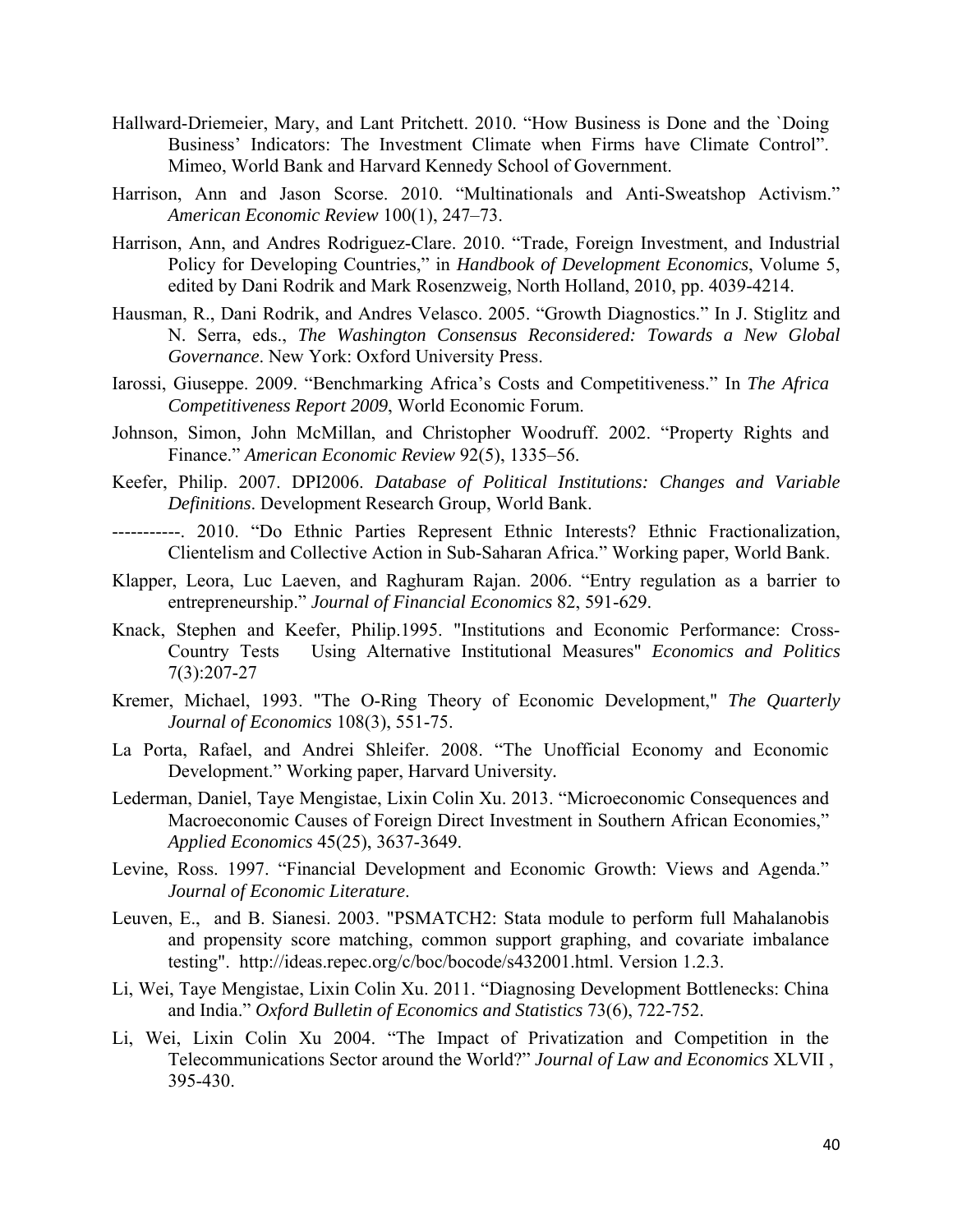Hallward-Driemeier, Mary, and Lant Pritchett. 2010. "How Business is Done and the `Doing Business' Indicators: The Investment Climate when Firms have Climate Control". Mimeo, World Bank and Harvard Kennedy School of Government.

Harrison, Ann and Jason Scorse. 2010. "Multinationals and Anti-Sweatshop Activism." *American Economic Review* 100(1), 247–73.

Harrison, Ann, and Andres Rodriguez-Clare. 2010. "Trade, Foreign Investment, and Industrial Policy for Developing Countries," in *Handbook of Development Economics*, Volume 5, edited by Dani Rodrik and Mark Rosenzweig, North Holland, 2010, pp. 4039-4214.

Hausman, R., Dani Rodrik, and Andres Velasco. 2005. "Growth Diagnostics." In J. Stiglitz and N. Serra, eds., *The Washington Consensus Reconsidered: Towards a New Global Governance*. New York: Oxford University Press.

Iarossi, Giuseppe. 2009. "Benchmarking Africa's Costs and Competitiveness." In *The Africa Competitiveness Report 2009*, World Economic Forum.

Johnson, Simon, John McMillan, and Christopher Woodruff. 2002. "Property Rights and Finance." *American Economic Review* 92(5), 1335–56.

Keefer, Philip. 2007. DPI2006. *Database of Political Institutions: Changes and Variable Definitions*. Development Research Group, World Bank.

-----------. 2010. "Do Ethnic Parties Represent Ethnic Interests? Ethnic Fractionalization, Clientelism and Collective Action in Sub-Saharan Africa." Working paper, World Bank.

Klapper, Leora, Luc Laeven, and Raghuram Rajan. 2006. "Entry regulation as a barrier to entrepreneurship." *Journal of Financial Economics* 82, 591-629.

Knack, Stephen and Keefer, Philip.1995. "Institutions and Economic Performance: Cross-Country Tests Using Alternative Institutional Measures" *Economics and Politics* 7(3):207-27

Kremer, Michael, 1993. "The O-Ring Theory of Economic Development," *The Quarterly Journal of Economics* 108(3), 551-75.

La Porta, Rafael, and Andrei Shleifer. 2008. "The Unofficial Economy and Economic Development." Working paper, Harvard University.

Lederman, Daniel, Taye Mengistae, Lixin Colin Xu. 2013. "Microeconomic Consequences and Macroeconomic Causes of Foreign Direct Investment in Southern African Economies," *Applied Economics* 45(25), 3637-3649.

Levine, Ross. 1997. "Financial Development and Economic Growth: Views and Agenda." *Journal of Economic Literature*.

Leuven, E., and B. Sianesi. 2003. "PSMATCH2: Stata module to perform full Mahalanobis and propensity score matching, common support graphing, and covariate imbalance testing". http://ideas.repec.org/c/boc/bocode/s432001.html. Version 1.2.3.

Li, Wei, Taye Mengistae, Lixin Colin Xu. 2011. "Diagnosing Development Bottlenecks: China and India." *Oxford Bulletin of Economics and Statistics* 73(6), 722-752.

Li, Wei, Lixin Colin Xu 2004. "The Impact of Privatization and Competition in the Telecommunications Sector around the World?" *Journal of Law and Economics* XLVII , 395-430.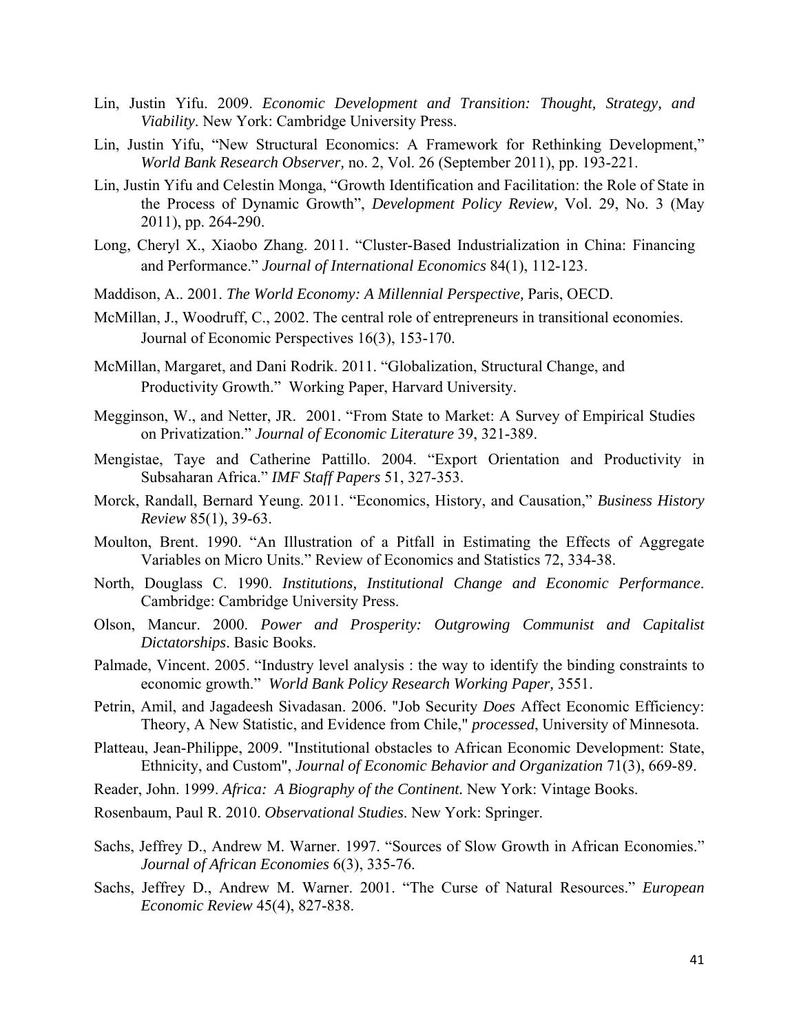Lin, Justin Yifu. 2009. *Economic Development and Transition: Thought, Strategy, and Viability*. New York: Cambridge University Press.

Lin, Justin Yifu, "New Structural Economics: A Framework for Rethinking Development," *World Bank Research Observer,* no. 2, Vol. 26 (September 2011), pp. 193-221.

Lin, Justin Yifu and Celestin Monga, "Growth Identification and Facilitation: the Role of State in the Process of Dynamic Growth", *Development Policy Review,* Vol. 29, No. 3 (May 2011), pp. 264-290.

Long, Cheryl X., Xiaobo Zhang. 2011. "Cluster-Based Industrialization in China: Financing and Performance." *Journal of International Economics* 84(1), 112-123.

Maddison, A.. 2001. *The World Economy: A Millennial Perspective,* Paris, OECD.

McMillan, J., Woodruff, C., 2002. The central role of entrepreneurs in transitional economies. Journal of Economic Perspectives 16(3), 153-170.

McMillan, Margaret, and Dani Rodrik. 2011. "Globalization, Structural Change, and Productivity Growth." Working Paper, Harvard University.

Megginson, W., and Netter, JR. 2001. "From State to Market: A Survey of Empirical Studies on Privatization." *Journal of Economic Literature* 39, 321-389.

Mengistae, Taye and Catherine Pattillo. 2004. "Export Orientation and Productivity in Subsaharan Africa." *IMF Staff Papers* 51, 327-353.

Morck, Randall, Bernard Yeung. 2011. "Economics, History, and Causation," *Business History Review* 85(1), 39-63.

Moulton, Brent. 1990. "An Illustration of a Pitfall in Estimating the Effects of Aggregate Variables on Micro Units." Review of Economics and Statistics 72, 334-38.

North, Douglass C. 1990. *Institutions, Institutional Change and Economic Performance*. Cambridge: Cambridge University Press.

Olson, Mancur. 2000. *Power and Prosperity: Outgrowing Communist and Capitalist Dictatorships*. Basic Books.

Palmade, Vincent. 2005. "Industry level analysis : the way to identify the binding constraints to economic growth." *World Bank Policy Research Working Paper,* 3551.

Petrin, Amil, and Jagadeesh Sivadasan. 2006. "Job Security *Does* Affect Economic Efficiency: Theory, A New Statistic, and Evidence from Chile," *processed*, University of Minnesota.

Platteau, Jean-Philippe, 2009. "Institutional obstacles to African Economic Development: State, Ethnicity, and Custom", *Journal of Economic Behavior and Organization* 71(3), 669-89.

Reader, John. 1999. *Africa: A Biography of the Continent.* New York: Vintage Books.

Rosenbaum, Paul R. 2010. *Observational Studies*. New York: Springer.

Sachs, Jeffrey D., Andrew M. Warner. 1997. "Sources of Slow Growth in African Economies." *Journal of African Economies* 6(3), 335-76.

Sachs, Jeffrey D., Andrew M. Warner. 2001. "The Curse of Natural Resources." *European Economic Review* 45(4), 827-838.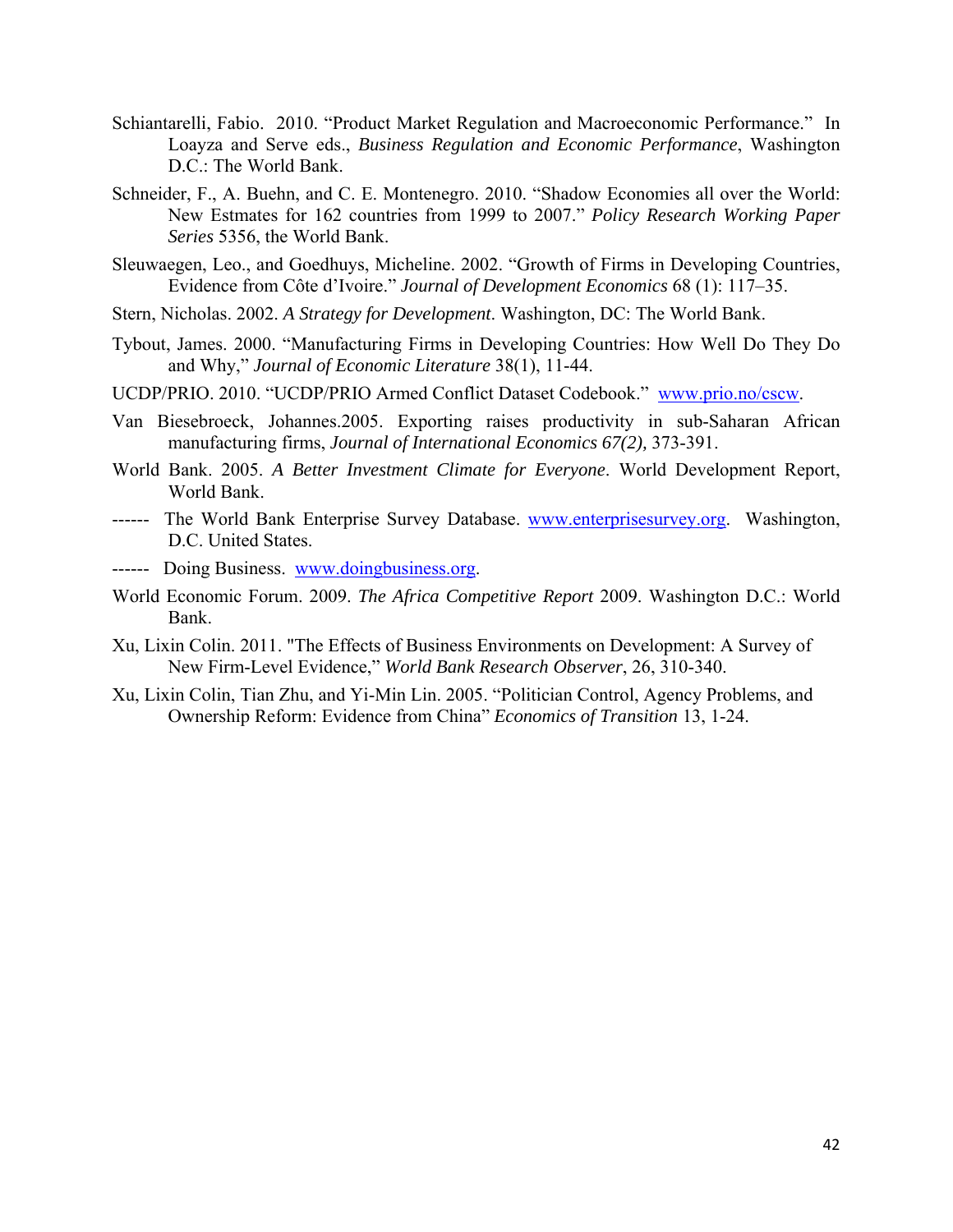Schiantarelli, Fabio. 2010. “Product Market Regulation and Macroeconomic Performance.” In Loayza and Serve eds., *Business Regulation and Economic Performance*, Washington D.C.: The World Bank.

Schneider, F., A. Buehn, and C. E. Montenegro. 2010. “Shadow Economies all over the World: New Estmates for 162 countries from 1999 to 2007.” *Policy Research Working Paper Series* 5356, the World Bank.

Sleuwaegen, Leo., and Goedhuys, Micheline. 2002. “Growth of Firms in Developing Countries, Evidence from Côte d’Ivoire.” *Journal of Development Economics* 68 (1): 117–35.

Stern, Nicholas. 2002. *A Strategy for Development*. Washington, DC: The World Bank.

Tybout, James. 2000. “Manufacturing Firms in Developing Countries: How Well Do They Do and Why,” *Journal of Economic Literature* 38(1), 11-44.

UCDP/PRIO. 2010. “UCDP/PRIO Armed Conflict Dataset Codebook.” www.prio.no/cscw.

Van Biesebroeck, Johannes.2005. Exporting raises productivity in sub-Saharan African manufacturing firms, *Journal of International Economics 67(2),* 373-391.

World Bank. 2005. *A Better Investment Climate for Everyone*. World Development Report, World Bank.

------ The World Bank Enterprise Survey Database. www.enterprisesurvey.org. Washington, D.C. United States.

------ Doing Business. www.doingbusiness.org.

World Economic Forum. 2009. *The Africa Competitive Report* 2009. Washington D.C.: World Bank.

Xu, Lixin Colin. 2011. "The Effects of Business Environments on Development: A Survey of New Firm-Level Evidence," *World Bank Research Observer*, 26, 310-340.

Xu, Lixin Colin, Tian Zhu, and Yi-Min Lin. 2005. “Politician Control, Agency Problems, and Ownership Reform: Evidence from China” *Economics of Transition* 13, 1-24.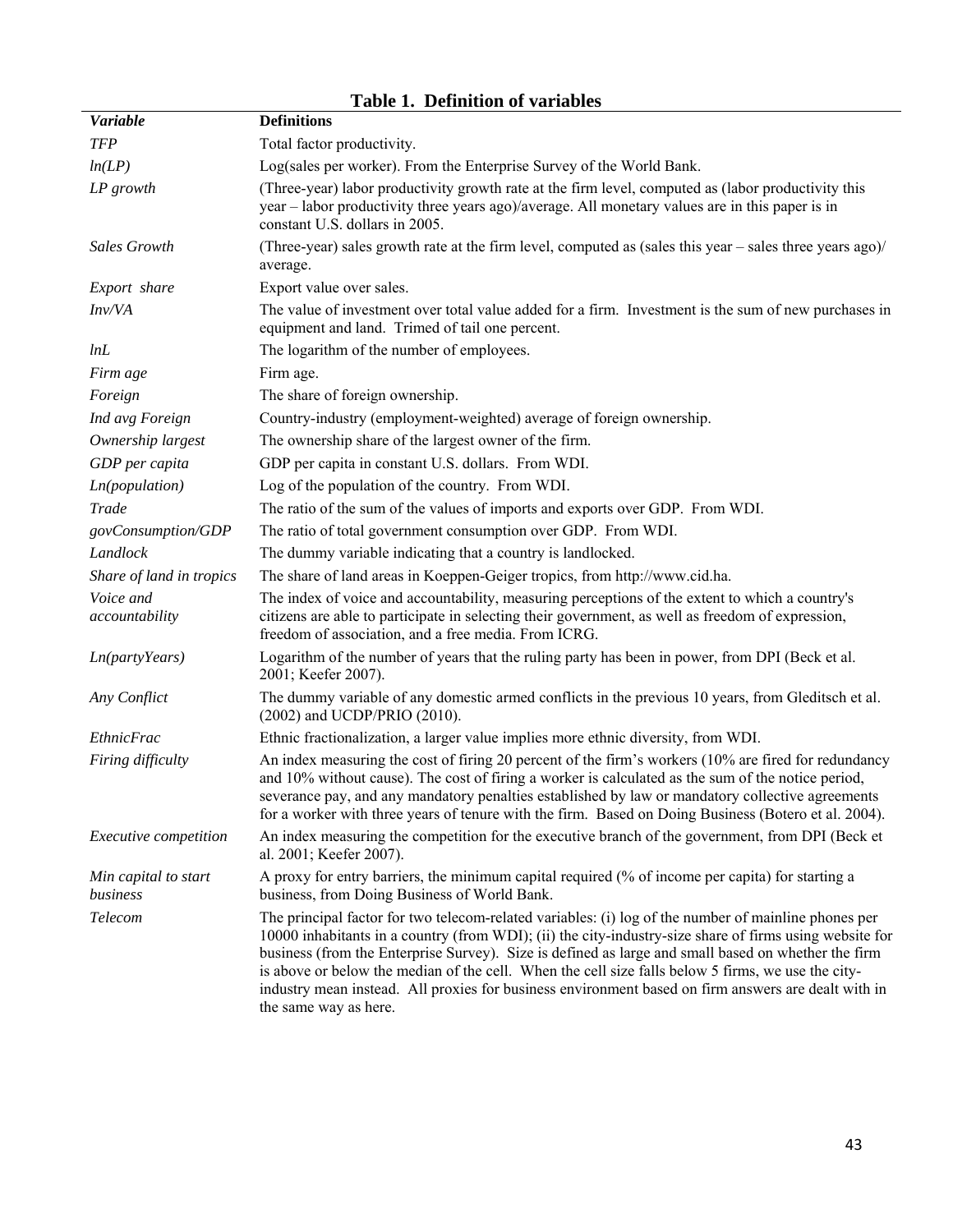**Table 1. Definition of variables**

| *Variable* | **Definitions** |
|---|---|
| *TFP* | Total factor productivity. |
| *ln(LP)* | Log(sales per worker). From the Enterprise Survey of the World Bank. |
| *LP growth* | (Three-year) labor productivity growth rate at the firm level, computed as (labor productivity this year – labor productivity three years ago)/average. All monetary values are in this paper is in constant U.S. dollars in 2005. |
| *Sales Growth* | (Three-year) sales growth rate at the firm level, computed as (sales this year – sales three years ago)/ average. |
| *Export share* | Export value over sales. |
| *Inv/VA* | The value of investment over total value added for a firm. Investment is the sum of new purchases in equipment and land. Trimed of tail one percent. |
| *lnL* | The logarithm of the number of employees. |
| *Firm age* | Firm age. |
| *Foreign* | The share of foreign ownership. |
| *Ind avg Foreign* | Country-industry (employment-weighted) average of foreign ownership. |
| *Ownership largest* | The ownership share of the largest owner of the firm. |
| *GDP per capita* | GDP per capita in constant U.S. dollars. From WDI. |
| *Ln(population)* | Log of the population of the country. From WDI. |
| *Trade* | The ratio of the sum of the values of imports and exports over GDP. From WDI. |
| *govConsumption/GDP* | The ratio of total government consumption over GDP. From WDI. |
| *Landlock* | The dummy variable indicating that a country is landlocked. |
| *Share of land in tropics* | The share of land areas in Koeppen-Geiger tropics, from http://www.cid.ha. |
| *Voice and accountability* | The index of voice and accountability, measuring perceptions of the extent to which a country's citizens are able to participate in selecting their government, as well as freedom of expression, freedom of association, and a free media. From ICRG. |
| *Ln(partyYears)* | Logarithm of the number of years that the ruling party has been in power, from DPI (Beck et al. 2001; Keefer 2007). |
| *Any Conflict* | The dummy variable of any domestic armed conflicts in the previous 10 years, from Gleditsch et al. (2002) and UCDP/PRIO (2010). |
| *EthnicFrac* | Ethnic fractionalization, a larger value implies more ethnic diversity, from WDI. |
| *Firing difficulty* | An index measuring the cost of firing 20 percent of the firm's workers (10% are fired for redundancy and 10% without cause). The cost of firing a worker is calculated as the sum of the notice period, severance pay, and any mandatory penalties established by law or mandatory collective agreements for a worker with three years of tenure with the firm. Based on Doing Business (Botero et al. 2004). |
| *Executive competition* | An index measuring the competition for the executive branch of the government, from DPI (Beck et al. 2001; Keefer 2007). |
| *Min capital to start business* | A proxy for entry barriers, the minimum capital required (% of income per capita) for starting a business, from Doing Business of World Bank. |
| *Telecom* | The principal factor for two telecom-related variables: (i) log of the number of mainline phones per 10000 inhabitants in a country (from WDI); (ii) the city-industry-size share of firms using website for business (from the Enterprise Survey). Size is defined as large and small based on whether the firm is above or below the median of the cell. When the cell size falls below 5 firms, we use the city-industry mean instead. All proxies for business environment based on firm answers are dealt with in the same way as here. |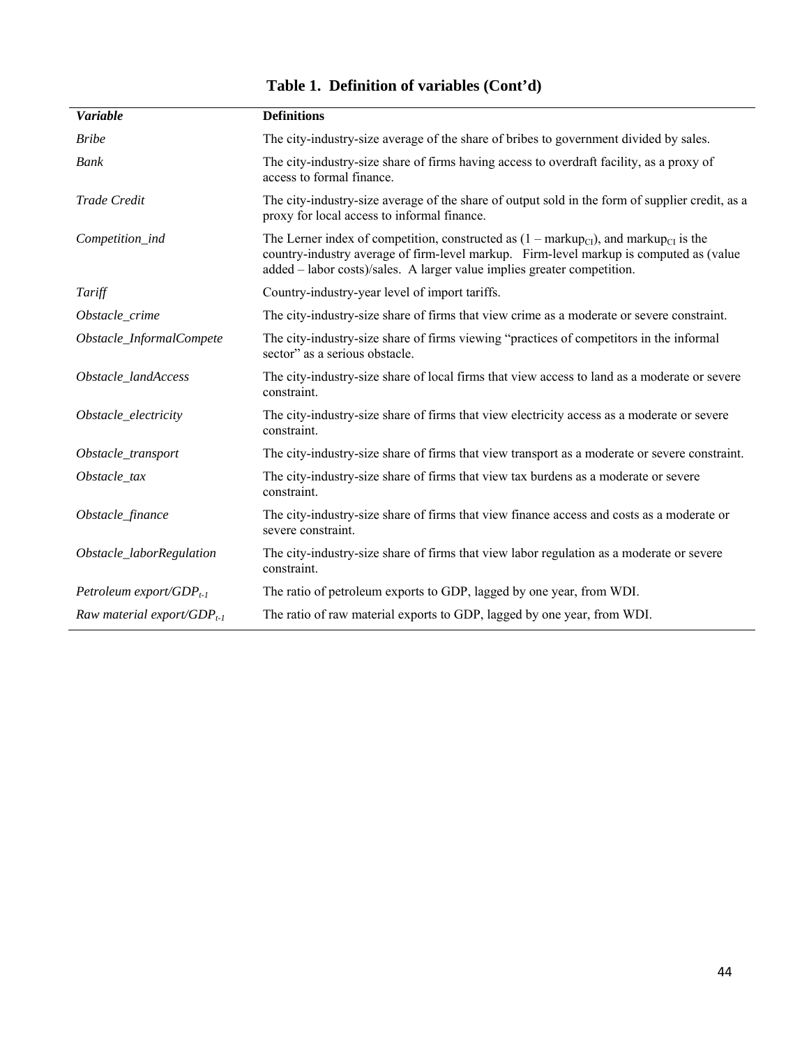**Table 1. Definition of variables (Cont'd)**

| ***Variable*** | **Definitions** |
|---|---|
| *Bribe* | The city-industry-size average of the share of bribes to government divided by sales. |
| *Bank* | The city-industry-size share of firms having access to overdraft facility, as a proxy of access to formal finance. |
| *Trade Credit* | The city-industry-size average of the share of output sold in the form of supplier credit, as a proxy for local access to informal finance. |
| *Competition_ind* | The Lerner index of competition, constructed as (1 – $\text{markup}_{CI}$), and $\text{markup}_{CI}$ is the country-industry average of firm-level markup. Firm-level markup is computed as (value added – labor costs)/sales. A larger value implies greater competition. |
| *Tariff* | Country-industry-year level of import tariffs. |
| *Obstacle_crime* | The city-industry-size share of firms that view crime as a moderate or severe constraint. |
| *Obstacle_InformalCompete* | The city-industry-size share of firms viewing "practices of competitors in the informal sector" as a serious obstacle. |
| *Obstacle_landAccess* | The city-industry-size share of local firms that view access to land as a moderate or severe constraint. |
| *Obstacle_electricity* | The city-industry-size share of firms that view electricity access as a moderate or severe constraint. |
| *Obstacle_transport* | The city-industry-size share of firms that view transport as a moderate or severe constraint. |
| *Obstacle_tax* | The city-industry-size share of firms that view tax burdens as a moderate or severe constraint. |
| *Obstacle_finance* | The city-industry-size share of firms that view finance access and costs as a moderate or severe constraint. |
| *Obstacle_laborRegulation* | The city-industry-size share of firms that view labor regulation as a moderate or severe constraint. |
| *Petroleum export/GDP$_{t-1}$* | The ratio of petroleum exports to GDP, lagged by one year, from WDI. |
| *Raw material export/GDP$_{t-1}$* | The ratio of raw material exports to GDP, lagged by one year, from WDI. |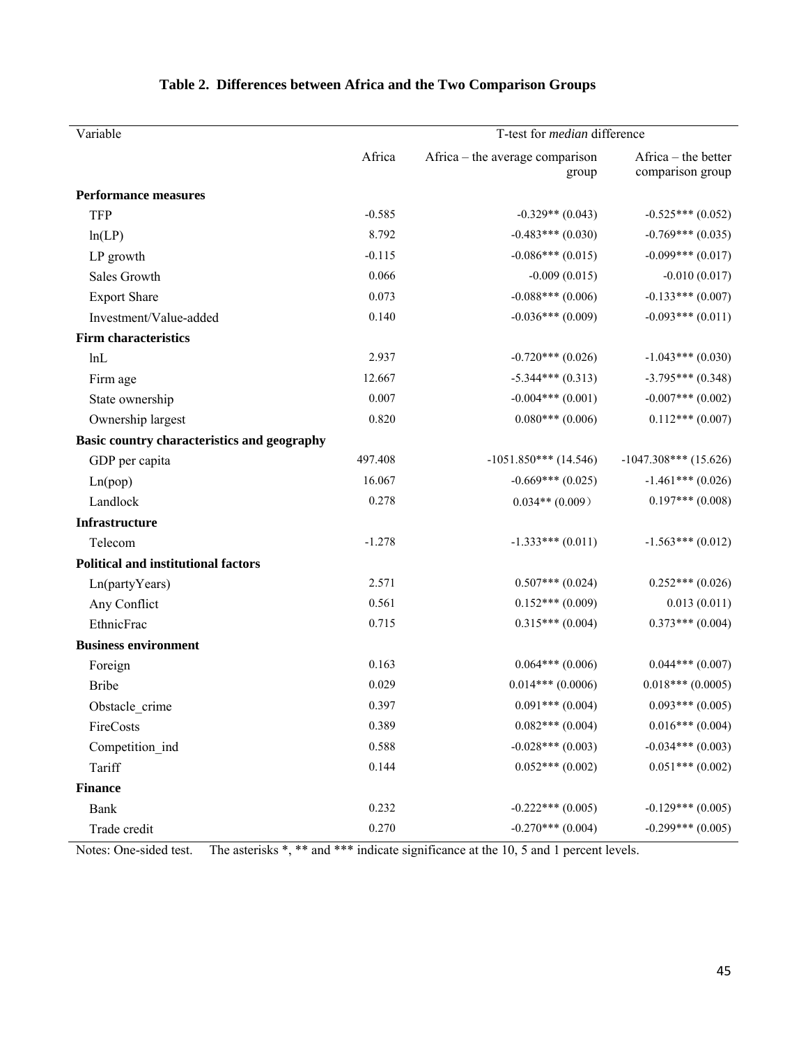**Table 2. Differences between Africa and the Two Comparison Groups**

| Variable | T-test for *median* difference | | |
|---|---|---|---|
| | Africa | Africa – the average comparison group | Africa – the better comparison group |
| **Performance measures** | | | |
| TFP | -0.585 | -0.329** (0.043) | -0.525*** (0.052) |
| ln(LP) | 8.792 | -0.483*** (0.030) | -0.769*** (0.035) |
| LP growth | -0.115 | -0.086*** (0.015) | -0.099*** (0.017) |
| Sales Growth | 0.066 | -0.009 (0.015) | -0.010 (0.017) |
| Export Share | 0.073 | -0.088*** (0.006) | -0.133*** (0.007) |
| Investment/Value-added | 0.140 | -0.036*** (0.009) | -0.093*** (0.011) |
| **Firm characteristics** | | | |
| lnL | 2.937 | -0.720*** (0.026) | -1.043*** (0.030) |
| Firm age | 12.667 | -5.344*** (0.313) | -3.795*** (0.348) |
| State ownership | 0.007 | -0.004*** (0.001) | -0.007*** (0.002) |
| Ownership largest | 0.820 | 0.080*** (0.006) | 0.112*** (0.007) |
| **Basic country characteristics and geography** | | | |
| GDP per capita | 497.408 | -1051.850*** (14.546) | -1047.308*** (15.626) |
| Ln(pop) | 16.067 | -0.669*** (0.025) | -1.461*** (0.026) |
| Landlock | 0.278 | 0.034** (0.009） | 0.197*** (0.008) |
| **Infrastructure** | | | |
| Telecom | -1.278 | -1.333*** (0.011) | -1.563*** (0.012) |
| **Political and institutional factors** | | | |
| Ln(partyYears) | 2.571 | 0.507*** (0.024) | 0.252*** (0.026) |
| Any Conflict | 0.561 | 0.152*** (0.009) | 0.013 (0.011) |
| EthnicFrac | 0.715 | 0.315*** (0.004) | 0.373*** (0.004) |
| **Business environment** | | | |
| Foreign | 0.163 | 0.064*** (0.006) | 0.044*** (0.007) |
| Bribe | 0.029 | 0.014*** (0.0006) | 0.018*** (0.0005) |
| Obstacle_crime | 0.397 | 0.091*** (0.004) | 0.093*** (0.005) |
| FireCosts | 0.389 | 0.082*** (0.004) | 0.016*** (0.004) |
| Competition_ind | 0.588 | -0.028*** (0.003) | -0.034*** (0.003) |
| Tariff | 0.144 | 0.052*** (0.002) | 0.051*** (0.002) |
| **Finance** | | | |
| Bank | 0.232 | -0.222*** (0.005) | -0.129*** (0.005) |
| Trade credit | 0.270 | -0.270*** (0.004) | -0.299*** (0.005) |

Notes: One-sided test. The asterisks *, ** and *** indicate significance at the 10, 5 and 1 percent levels.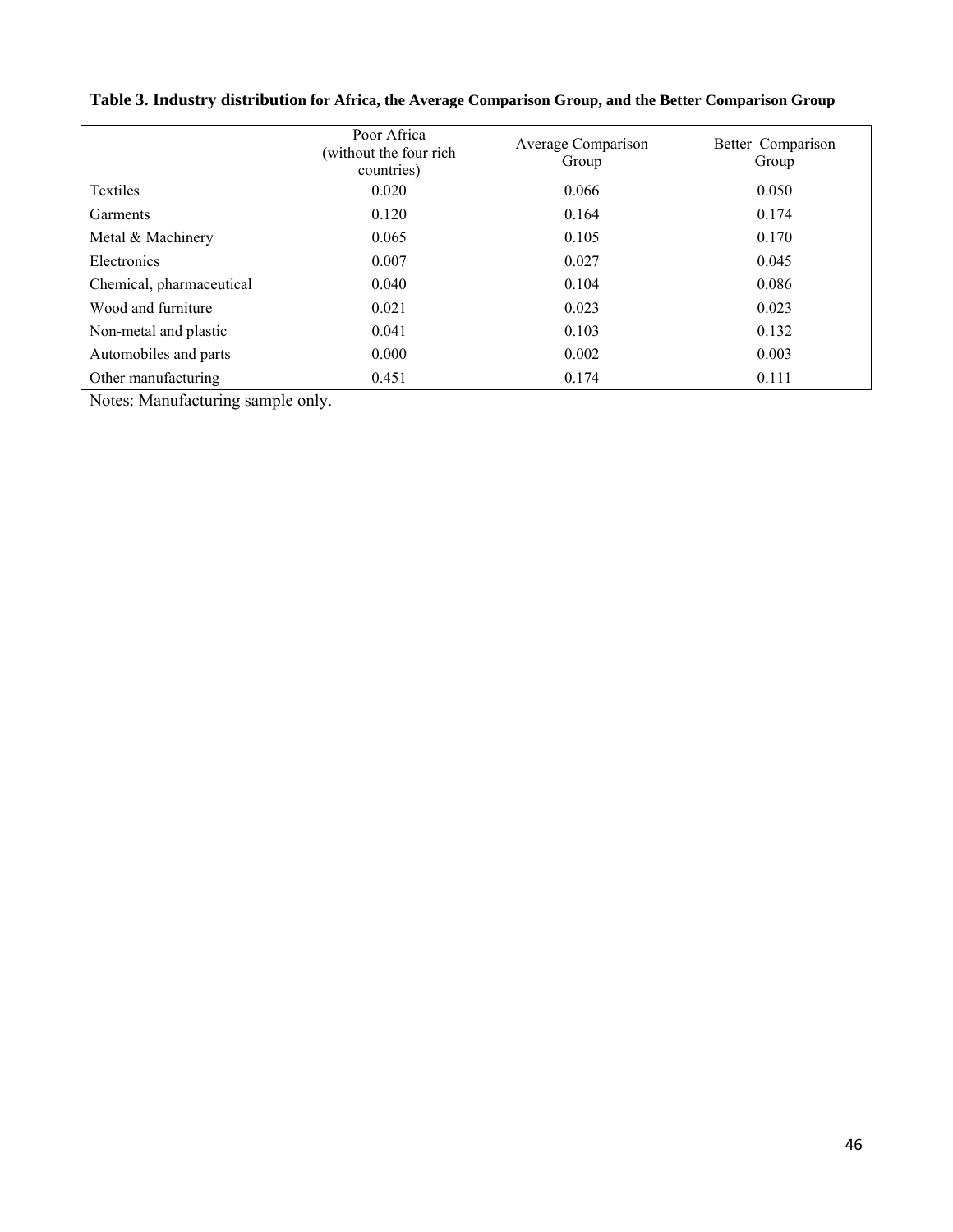**Table 3. Industry distribution for Africa, the Average Comparison Group, and the Better Comparison Group**

| | Poor Africa (without the four rich countries) | Average Comparison Group | Better Comparison Group |
|---|---|---|---|
| Textiles | 0.020 | 0.066 | 0.050 |
| Garments | 0.120 | 0.164 | 0.174 |
| Metal & Machinery | 0.065 | 0.105 | 0.170 |
| Electronics | 0.007 | 0.027 | 0.045 |
| Chemical, pharmaceutical | 0.040 | 0.104 | 0.086 |
| Wood and furniture | 0.021 | 0.023 | 0.023 |
| Non-metal and plastic | 0.041 | 0.103 | 0.132 |
| Automobiles and parts | 0.000 | 0.002 | 0.003 |
| Other manufacturing | 0.451 | 0.174 | 0.111 |

Notes: Manufacturing sample only.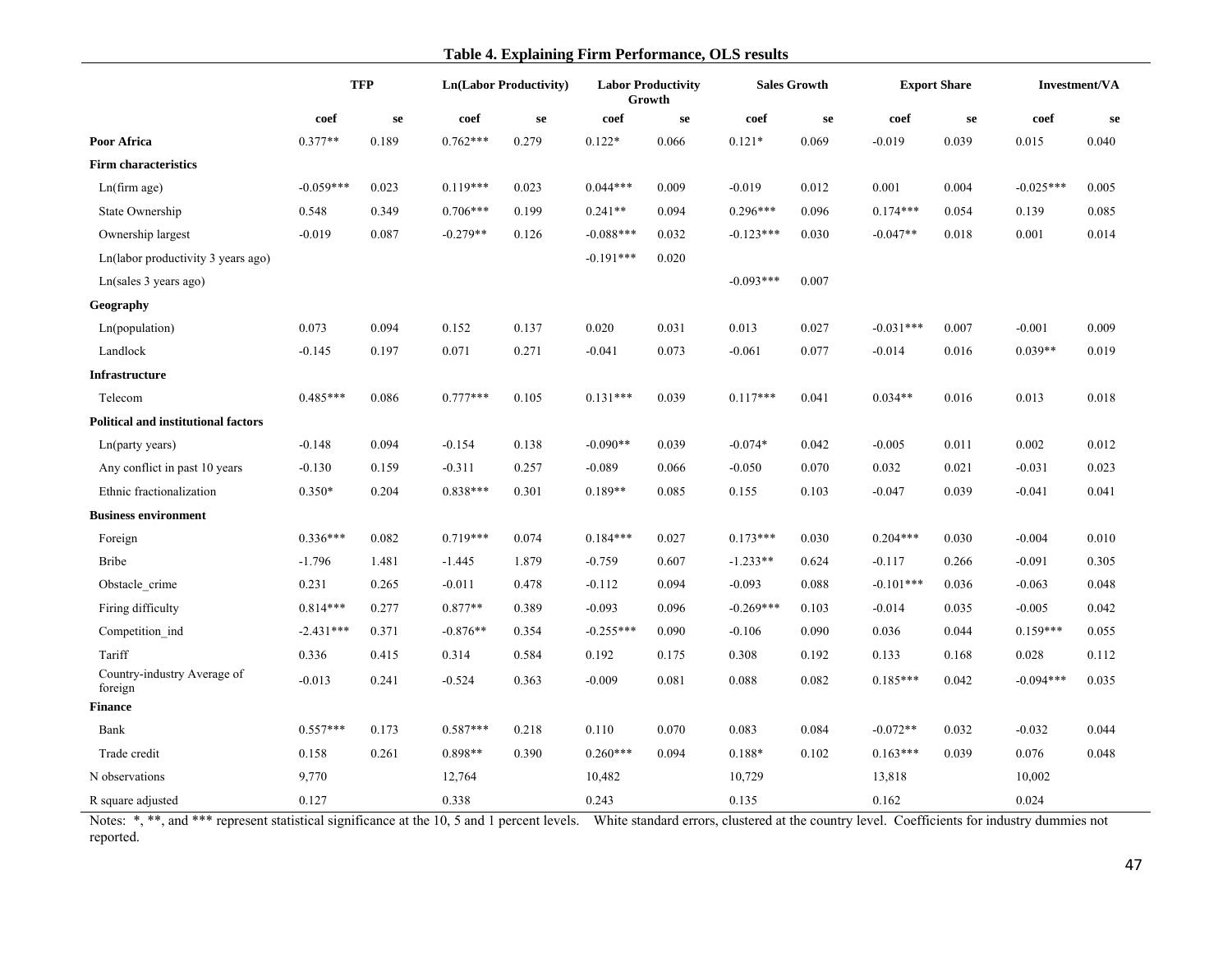**Table 4. Explaining Firm Performance, OLS results**

| | TFP | | Ln(Labor Productivity) | | Labor Productivity Growth | | Sales Growth | | Export Share | | Investment/VA | |
|---|---|---|---|---|---|---|---|---|---|---|---|---|
| | coef | se | coef | se | coef | se | coef | se | coef | se | coef | se |
| **Poor Africa** | 0.377** | 0.189 | 0.762*** | 0.279 | 0.122* | 0.066 | 0.121* | 0.069 | -0.019 | 0.039 | 0.015 | 0.040 |
| **Firm characteristics** | | | | | | | | | | | | |
| Ln(firm age) | -0.059*** | 0.023 | 0.119*** | 0.023 | 0.044*** | 0.009 | -0.019 | 0.012 | 0.001 | 0.004 | -0.025*** | 0.005 |
| State Ownership | 0.548 | 0.349 | 0.706*** | 0.199 | 0.241** | 0.094 | 0.296*** | 0.096 | 0.174*** | 0.054 | 0.139 | 0.085 |
| Ownership largest | -0.019 | 0.087 | -0.279** | 0.126 | -0.088*** | 0.032 | -0.123*** | 0.030 | -0.047** | 0.018 | 0.001 | 0.014 |
| Ln(labor productivity 3 years ago) | | | | | -0.191*** | 0.020 | | | | | | |
| Ln(sales 3 years ago) | | | | | | | -0.093*** | 0.007 | | | | |
| **Geography** | | | | | | | | | | | | |
| Ln(population) | 0.073 | 0.094 | 0.152 | 0.137 | 0.020 | 0.031 | 0.013 | 0.027 | -0.031*** | 0.007 | -0.001 | 0.009 |
| Landlock | -0.145 | 0.197 | 0.071 | 0.271 | -0.041 | 0.073 | -0.061 | 0.077 | -0.014 | 0.016 | 0.039** | 0.019 |
| **Infrastructure** | | | | | | | | | | | | |
| Telecom | 0.485*** | 0.086 | 0.777*** | 0.105 | 0.131*** | 0.039 | 0.117*** | 0.041 | 0.034** | 0.016 | 0.013 | 0.018 |
| **Political and institutional factors** | | | | | | | | | | | | |
| Ln(party years) | -0.148 | 0.094 | -0.154 | 0.138 | -0.090** | 0.039 | -0.074* | 0.042 | -0.005 | 0.011 | 0.002 | 0.012 |
| Any conflict in past 10 years | -0.130 | 0.159 | -0.311 | 0.257 | -0.089 | 0.066 | -0.050 | 0.070 | 0.032 | 0.021 | -0.031 | 0.023 |
| Ethnic fractionalization | 0.350* | 0.204 | 0.838*** | 0.301 | 0.189** | 0.085 | 0.155 | 0.103 | -0.047 | 0.039 | -0.041 | 0.041 |
| **Business environment** | | | | | | | | | | | | |
| Foreign | 0.336*** | 0.082 | 0.719*** | 0.074 | 0.184*** | 0.027 | 0.173*** | 0.030 | 0.204*** | 0.030 | -0.004 | 0.010 |
| Bribe | -1.796 | 1.481 | -1.445 | 1.879 | -0.759 | 0.607 | -1.233** | 0.624 | -0.117 | 0.266 | -0.091 | 0.305 |
| Obstacle_crime | 0.231 | 0.265 | -0.011 | 0.478 | -0.112 | 0.094 | -0.093 | 0.088 | -0.101*** | 0.036 | -0.063 | 0.048 |
| Firing difficulty | 0.814*** | 0.277 | 0.877** | 0.389 | -0.093 | 0.096 | -0.269*** | 0.103 | -0.014 | 0.035 | -0.005 | 0.042 |
| Competition_ind | -2.431*** | 0.371 | -0.876** | 0.354 | -0.255*** | 0.090 | -0.106 | 0.090 | 0.036 | 0.044 | 0.159*** | 0.055 |
| Tariff | 0.336 | 0.415 | 0.314 | 0.584 | 0.192 | 0.175 | 0.308 | 0.192 | 0.133 | 0.168 | 0.028 | 0.112 |
| Country-industry Average of foreign | -0.013 | 0.241 | -0.524 | 0.363 | -0.009 | 0.081 | 0.088 | 0.082 | 0.185*** | 0.042 | -0.094*** | 0.035 |
| **Finance** | | | | | | | | | | | | |
| Bank | 0.557*** | 0.173 | 0.587*** | 0.218 | 0.110 | 0.070 | 0.083 | 0.084 | -0.072** | 0.032 | -0.032 | 0.044 |
| Trade credit | 0.158 | 0.261 | 0.898** | 0.390 | 0.260*** | 0.094 | 0.188* | 0.102 | 0.163*** | 0.039 | 0.076 | 0.048 |
| N observations | 9,770 | | 12,764 | | 10,482 | | 10,729 | | 13,818 | | 10,002 | |
| R square adjusted | 0.127 | | 0.338 | | 0.243 | | 0.135 | | 0.162 | | 0.024 | |

Notes: *, **, and *** represent statistical significance at the 10, 5 and 1 percent levels. White standard errors, clustered at the country level. Coefficients for industry dummies not reported.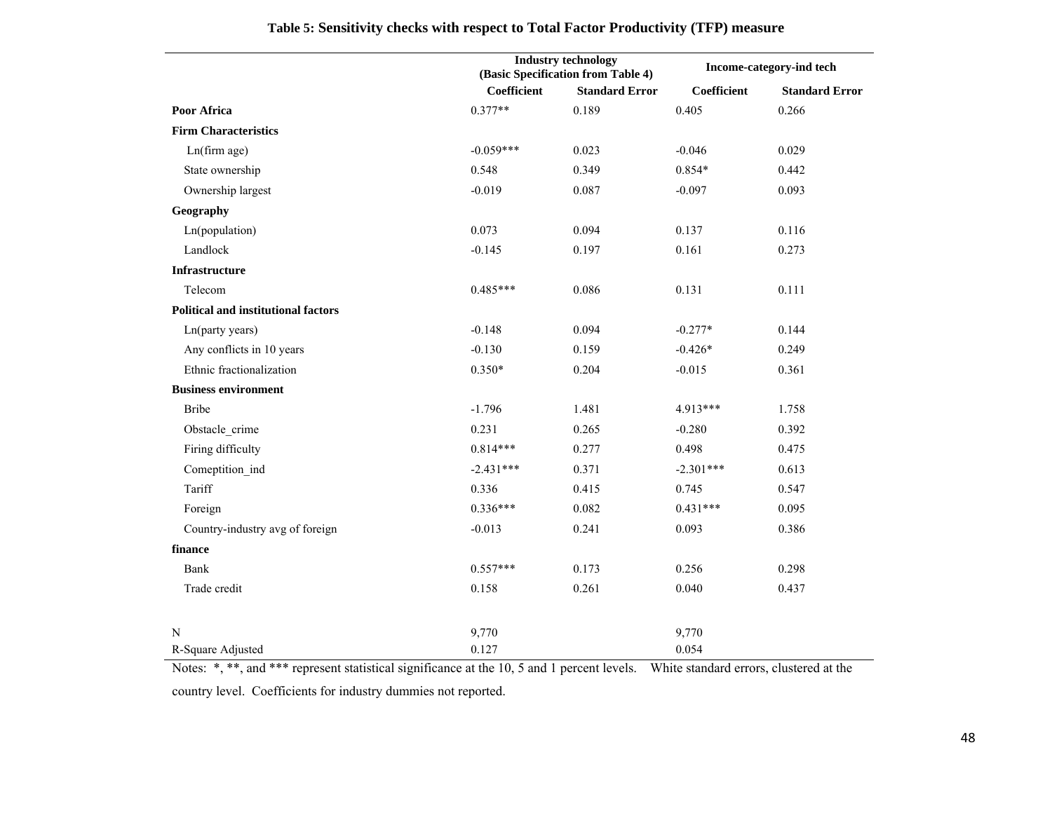**Table 5: Sensitivity checks with respect to Total Factor Productivity (TFP) measure**

| | Industry technology (Basic Specification from Table 4) | | Income-category-ind tech | |
|---|---|---|---|---|
| | Coefficient | Standard Error | Coefficient | Standard Error |
| **Poor Africa** | 0.377** | 0.189 | 0.405 | 0.266 |
| **Firm Characteristics** | | | | |
| Ln(firm age) | -0.059*** | 0.023 | -0.046 | 0.029 |
| State ownership | 0.548 | 0.349 | 0.854* | 0.442 |
| Ownership largest | -0.019 | 0.087 | -0.097 | 0.093 |
| **Geography** | | | | |
| Ln(population) | 0.073 | 0.094 | 0.137 | 0.116 |
| Landlock | -0.145 | 0.197 | 0.161 | 0.273 |
| **Infrastructure** | | | | |
| Telecom | 0.485*** | 0.086 | 0.131 | 0.111 |
| **Political and institutional factors** | | | | |
| Ln(party years) | -0.148 | 0.094 | -0.277* | 0.144 |
| Any conflicts in 10 years | -0.130 | 0.159 | -0.426* | 0.249 |
| Ethnic fractionalization | 0.350* | 0.204 | -0.015 | 0.361 |
| **Business environment** | | | | |
| Bribe | -1.796 | 1.481 | 4.913*** | 1.758 |
| Obstacle_crime | 0.231 | 0.265 | -0.280 | 0.392 |
| Firing difficulty | 0.814*** | 0.277 | 0.498 | 0.475 |
| Comeptition_ind | -2.431*** | 0.371 | -2.301*** | 0.613 |
| Tariff | 0.336 | 0.415 | 0.745 | 0.547 |
| Foreign | 0.336*** | 0.082 | 0.431*** | 0.095 |
| Country-industry avg of foreign | -0.013 | 0.241 | 0.093 | 0.386 |
| **finance** | | | | |
| Bank | 0.557*** | 0.173 | 0.256 | 0.298 |
| Trade credit | 0.158 | 0.261 | 0.040 | 0.437 |
| | | | | |
| N | 9,770 | | 9,770 | |
| R-Square Adjusted | 0.127 | | 0.054 | |

Notes: *, **, and *** represent statistical significance at the 10, 5 and 1 percent levels. White standard errors, clustered at the country level. Coefficients for industry dummies not reported.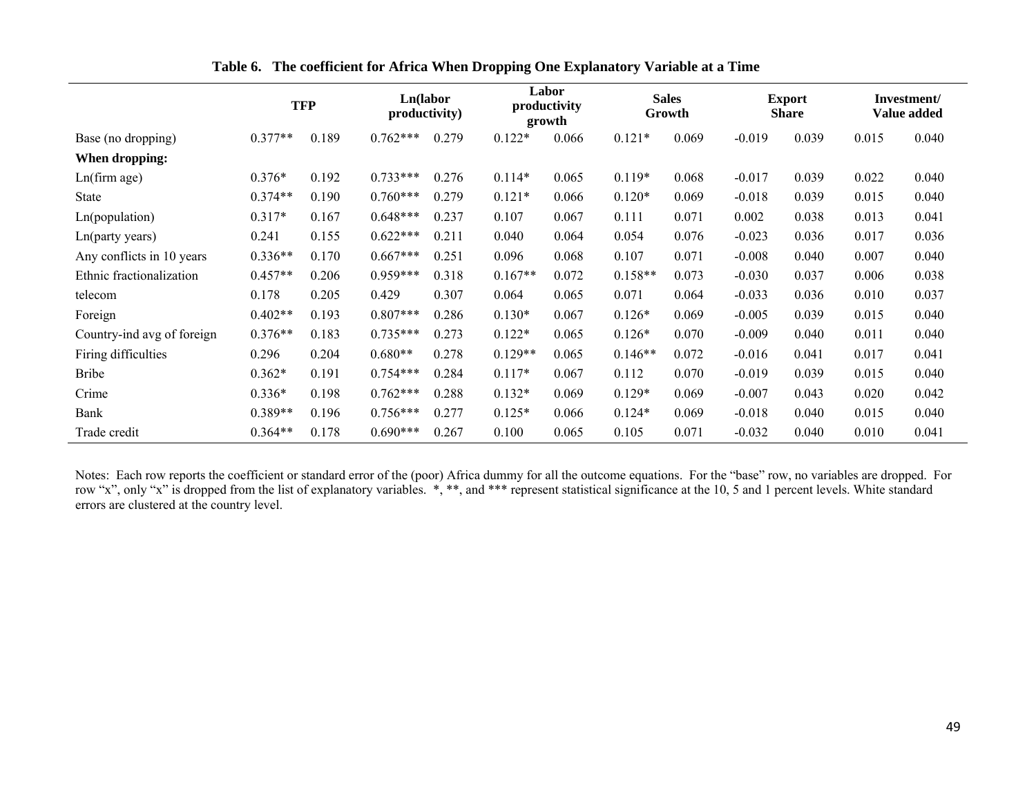**Table 6. The coefficient for Africa When Dropping One Explanatory Variable at a Time**

| | TFP | | Ln(labor productivity) | | Labor productivity growth | | Sales Growth | | Export Share | | Investment/ Value added | |
|---|---|---|---|---|---|---|---|---|---|---|---|---|
| Base (no dropping) | 0.377** | 0.189 | 0.762*** | 0.279 | 0.122* | 0.066 | 0.121* | 0.069 | -0.019 | 0.039 | 0.015 | 0.040 |
| **When dropping:** | | | | | | | | | | | | |
| Ln(firm age) | 0.376* | 0.192 | 0.733*** | 0.276 | 0.114* | 0.065 | 0.119* | 0.068 | -0.017 | 0.039 | 0.022 | 0.040 |
| State | 0.374** | 0.190 | 0.760*** | 0.279 | 0.121* | 0.066 | 0.120* | 0.069 | -0.018 | 0.039 | 0.015 | 0.040 |
| Ln(population) | 0.317* | 0.167 | 0.648*** | 0.237 | 0.107 | 0.067 | 0.111 | 0.071 | 0.002 | 0.038 | 0.013 | 0.041 |
| Ln(party years) | 0.241 | 0.155 | 0.622*** | 0.211 | 0.040 | 0.064 | 0.054 | 0.076 | -0.023 | 0.036 | 0.017 | 0.036 |
| Any conflicts in 10 years | 0.336** | 0.170 | 0.667*** | 0.251 | 0.096 | 0.068 | 0.107 | 0.071 | -0.008 | 0.040 | 0.007 | 0.040 |
| Ethnic fractionalization | 0.457** | 0.206 | 0.959*** | 0.318 | 0.167** | 0.072 | 0.158** | 0.073 | -0.030 | 0.037 | 0.006 | 0.038 |
| telecom | 0.178 | 0.205 | 0.429 | 0.307 | 0.064 | 0.065 | 0.071 | 0.064 | -0.033 | 0.036 | 0.010 | 0.037 |
| Foreign | 0.402** | 0.193 | 0.807*** | 0.286 | 0.130* | 0.067 | 0.126* | 0.069 | -0.005 | 0.039 | 0.015 | 0.040 |
| Country-ind avg of foreign | 0.376** | 0.183 | 0.735*** | 0.273 | 0.122* | 0.065 | 0.126* | 0.070 | -0.009 | 0.040 | 0.011 | 0.040 |
| Firing difficulties | 0.296 | 0.204 | 0.680** | 0.278 | 0.129** | 0.065 | 0.146** | 0.072 | -0.016 | 0.041 | 0.017 | 0.041 |
| Bribe | 0.362* | 0.191 | 0.754*** | 0.284 | 0.117* | 0.067 | 0.112 | 0.070 | -0.019 | 0.039 | 0.015 | 0.040 |
| Crime | 0.336* | 0.198 | 0.762*** | 0.288 | 0.132* | 0.069 | 0.129* | 0.069 | -0.007 | 0.043 | 0.020 | 0.042 |
| Bank | 0.389** | 0.196 | 0.756*** | 0.277 | 0.125* | 0.066 | 0.124* | 0.069 | -0.018 | 0.040 | 0.015 | 0.040 |
| Trade credit | 0.364** | 0.178 | 0.690*** | 0.267 | 0.100 | 0.065 | 0.105 | 0.071 | -0.032 | 0.040 | 0.010 | 0.041 |

Notes: Each row reports the coefficient or standard error of the (poor) Africa dummy for all the outcome equations. For the "base" row, no variables are dropped. For row "x", only "x" is dropped from the list of explanatory variables. *, **, and *** represent statistical significance at the 10, 5 and 1 percent levels. White standard errors are clustered at the country level.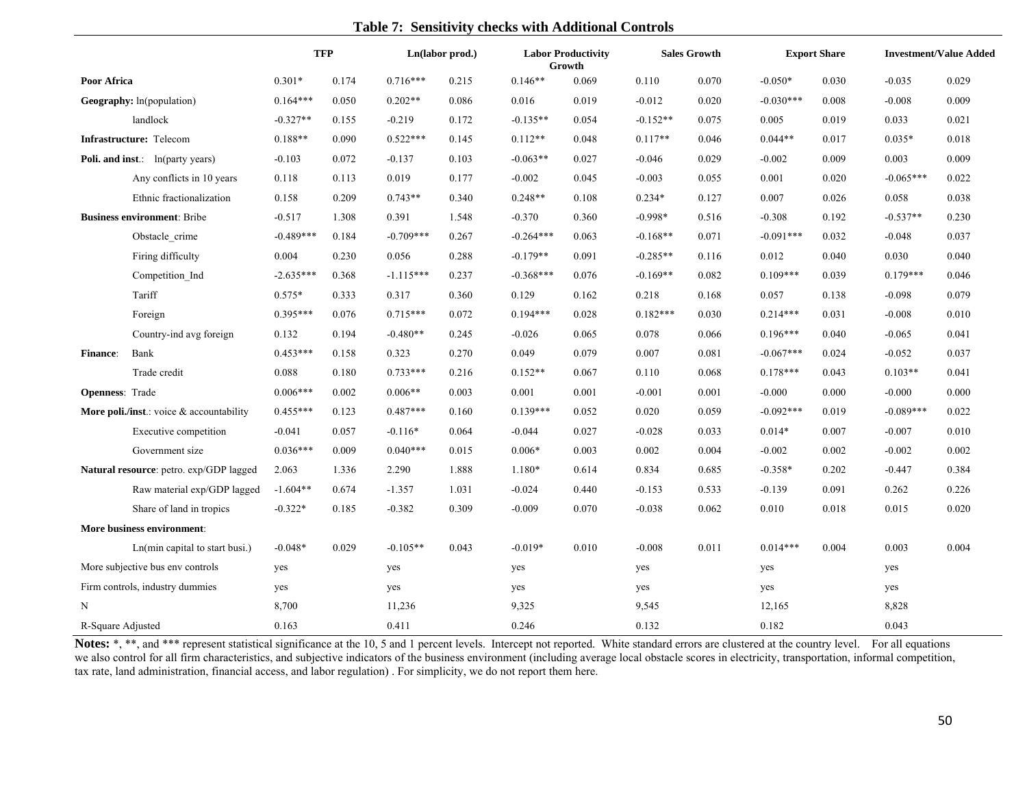**Table 7: Sensitivity checks with Additional Controls**

| | TFP | | Ln(labor prod.) | | Labor Productivity Growth | | Sales Growth | | Export Share | | Investment/Value Added | |
|---|---|---|---|---|---|---|---|---|---|---|---|---|
| **Poor Africa** | 0.301* | 0.174 | 0.716*** | 0.215 | 0.146** | 0.069 | 0.110 | 0.070 | -0.050* | 0.030 | -0.035 | 0.029 |
| **Geography:** ln(population) | 0.164*** | 0.050 | 0.202** | 0.086 | 0.016 | 0.019 | -0.012 | 0.020 | -0.030*** | 0.008 | -0.008 | 0.009 |
| landlock | -0.327** | 0.155 | -0.219 | 0.172 | -0.135** | 0.054 | -0.152** | 0.075 | 0.005 | 0.019 | 0.033 | 0.021 |
| **Infrastructure:** Telecom | 0.188** | 0.090 | 0.522*** | 0.145 | 0.112** | 0.048 | 0.117** | 0.046 | 0.044** | 0.017 | 0.035* | 0.018 |
| **Poli. and inst**.: ln(party years) | -0.103 | 0.072 | -0.137 | 0.103 | -0.063** | 0.027 | -0.046 | 0.029 | -0.002 | 0.009 | 0.003 | 0.009 |
| Any conflicts in 10 years | 0.118 | 0.113 | 0.019 | 0.177 | -0.002 | 0.045 | -0.003 | 0.055 | 0.001 | 0.020 | -0.065*** | 0.022 |
| Ethnic fractionalization | 0.158 | 0.209 | 0.743** | 0.340 | 0.248** | 0.108 | 0.234* | 0.127 | 0.007 | 0.026 | 0.058 | 0.038 |
| **Business environment**: Bribe | -0.517 | 1.308 | 0.391 | 1.548 | -0.370 | 0.360 | -0.998* | 0.516 | -0.308 | 0.192 | -0.537** | 0.230 |
| Obstacle_crime | -0.489*** | 0.184 | -0.709*** | 0.267 | -0.264*** | 0.063 | -0.168** | 0.071 | -0.091*** | 0.032 | -0.048 | 0.037 |
| Firing difficulty | 0.004 | 0.230 | 0.056 | 0.288 | -0.179** | 0.091 | -0.285** | 0.116 | 0.012 | 0.040 | 0.030 | 0.040 |
| Competition_Ind | -2.635*** | 0.368 | -1.115*** | 0.237 | -0.368*** | 0.076 | -0.169** | 0.082 | 0.109*** | 0.039 | 0.179*** | 0.046 |
| Tariff | 0.575* | 0.333 | 0.317 | 0.360 | 0.129 | 0.162 | 0.218 | 0.168 | 0.057 | 0.138 | -0.098 | 0.079 |
| Foreign | 0.395*** | 0.076 | 0.715*** | 0.072 | 0.194*** | 0.028 | 0.182*** | 0.030 | 0.214*** | 0.031 | -0.008 | 0.010 |
| Country-ind avg foreign | 0.132 | 0.194 | -0.480** | 0.245 | -0.026 | 0.065 | 0.078 | 0.066 | 0.196*** | 0.040 | -0.065 | 0.041 |
| **Finance**: Bank | 0.453*** | 0.158 | 0.323 | 0.270 | 0.049 | 0.079 | 0.007 | 0.081 | -0.067*** | 0.024 | -0.052 | 0.037 |
| Trade credit | 0.088 | 0.180 | 0.733*** | 0.216 | 0.152** | 0.067 | 0.110 | 0.068 | 0.178*** | 0.043 | 0.103** | 0.041 |
| **Openness**: Trade | 0.006*** | 0.002 | 0.006** | 0.003 | 0.001 | 0.001 | -0.001 | 0.001 | -0.000 | 0.000 | -0.000 | 0.000 |
| **More poli./inst**.: voice & accountability | 0.455*** | 0.123 | 0.487*** | 0.160 | 0.139*** | 0.052 | 0.020 | 0.059 | -0.092*** | 0.019 | -0.089*** | 0.022 |
| Executive competition | -0.041 | 0.057 | -0.116* | 0.064 | -0.044 | 0.027 | -0.028 | 0.033 | 0.014* | 0.007 | -0.007 | 0.010 |
| Government size | 0.036*** | 0.009 | 0.040*** | 0.015 | 0.006* | 0.003 | 0.002 | 0.004 | -0.002 | 0.002 | -0.002 | 0.002 |
| **Natural resource**: petro. exp/GDP lagged | 2.063 | 1.336 | 2.290 | 1.888 | 1.180* | 0.614 | 0.834 | 0.685 | -0.358* | 0.202 | -0.447 | 0.384 |
| Raw material exp/GDP lagged | -1.604** | 0.674 | -1.357 | 1.031 | -0.024 | 0.440 | -0.153 | 0.533 | -0.139 | 0.091 | 0.262 | 0.226 |
| Share of land in tropics | -0.322* | 0.185 | -0.382 | 0.309 | -0.009 | 0.070 | -0.038 | 0.062 | 0.010 | 0.018 | 0.015 | 0.020 |
| **More business environment**: | | | | | | | | | | | | |
| Ln(min capital to start busi.) | -0.048* | 0.029 | -0.105** | 0.043 | -0.019* | 0.010 | -0.008 | 0.011 | 0.014*** | 0.004 | 0.003 | 0.004 |
| More subjective bus env controls | yes | | yes | | yes | | yes | | yes | | yes | |
| Firm controls, industry dummies | yes | | yes | | yes | | yes | | yes | | yes | |
| N | 8,700 | | 11,236 | | 9,325 | | 9,545 | | 12,165 | | 8,828 | |
| R-Square Adjusted | 0.163 | | 0.411 | | 0.246 | | 0.132 | | 0.182 | | 0.043 | |

**Notes:** *, **, and *** represent statistical significance at the 10, 5 and 1 percent levels. Intercept not reported. White standard errors are clustered at the country level. For all equations we also control for all firm characteristics, and subjective indicators of the business environment (including average local obstacle scores in electricity, transportation, informal competition, tax rate, land administration, financial access, and labor regulation) . For simplicity, we do not report them here.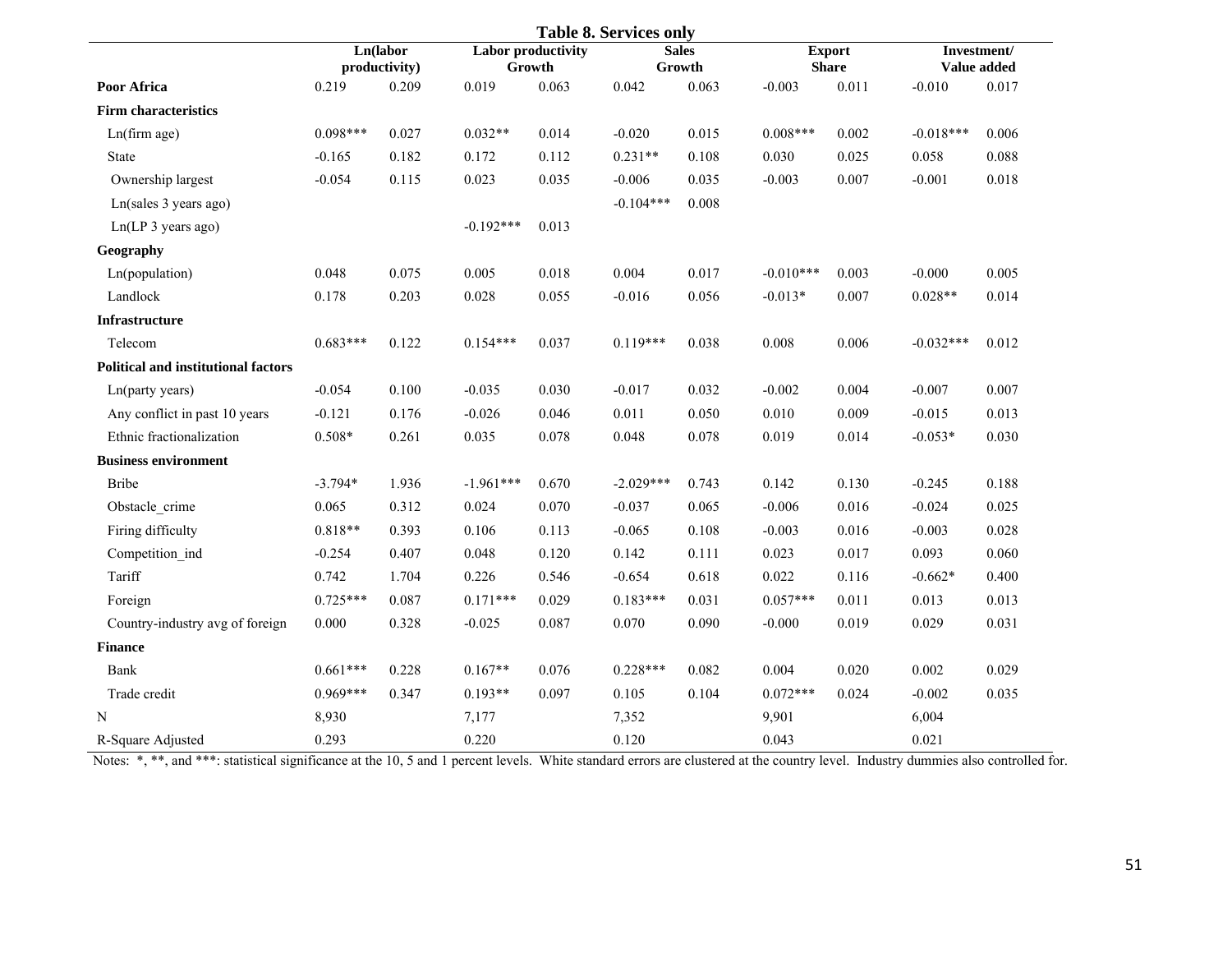**Table 8. Services only**

| | Ln(labor productivity) | | Labor productivity Growth | | Sales Growth | | Export Share | | Investment/ Value added | |
|---|---|---|---|---|---|---|---|---|---|---|
| **Poor Africa** | 0.219 | 0.209 | 0.019 | 0.063 | 0.042 | 0.063 | -0.003 | 0.011 | -0.010 | 0.017 |
| **Firm characteristics** | | | | | | | | | | |
| Ln(firm age) | 0.098*** | 0.027 | 0.032** | 0.014 | -0.020 | 0.015 | 0.008*** | 0.002 | -0.018*** | 0.006 |
| State | -0.165 | 0.182 | 0.172 | 0.112 | 0.231** | 0.108 | 0.030 | 0.025 | 0.058 | 0.088 |
| Ownership largest | -0.054 | 0.115 | 0.023 | 0.035 | -0.006 | 0.035 | -0.003 | 0.007 | -0.001 | 0.018 |
| Ln(sales 3 years ago) | | | | | -0.104*** | 0.008 | | | | |
| Ln(LP 3 years ago) | | | -0.192*** | 0.013 | | | | | | |
| **Geography** | | | | | | | | | | |
| Ln(population) | 0.048 | 0.075 | 0.005 | 0.018 | 0.004 | 0.017 | -0.010*** | 0.003 | -0.000 | 0.005 |
| Landlock | 0.178 | 0.203 | 0.028 | 0.055 | -0.016 | 0.056 | -0.013* | 0.007 | 0.028** | 0.014 |
| **Infrastructure** | | | | | | | | | | |
| Telecom | 0.683*** | 0.122 | 0.154*** | 0.037 | 0.119*** | 0.038 | 0.008 | 0.006 | -0.032*** | 0.012 |
| **Political and institutional factors** | | | | | | | | | | |
| Ln(party years) | -0.054 | 0.100 | -0.035 | 0.030 | -0.017 | 0.032 | -0.002 | 0.004 | -0.007 | 0.007 |
| Any conflict in past 10 years | -0.121 | 0.176 | -0.026 | 0.046 | 0.011 | 0.050 | 0.010 | 0.009 | -0.015 | 0.013 |
| Ethnic fractionalization | 0.508* | 0.261 | 0.035 | 0.078 | 0.048 | 0.078 | 0.019 | 0.014 | -0.053* | 0.030 |
| **Business environment** | | | | | | | | | | |
| Bribe | -3.794* | 1.936 | -1.961*** | 0.670 | -2.029*** | 0.743 | 0.142 | 0.130 | -0.245 | 0.188 |
| Obstacle_crime | 0.065 | 0.312 | 0.024 | 0.070 | -0.037 | 0.065 | -0.006 | 0.016 | -0.024 | 0.025 |
| Firing difficulty | 0.818** | 0.393 | 0.106 | 0.113 | -0.065 | 0.108 | -0.003 | 0.016 | -0.003 | 0.028 |
| Competition_ind | -0.254 | 0.407 | 0.048 | 0.120 | 0.142 | 0.111 | 0.023 | 0.017 | 0.093 | 0.060 |
| Tariff | 0.742 | 1.704 | 0.226 | 0.546 | -0.654 | 0.618 | 0.022 | 0.116 | -0.662* | 0.400 |
| Foreign | 0.725*** | 0.087 | 0.171*** | 0.029 | 0.183*** | 0.031 | 0.057*** | 0.011 | 0.013 | 0.013 |
| Country-industry avg of foreign | 0.000 | 0.328 | -0.025 | 0.087 | 0.070 | 0.090 | -0.000 | 0.019 | 0.029 | 0.031 |
| **Finance** | | | | | | | | | | |
| Bank | 0.661*** | 0.228 | 0.167** | 0.076 | 0.228*** | 0.082 | 0.004 | 0.020 | 0.002 | 0.029 |
| Trade credit | 0.969*** | 0.347 | 0.193** | 0.097 | 0.105 | 0.104 | 0.072*** | 0.024 | -0.002 | 0.035 |
| N | 8,930 | | 7,177 | | 7,352 | | 9,901 | | 6,004 | |
| R-Square Adjusted | 0.293 | | 0.220 | | 0.120 | | 0.043 | | 0.021 | |

Notes: *, **, and ***: statistical significance at the 10, 5 and 1 percent levels. White standard errors are clustered at the country level. Industry dummies also controlled for.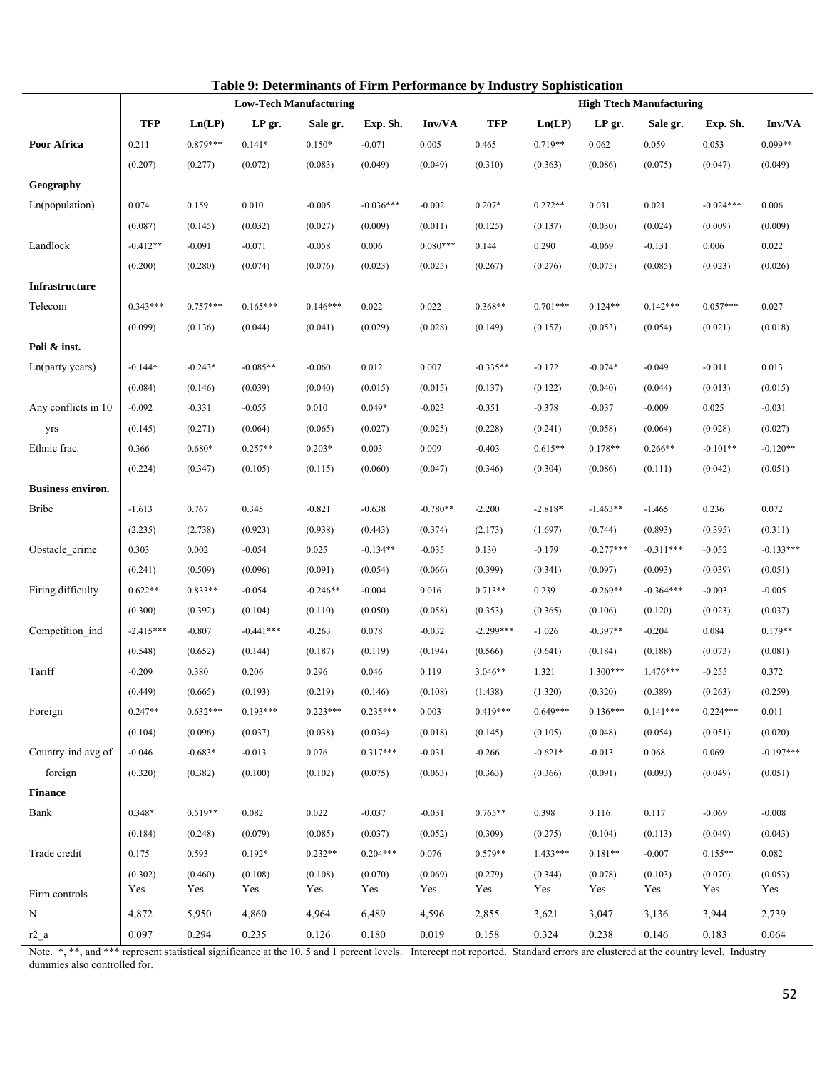**Table 9: Determinants of Firm Performance by Industry Sophistication**

| | Low-Tech Manufacturing | | | | | | High Ttech Manufacturing | | | | | |
|---|---|---|---|---|---|---|---|---|---|---|---|---|
| | TFP | Ln(LP) | LP gr. | Sale gr. | Exp. Sh. | Inv/VA | TFP | Ln(LP) | LP gr. | Sale gr. | Exp. Sh. | Inv/VA |
| **Poor Africa** | 0.211 | 0.879*** | 0.141* | 0.150* | -0.071 | 0.005 | 0.465 | 0.719** | 0.062 | 0.059 | 0.053 | 0.099** |
| | (0.207) | (0.277) | (0.072) | (0.083) | (0.049) | (0.049) | (0.310) | (0.363) | (0.086) | (0.075) | (0.047) | (0.049) |
| **Geography** | | | | | | | | | | | | |
| Ln(population) | 0.074 | 0.159 | 0.010 | -0.005 | -0.036*** | -0.002 | 0.207* | 0.272** | 0.031 | 0.021 | -0.024*** | 0.006 |
| | (0.087) | (0.145) | (0.032) | (0.027) | (0.009) | (0.011) | (0.125) | (0.137) | (0.030) | (0.024) | (0.009) | (0.009) |
| Landlock | -0.412** | -0.091 | -0.071 | -0.058 | 0.006 | 0.080*** | 0.144 | 0.290 | -0.069 | -0.131 | 0.006 | 0.022 |
| | (0.200) | (0.280) | (0.074) | (0.076) | (0.023) | (0.025) | (0.267) | (0.276) | (0.075) | (0.085) | (0.023) | (0.026) |
| **Infrastructure** | | | | | | | | | | | | |
| Telecom | 0.343*** | 0.757*** | 0.165*** | 0.146*** | 0.022 | 0.022 | 0.368** | 0.701*** | 0.124** | 0.142*** | 0.057*** | 0.027 |
| | (0.099) | (0.136) | (0.044) | (0.041) | (0.029) | (0.028) | (0.149) | (0.157) | (0.053) | (0.054) | (0.021) | (0.018) |
| **Poli & inst.** | | | | | | | | | | | | |
| Ln(party years) | -0.144* | -0.243* | -0.085** | -0.060 | 0.012 | 0.007 | -0.335** | -0.172 | -0.074* | -0.049 | -0.011 | 0.013 |
| | (0.084) | (0.146) | (0.039) | (0.040) | (0.015) | (0.015) | (0.137) | (0.122) | (0.040) | (0.044) | (0.013) | (0.015) |
| Any conflicts in 10 yrs | -0.092 | -0.331 | -0.055 | 0.010 | 0.049* | -0.023 | -0.351 | -0.378 | -0.037 | -0.009 | 0.025 | -0.031 |
| | (0.145) | (0.271) | (0.064) | (0.065) | (0.027) | (0.025) | (0.228) | (0.241) | (0.058) | (0.064) | (0.028) | (0.027) |
| Ethnic frac. | 0.366 | 0.680* | 0.257** | 0.203* | 0.003 | 0.009 | -0.403 | 0.615** | 0.178** | 0.266** | -0.101** | -0.120** |
| | (0.224) | (0.347) | (0.105) | (0.115) | (0.060) | (0.047) | (0.346) | (0.304) | (0.086) | (0.111) | (0.042) | (0.051) |
| **Business environ.** | | | | | | | | | | | | |
| Bribe | -1.613 | 0.767 | 0.345 | -0.821 | -0.638 | -0.780** | -2.200 | -2.818* | -1.463** | -1.465 | 0.236 | 0.072 |
| | (2.235) | (2.738) | (0.923) | (0.938) | (0.443) | (0.374) | (2.173) | (1.697) | (0.744) | (0.893) | (0.395) | (0.311) |
| Obstacle_crime | 0.303 | 0.002 | -0.054 | 0.025 | -0.134** | -0.035 | 0.130 | -0.179 | -0.277*** | -0.311*** | -0.052 | -0.133*** |
| | (0.241) | (0.509) | (0.096) | (0.091) | (0.054) | (0.066) | (0.399) | (0.341) | (0.097) | (0.093) | (0.039) | (0.051) |
| Firing difficulty | 0.622** | 0.833** | -0.054 | -0.246** | -0.004 | 0.016 | 0.713** | 0.239 | -0.269** | -0.364*** | -0.003 | -0.005 |
| | (0.300) | (0.392) | (0.104) | (0.110) | (0.050) | (0.058) | (0.353) | (0.365) | (0.106) | (0.120) | (0.023) | (0.037) |
| Competition_ind | -2.415*** | -0.807 | -0.441*** | -0.263 | 0.078 | -0.032 | -2.299*** | -1.026 | -0.397** | -0.204 | 0.084 | 0.179** |
| | (0.548) | (0.652) | (0.144) | (0.187) | (0.119) | (0.194) | (0.566) | (0.641) | (0.184) | (0.188) | (0.073) | (0.081) |
| Tariff | -0.209 | 0.380 | 0.206 | 0.296 | 0.046 | 0.119 | 3.046** | 1.321 | 1.300*** | 1.476*** | -0.255 | 0.372 |
| | (0.449) | (0.665) | (0.193) | (0.219) | (0.146) | (0.108) | (1.438) | (1.320) | (0.320) | (0.389) | (0.263) | (0.259) |
| Foreign | 0.247** | 0.632*** | 0.193*** | 0.223*** | 0.235*** | 0.003 | 0.419*** | 0.649*** | 0.136*** | 0.141*** | 0.224*** | 0.011 |
| | (0.104) | (0.096) | (0.037) | (0.038) | (0.034) | (0.018) | (0.145) | (0.105) | (0.048) | (0.054) | (0.051) | (0.020) |
| Country-ind avg of foreign | -0.046 | -0.683* | -0.013 | 0.076 | 0.317*** | -0.031 | -0.266 | -0.621* | -0.013 | 0.068 | 0.069 | -0.197*** |
| | (0.320) | (0.382) | (0.100) | (0.102) | (0.075) | (0.063) | (0.363) | (0.366) | (0.091) | (0.093) | (0.049) | (0.051) |
| **Finance** | | | | | | | | | | | | |
| Bank | 0.348* | 0.519** | 0.082 | 0.022 | -0.037 | -0.031 | 0.765** | 0.398 | 0.116 | 0.117 | -0.069 | -0.008 |
| | (0.184) | (0.248) | (0.079) | (0.085) | (0.037) | (0.052) | (0.309) | (0.275) | (0.104) | (0.113) | (0.049) | (0.043) |
| Trade credit | 0.175 | 0.593 | 0.192* | 0.232** | 0.204*** | 0.076 | 0.579** | 1.433*** | 0.181** | -0.007 | 0.155** | 0.082 |
| | (0.302) | (0.460) | (0.108) | (0.108) | (0.070) | (0.069) | (0.279) | (0.344) | (0.078) | (0.103) | (0.070) | (0.053) |
| Firm controls | Yes | Yes | Yes | Yes | Yes | Yes | Yes | Yes | Yes | Yes | Yes | Yes |
| N | 4,872 | 5,950 | 4,860 | 4,964 | 6,489 | 4,596 | 2,855 | 3,621 | 3,047 | 3,136 | 3,944 | 2,739 |
| r2_a | 0.097 | 0.294 | 0.235 | 0.126 | 0.180 | 0.019 | 0.158 | 0.324 | 0.238 | 0.146 | 0.183 | 0.064 |

Note. *, **, and *** represent statistical significance at the 10, 5 and 1 percent levels. Intercept not reported. Standard errors are clustered at the country level. Industry dummies also controlled for.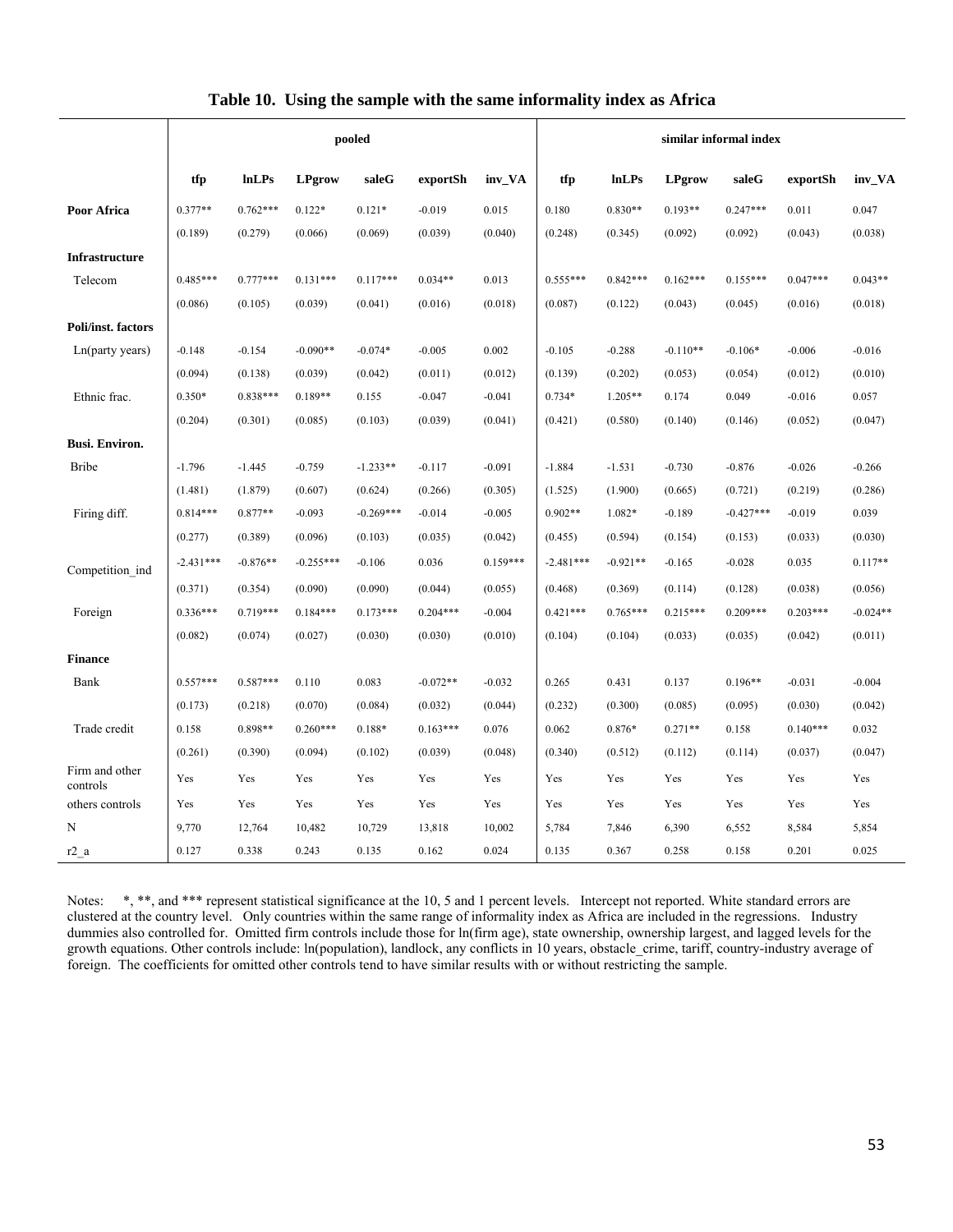**Table 10. Using the sample with the same informality index as Africa**

| | pooled | | | | | | similar informal index | | | | | |
|---|---|---|---|---|---|---|---|---|---|---|---|---|
| | **tfp** | **lnLPs** | **LPgrow** | **saleG** | **exportSh** | **inv_VA** | **tfp** | **lnLPs** | **LPgrow** | **saleG** | **exportSh** | **inv_VA** |
| **Poor Africa** | 0.377** | 0.762*** | 0.122* | 0.121* | -0.019 | 0.015 | 0.180 | 0.830** | 0.193** | 0.247*** | 0.011 | 0.047 |
| | (0.189) | (0.279) | (0.066) | (0.069) | (0.039) | (0.040) | (0.248) | (0.345) | (0.092) | (0.092) | (0.043) | (0.038) |
| **Infrastructure** | | | | | | | | | | | | |
| Telecom | 0.485*** | 0.777*** | 0.131*** | 0.117*** | 0.034** | 0.013 | 0.555*** | 0.842*** | 0.162*** | 0.155*** | 0.047*** | 0.043** |
| | (0.086) | (0.105) | (0.039) | (0.041) | (0.016) | (0.018) | (0.087) | (0.122) | (0.043) | (0.045) | (0.016) | (0.018) |
| **Poli/inst. factors** | | | | | | | | | | | | |
| Ln(party years) | -0.148 | -0.154 | -0.090** | -0.074* | -0.005 | 0.002 | -0.105 | -0.288 | -0.110** | -0.106* | -0.006 | -0.016 |
| | (0.094) | (0.138) | (0.039) | (0.042) | (0.011) | (0.012) | (0.139) | (0.202) | (0.053) | (0.054) | (0.012) | (0.010) |
| Ethnic frac. | 0.350* | 0.838*** | 0.189** | 0.155 | -0.047 | -0.041 | 0.734* | 1.205** | 0.174 | 0.049 | -0.016 | 0.057 |
| | (0.204) | (0.301) | (0.085) | (0.103) | (0.039) | (0.041) | (0.421) | (0.580) | (0.140) | (0.146) | (0.052) | (0.047) |
| **Busi. Environ.** | | | | | | | | | | | | |
| Bribe | -1.796 | -1.445 | -0.759 | -1.233** | -0.117 | -0.091 | -1.884 | -1.531 | -0.730 | -0.876 | -0.026 | -0.266 |
| | (1.481) | (1.879) | (0.607) | (0.624) | (0.266) | (0.305) | (1.525) | (1.900) | (0.665) | (0.721) | (0.219) | (0.286) |
| Firing diff. | 0.814*** | 0.877** | -0.093 | -0.269*** | -0.014 | -0.005 | 0.902** | 1.082* | -0.189 | -0.427*** | -0.019 | 0.039 |
| | (0.277) | (0.389) | (0.096) | (0.103) | (0.035) | (0.042) | (0.455) | (0.594) | (0.154) | (0.153) | (0.033) | (0.030) |
| Competition_ind | -2.431*** | -0.876** | -0.255*** | -0.106 | 0.036 | 0.159*** | -2.481*** | -0.921** | -0.165 | -0.028 | 0.035 | 0.117** |
| | (0.371) | (0.354) | (0.090) | (0.090) | (0.044) | (0.055) | (0.468) | (0.369) | (0.114) | (0.128) | (0.038) | (0.056) |
| Foreign | 0.336*** | 0.719*** | 0.184*** | 0.173*** | 0.204*** | -0.004 | 0.421*** | 0.765*** | 0.215*** | 0.209*** | 0.203*** | -0.024** |
| | (0.082) | (0.074) | (0.027) | (0.030) | (0.030) | (0.010) | (0.104) | (0.104) | (0.033) | (0.035) | (0.042) | (0.011) |
| **Finance** | | | | | | | | | | | | |
| Bank | 0.557*** | 0.587*** | 0.110 | 0.083 | -0.072** | -0.032 | 0.265 | 0.431 | 0.137 | 0.196** | -0.031 | -0.004 |
| | (0.173) | (0.218) | (0.070) | (0.084) | (0.032) | (0.044) | (0.232) | (0.300) | (0.085) | (0.095) | (0.030) | (0.042) |
| Trade credit | 0.158 | 0.898** | 0.260*** | 0.188* | 0.163*** | 0.076 | 0.062 | 0.876* | 0.271** | 0.158 | 0.140*** | 0.032 |
| | (0.261) | (0.390) | (0.094) | (0.102) | (0.039) | (0.048) | (0.340) | (0.512) | (0.112) | (0.114) | (0.037) | (0.047) |
| Firm and other controls | Yes | Yes | Yes | Yes | Yes | Yes | Yes | Yes | Yes | Yes | Yes | Yes |
| others controls | Yes | Yes | Yes | Yes | Yes | Yes | Yes | Yes | Yes | Yes | Yes | Yes |
| N | 9,770 | 12,764 | 10,482 | 10,729 | 13,818 | 10,002 | 5,784 | 7,846 | 6,390 | 6,552 | 8,584 | 5,854 |
| r2_a | 0.127 | 0.338 | 0.243 | 0.135 | 0.162 | 0.024 | 0.135 | 0.367 | 0.258 | 0.158 | 0.201 | 0.025 |

Notes: *, **, and *** represent statistical significance at the 10, 5 and 1 percent levels. Intercept not reported. White standard errors are clustered at the country level. Only countries within the same range of informality index as Africa are included in the regressions. Industry dummies also controlled for. Omitted firm controls include those for ln(firm age), state ownership, ownership largest, and lagged levels for the growth equations. Other controls include: ln(population), landlock, any conflicts in 10 years, obstacle_crime, tariff, country-industry average of foreign. The coefficients for omitted other controls tend to have similar results with or without restricting the sample.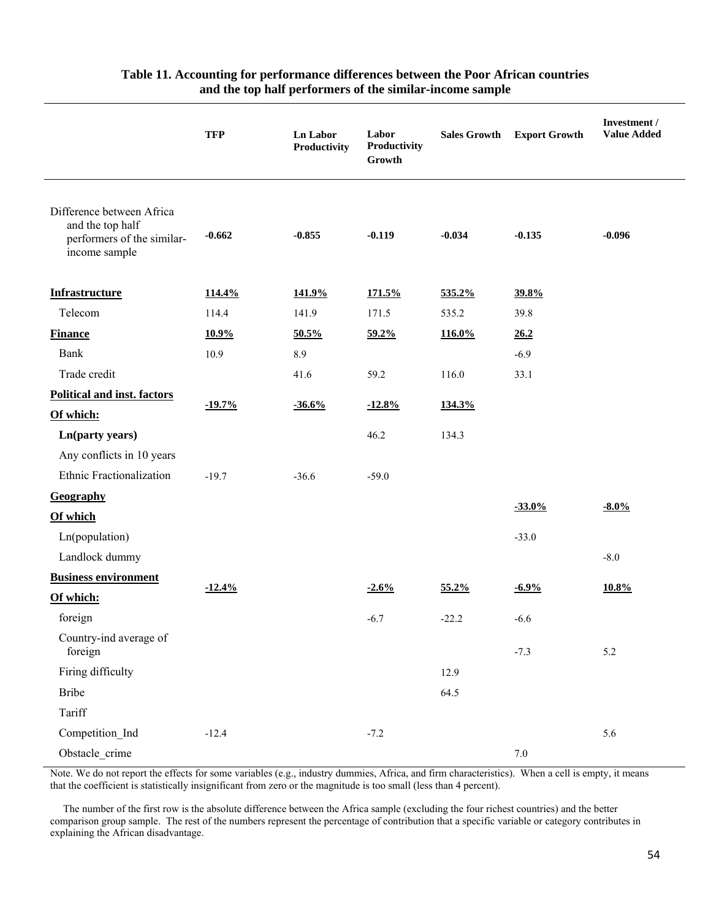**Table 11. Accounting for performance differences between the Poor African countries and the top half performers of the similar-income sample**

| | TFP | Ln Labor Productivity | Labor Productivity Growth | Sales Growth | Export Growth | Investment / Value Added |
|---|---|---|---|---|---|---|
| Difference between Africa and the top half performers of the similar-income sample | **-0.662** | **-0.855** | **-0.119** | **-0.034** | **-0.135** | **-0.096** |
| **Infrastructure** | **114.4%** | **141.9%** | **171.5%** | **535.2%** | **39.8%** | |
| Telecom | 114.4 | 141.9 | 171.5 | 535.2 | 39.8 | |
| **Finance** | **10.9%** | **50.5%** | **59.2%** | **116.0%** | **26.2** | |
| Bank | 10.9 | 8.9 | | | -6.9 | |
| Trade credit | | 41.6 | 59.2 | 116.0 | 33.1 | |
| **Political and inst. factors Of which:** | **-19.7%** | **-36.6%** | **-12.8%** | **134.3%** | | |
| **Ln(party years)** | | | 46.2 | 134.3 | | |
| Any conflicts in 10 years | | | | | | |
| Ethnic Fractionalization | -19.7 | -36.6 | -59.0 | | | |
| **Geography Of which** | | | | | **-33.0%** | **-8.0%** |
| Ln(population) | | | | | -33.0 | |
| Landlock dummy | | | | | | -8.0 |
| **Business environment Of which:** | **-12.4%** | | **-2.6%** | **55.2%** | **-6.9%** | **10.8%** |
| foreign | | | -6.7 | -22.2 | -6.6 | |
| Country-ind average of foreign | | | | | -7.3 | 5.2 |
| Firing difficulty | | | | 12.9 | | |
| Bribe | | | | 64.5 | | |
| Tariff | | | | | | |
| Competition_Ind | -12.4 | | -7.2 | | | 5.6 |
| Obstacle_crime | | | | | 7.0 | |

Note. We do not report the effects for some variables (e.g., industry dummies, Africa, and firm characteristics). When a cell is empty, it means that the coefficient is statistically insignificant from zero or the magnitude is too small (less than 4 percent).

The number of the first row is the absolute difference between the Africa sample (excluding the four richest countries) and the better comparison group sample. The rest of the numbers represent the percentage of contribution that a specific variable or category contributes in explaining the African disadvantage.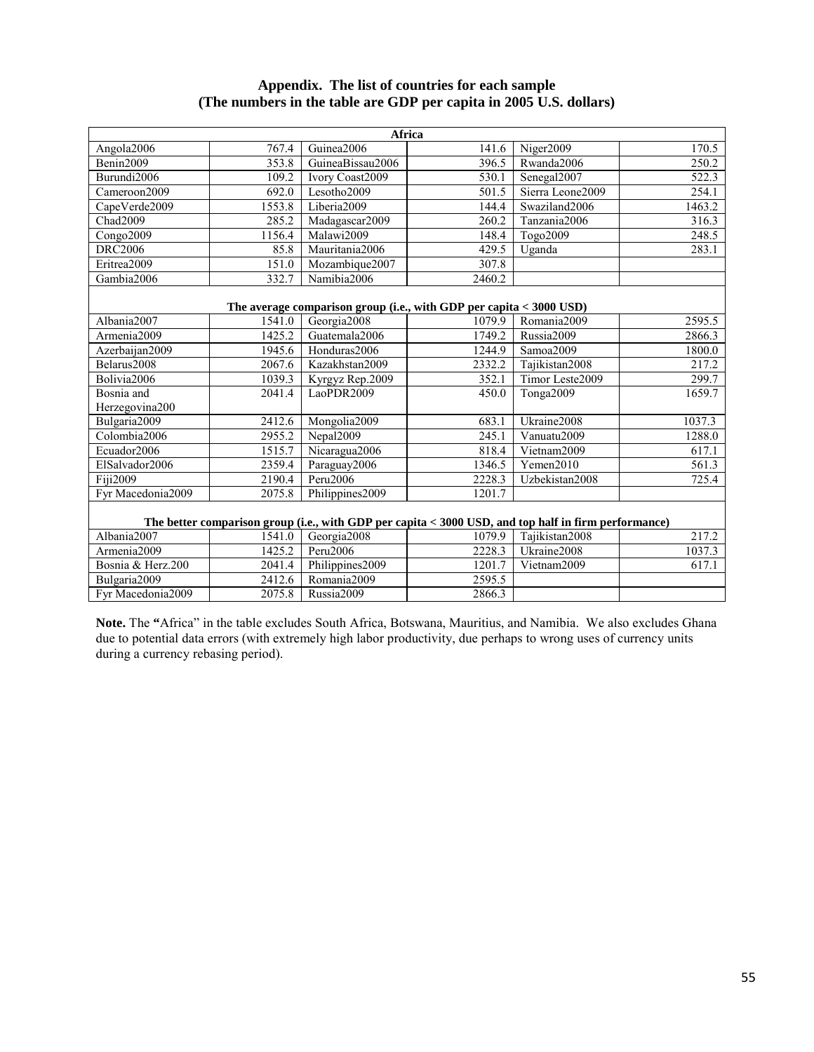**Appendix. The list of countries for each sample (The numbers in the table are GDP per capita in 2005 U.S. dollars)**

| | | | | | |
|---|---|---|---|---|---|
| **Africa** | | | | | |
| Angola2006 | 767.4 | Guinea2006 | 141.6 | Niger2009 | 170.5 |
| Benin2009 | 353.8 | GuineaBissau2006 | 396.5 | Rwanda2006 | 250.2 |
| Burundi2006 | 109.2 | Ivory Coast2009 | 530.1 | Senegal2007 | 522.3 |
| Cameroon2009 | 692.0 | Lesotho2009 | 501.5 | Sierra Leone2009 | 254.1 |
| CapeVerde2009 | 1553.8 | Liberia2009 | 144.4 | Swaziland2006 | 1463.2 |
| Chad2009 | 285.2 | Madagascar2009 | 260.2 | Tanzania2006 | 316.3 |
| Congo2009 | 1156.4 | Malawi2009 | 148.4 | Togo2009 | 248.5 |
| DRC2006 | 85.8 | Mauritania2006 | 429.5 | Uganda | 283.1 |
| Eritrea2009 | 151.0 | Mozambique2007 | 307.8 | | |
| Gambia2006 | 332.7 | Namibia2006 | 2460.2 | | |
| **The average comparison group (i.e., with GDP per capita < 3000 USD)** | | | | | |
| Albania2007 | 1541.0 | Georgia2008 | 1079.9 | Romania2009 | 2595.5 |
| Armenia2009 | 1425.2 | Guatemala2006 | 1749.2 | Russia2009 | 2866.3 |
| Azerbaijan2009 | 1945.6 | Honduras2006 | 1244.9 | Samoa2009 | 1800.0 |
| Belarus2008 | 2067.6 | Kazakhstan2009 | 2332.2 | Tajikistan2008 | 217.2 |
| Bolivia2006 | 1039.3 | Kyrgyz Rep.2009 | 352.1 | Timor Leste2009 | 299.7 |
| Bosnia and Herzegovina200 | 2041.4 | LaoPDR2009 | 450.0 | Tonga2009 | 1659.7 |
| Bulgaria2009 | 2412.6 | Mongolia2009 | 683.1 | Ukraine2008 | 1037.3 |
| Colombia2006 | 2955.2 | Nepal2009 | 245.1 | Vanuatu2009 | 1288.0 |
| Ecuador2006 | 1515.7 | Nicaragua2006 | 818.4 | Vietnam2009 | 617.1 |
| ElSalvador2006 | 2359.4 | Paraguay2006 | 1346.5 | Yemen2010 | 561.3 |
| Fiji2009 | 2190.4 | Peru2006 | 2228.3 | Uzbekistan2008 | 725.4 |
| Fyr Macedonia2009 | 2075.8 | Philippines2009 | 1201.7 | | |
| **The better comparison group (i.e., with GDP per capita < 3000 USD, and top half in firm performance)** | | | | | |
| Albania2007 | 1541.0 | Georgia2008 | 1079.9 | Tajikistan2008 | 217.2 |
| Armenia2009 | 1425.2 | Peru2006 | 2228.3 | Ukraine2008 | 1037.3 |
| Bosnia & Herz.200 | 2041.4 | Philippines2009 | 1201.7 | Vietnam2009 | 617.1 |
| Bulgaria2009 | 2412.6 | Romania2009 | 2595.5 | | |
| Fyr Macedonia2009 | 2075.8 | Russia2009 | 2866.3 | | |

**Note.** The **"**Africa" in the table excludes South Africa, Botswana, Mauritius, and Namibia. We also excludes Ghana due to potential data errors (with extremely high labor productivity, due perhaps to wrong uses of currency units during a currency rebasing period).